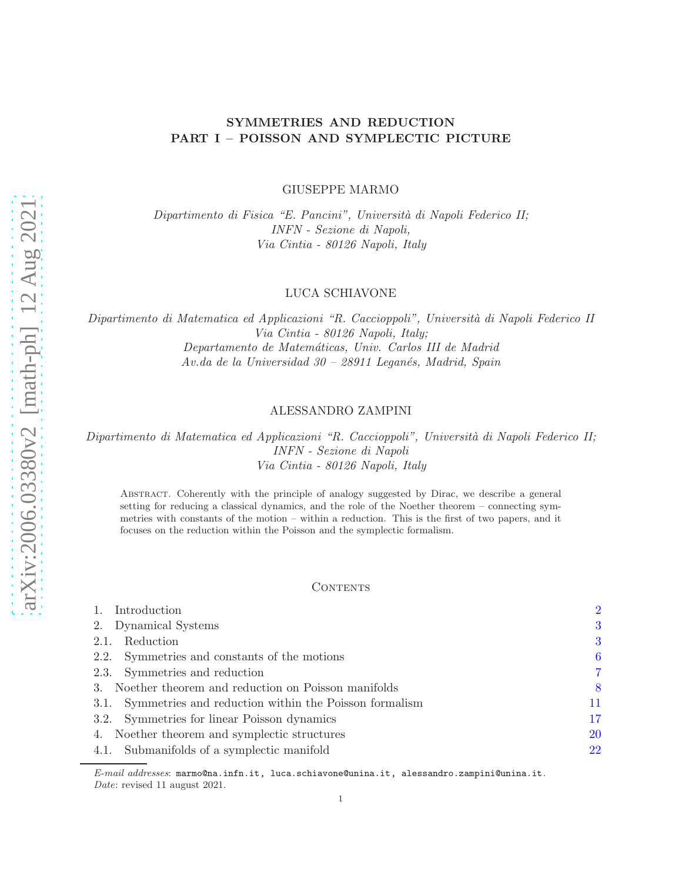# SYMMETRIES AND REDUCTION
# PART I – POISSON AND SYMPLECTIC PICTURE

GIUSEPPE MARMO

*Dipartimento di Fisica "E. Pancini", Università di Napoli Federico II;*
*INFN - Sezione di Napoli,*
*Via Cintia - 80126 Napoli, Italy*

LUCA SCHIAVONE

*Dipartimento di Matematica ed Applicazioni "R. Caccioppoli", Università di Napoli Federico II*
*Via Cintia - 80126 Napoli, Italy;*
*Departamento de Matemáticas, Univ. Carlos III de Madrid*
*Av.da de la Universidad 30 – 28911 Leganés, Madrid, Spain*

ALESSANDRO ZAMPINI

*Dipartimento di Matematica ed Applicazioni "R. Caccioppoli", Università di Napoli Federico II;*
*INFN - Sezione di Napoli*
*Via Cintia - 80126 Napoli, Italy*

Abstract. Coherently with the principle of analogy suggested by Dirac, we describe a general setting for reducing a classical dynamics, and the role of the Noether theorem – connecting symmetries with constants of the motion – within a reduction. This is the first of two papers, and it focuses on the reduction within the Poisson and the symplectic formalism.

## Contents

| | |
|---|---|
| 1. Introduction | 2 |
| 2. Dynamical Systems | 3 |
| 2.1. Reduction | 3 |
| 2.2. Symmetries and constants of the motions | 6 |
| 2.3. Symmetries and reduction | 7 |
| 3. Noether theorem and reduction on Poisson manifolds | 8 |
| 3.1. Symmetries and reduction within the Poisson formalism | 11 |
| 3.2. Symmetries for linear Poisson dynamics | 17 |
| 4. Noether theorem and symplectic structures | 20 |
| 4.1. Submanifolds of a symplectic manifold | 22 |

*E-mail addresses*: marmo@na.infn.it, luca.schiavone@unina.it, alessandro.zampini@unina.it.
*Date*: revised 11 august 2021.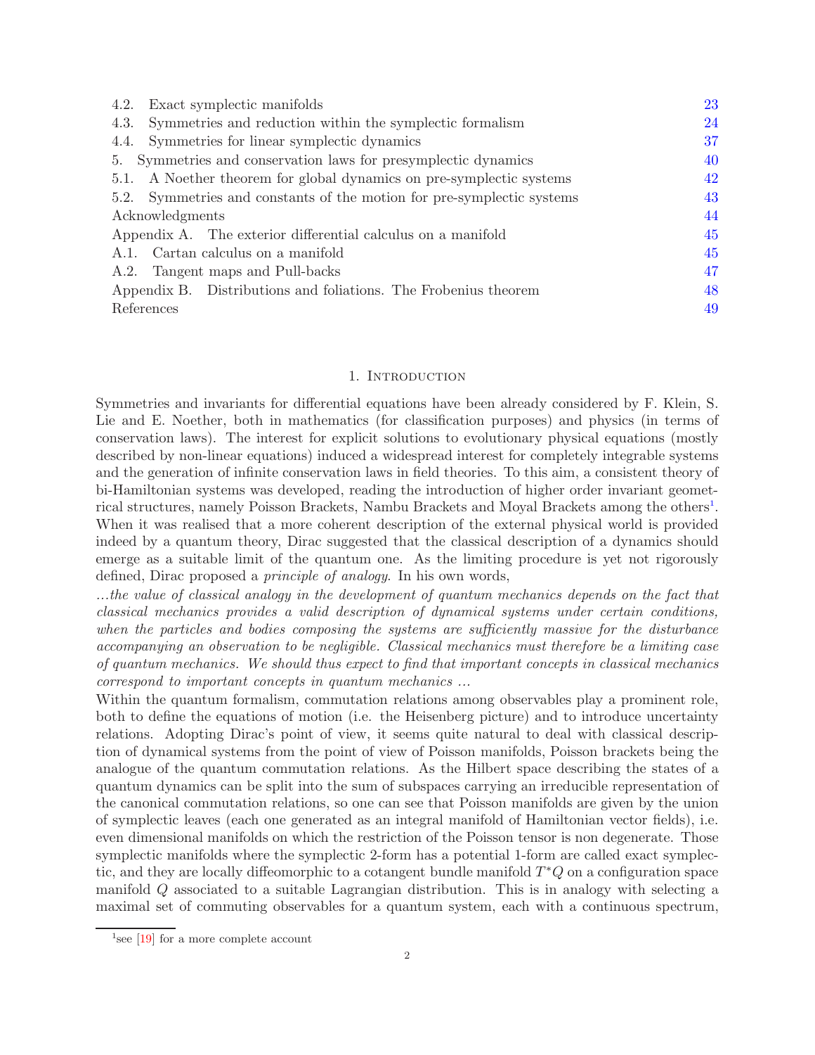| | |
|---|---|
| 4.2. Exact symplectic manifolds | 23 |
| 4.3. Symmetries and reduction within the symplectic formalism | 24 |
| 4.4. Symmetries for linear symplectic dynamics | 37 |
| 5. Symmetries and conservation laws for presymplectic dynamics | 40 |
| 5.1. A Noether theorem for global dynamics on pre-symplectic systems | 42 |
| 5.2. Symmetries and constants of the motion for pre-symplectic systems | 43 |
| Acknowledgments | 44 |
| Appendix A. The exterior differential calculus on a manifold | 45 |
| A.1. Cartan calculus on a manifold | 45 |
| A.2. Tangent maps and Pull-backs | 47 |
| Appendix B. Distributions and foliations. The Frobenius theorem | 48 |
| References | 49 |

# 1. Introduction

Symmetries and invariants for differential equations have been already considered by F. Klein, S. Lie and E. Noether, both in mathematics (for classification purposes) and physics (in terms of conservation laws). The interest for explicit solutions to evolutionary physical equations (mostly described by non-linear equations) induced a widespread interest for completely integrable systems and the generation of infinite conservation laws in field theories. To this aim, a consistent theory of bi-Hamiltonian systems was developed, reading the introduction of higher order invariant geometrical structures, namely Poisson Brackets, Nambu Brackets and Moyal Brackets among the others[1]. When it was realised that a more coherent description of the external physical world is provided indeed by a quantum theory, Dirac suggested that the classical description of a dynamics should emerge as a suitable limit of the quantum one. As the limiting procedure is yet not rigorously defined, Dirac proposed a *principle of analogy.* In his own words,

*...the value of classical analogy in the development of quantum mechanics depends on the fact that classical mechanics provides a valid description of dynamical systems under certain conditions, when the particles and bodies composing the systems are sufficiently massive for the disturbance accompanying an observation to be negligible. Classical mechanics must therefore be a limiting case of quantum mechanics. We should thus expect to find that important concepts in classical mechanics correspond to important concepts in quantum mechanics ...*

Within the quantum formalism, commutation relations among observables play a prominent role, both to define the equations of motion (i.e. the Heisenberg picture) and to introduce uncertainty relations. Adopting Dirac's point of view, it seems quite natural to deal with classical description of dynamical systems from the point of view of Poisson manifolds, Poisson brackets being the analogue of the quantum commutation relations. As the Hilbert space describing the states of a quantum dynamics can be split into the sum of subspaces carrying an irreducible representation of the canonical commutation relations, so one can see that Poisson manifolds are given by the union of symplectic leaves (each one generated as an integral manifold of Hamiltonian vector fields), i.e. even dimensional manifolds on which the restriction of the Poisson tensor is non degenerate. Those symplectic manifolds where the symplectic 2-form has a potential 1-form are called exact symplectic, and they are locally diffeomorphic to a cotangent bundle manifold $T^*Q$ on a configuration space manifold $Q$ associated to a suitable Lagrangian distribution. This is in analogy with selecting a maximal set of commuting observables for a quantum system, each with a continuous spectrum,

[1] see [19] for a more complete account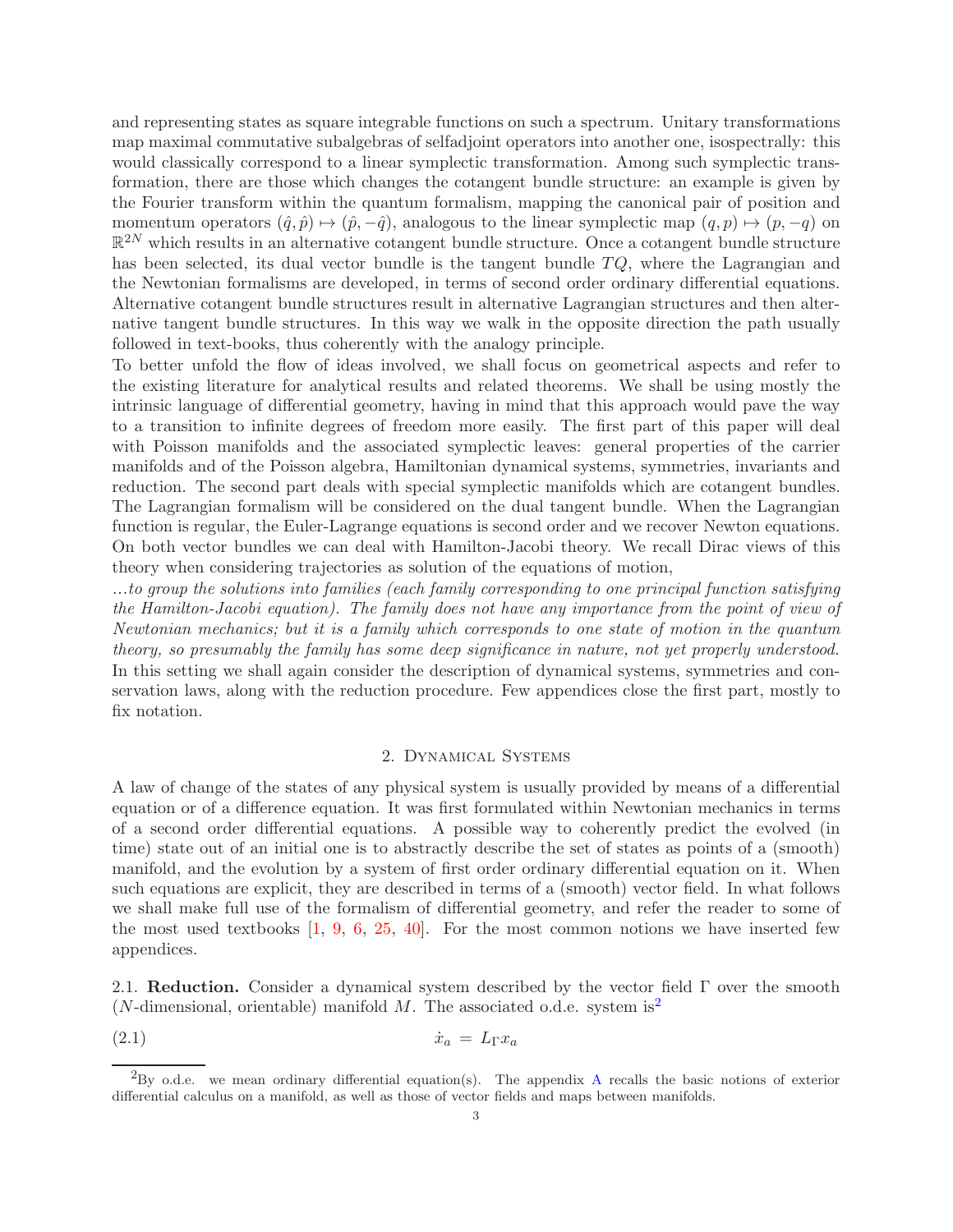and representing states as square integrable functions on such a spectrum. Unitary transformations map maximal commutative subalgebras of selfadjoint operators into another one, isospectrally: this would classically correspond to a linear symplectic transformation. Among such symplectic transformation, there are those which changes the cotangent bundle structure: an example is given by the Fourier transform within the quantum formalism, mapping the canonical pair of position and momentum operators $(\hat{q},\hat{p})\mapsto(\hat{p},-\hat{q})$, analogous to the linear symplectic map $(q,p)\mapsto(p,-q)$ on $\mathbb{R}^{2N}$ which results in an alternative cotangent bundle structure. Once a cotangent bundle structure has been selected, its dual vector bundle is the tangent bundle $TQ$, where the Lagrangian and the Newtonian formalisms are developed, in terms of second order ordinary differential equations. Alternative cotangent bundle structures result in alternative Lagrangian structures and then alternative tangent bundle structures. In this way we walk in the opposite direction the path usually followed in text-books, thus coherently with the analogy principle.

To better unfold the flow of ideas involved, we shall focus on geometrical aspects and refer to the existing literature for analytical results and related theorems. We shall be using mostly the intrinsic language of differential geometry, having in mind that this approach would pave the way to a transition to infinite degrees of freedom more easily. The first part of this paper will deal with Poisson manifolds and the associated symplectic leaves: general properties of the carrier manifolds and of the Poisson algebra, Hamiltonian dynamical systems, symmetries, invariants and reduction. The second part deals with special symplectic manifolds which are cotangent bundles. The Lagrangian formalism will be considered on the dual tangent bundle. When the Lagrangian function is regular, the Euler-Lagrange equations is second order and we recover Newton equations. On both vector bundles we can deal with Hamilton-Jacobi theory. We recall Dirac views of this theory when considering trajectories as solution of the equations of motion,

*...to group the solutions into families (each family corresponding to one principal function satisfying the Hamilton-Jacobi equation). The family does not have any importance from the point of view of Newtonian mechanics; but it is a family which corresponds to one state of motion in the quantum theory, so presumably the family has some deep significance in nature, not yet properly understood.*

In this setting we shall again consider the description of dynamical systems, symmetries and conservation laws, along with the reduction procedure. Few appendices close the first part, mostly to fix notation.

## 2. Dynamical Systems

A law of change of the states of any physical system is usually provided by means of a differential equation or of a difference equation. It was first formulated within Newtonian mechanics in terms of a second order differential equations. A possible way to coherently predict the evolved (in time) state out of an initial one is to abstractly describe the set of states as points of a (smooth) manifold, and the evolution by a system of first order ordinary differential equation on it. When such equations are explicit, they are described in terms of a (smooth) vector field. In what follows we shall make full use of the formalism of differential geometry, and refer the reader to some of the most used textbooks [1, 9, 6, 25, 40]. For the most common notions we have inserted few appendices.

2.1. **Reduction.** Consider a dynamical system described by the vector field $\Gamma$ over the smooth ($N$-dimensional, orientable) manifold $M$. The associated o.d.e. system is[2]

$$\dot{x}_a \,=\, L_\Gamma x_a \tag{2.1}$$

[2] By o.d.e. we mean ordinary differential equation(s). The appendix A recalls the basic notions of exterior differential calculus on a manifold, as well as those of vector fields and maps between manifolds.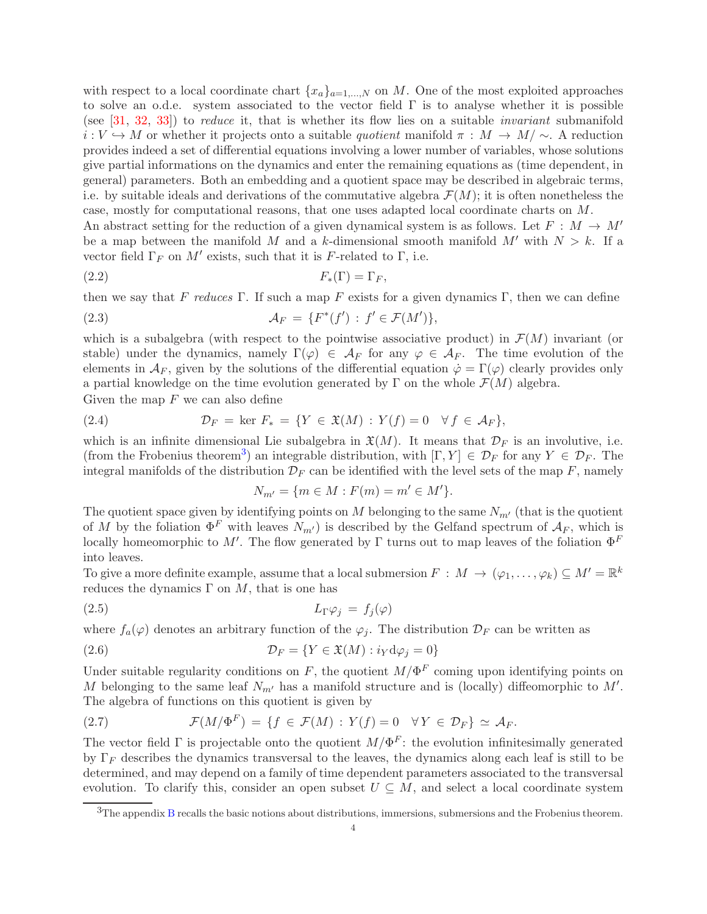with respect to a local coordinate chart $\{x_a\}_{a=1,\dots,N}$ on $M$. One of the most exploited approaches to solve an o.d.e. system associated to the vector field $\Gamma$ is to analyse whether it is possible (see [31, 32, 33]) to *reduce* it, that is whether its flow lies on a suitable *invariant* submanifold $i : V \hookrightarrow M$ or whether it projects onto a suitable *quotient* manifold $\pi : M \to M/\sim$. A reduction provides indeed a set of differential equations involving a lower number of variables, whose solutions give partial informations on the dynamics and enter the remaining equations as (time dependent, in general) parameters. Both an embedding and a quotient space may be described in algebraic terms, i.e. by suitable ideals and derivations of the commutative algebra $\mathcal{F}(M)$; it is often nonetheless the case, mostly for computational reasons, that one uses adapted local coordinate charts on $M$.

An abstract setting for the reduction of a given dynamical system is as follows. Let $F : M \to M'$ be a map between the manifold $M$ and a $k$-dimensional smooth manifold $M'$ with $N > k$. If a vector field $\Gamma_F$ on $M'$ exists, such that it is $F$-related to $\Gamma$, i.e.

$$F_*(\Gamma) = \Gamma_F, \tag{2.2}$$

then we say that $F$ *reduces* $\Gamma$. If such a map $F$ exists for a given dynamics $\Gamma$, then we can define

$$\mathcal{A}_F = \{F^*(f') : f' \in \mathcal{F}(M')\}, \tag{2.3}$$

which is a subalgebra (with respect to the pointwise associative product) in $\mathcal{F}(M)$ invariant (or stable) under the dynamics, namely $\Gamma(\varphi) \in \mathcal{A}_F$ for any $\varphi \in \mathcal{A}_F$. The time evolution of the elements in $\mathcal{A}_F$, given by the solutions of the differential equation $\dot{\varphi} = \Gamma(\varphi)$ clearly provides only a partial knowledge on the time evolution generated by $\Gamma$ on the whole $\mathcal{F}(M)$ algebra.

Given the map $F$ we can also define

$$\mathcal{D}_F = \ker F_* = \{Y \in \mathfrak{X}(M) : Y(f) = 0 \quad \forall f \in \mathcal{A}_F\}, \tag{2.4}$$

which is an infinite dimensional Lie subalgebra in $\mathfrak{X}(M)$. It means that $\mathcal{D}_F$ is an involutive, i.e. (from the Frobenius theorem[3]) an integrable distribution, with $[\Gamma, Y] \in \mathcal{D}_F$ for any $Y \in \mathcal{D}_F$. The integral manifolds of the distribution $\mathcal{D}_F$ can be identified with the level sets of the map $F$, namely

$$N_{m'} = \{m \in M : F(m) = m' \in M'\}.$$

The quotient space given by identifying points on $M$ belonging to the same $N_{m'}$ (that is the quotient of $M$ by the foliation $\Phi^F$ with leaves $N_{m'}$) is described by the Gelfand spectrum of $\mathcal{A}_F$, which is locally homeomorphic to $M'$. The flow generated by $\Gamma$ turns out to map leaves of the foliation $\Phi^F$ into leaves.

To give a more definite example, assume that a local submersion $F : M \to (\varphi_1, \dots, \varphi_k) \subseteq M' = \mathbb{R}^k$ reduces the dynamics $\Gamma$ on $M$, that is one has

$$L_\Gamma \varphi_j = f_j(\varphi) \tag{2.5}$$

where $f_a(\varphi)$ denotes an arbitrary function of the $\varphi_j$. The distribution $\mathcal{D}_F$ can be written as

$$\mathcal{D}_F = \{Y \in \mathfrak{X}(M) : i_Y \mathrm{d}\varphi_j = 0\} \tag{2.6}$$

Under suitable regularity conditions on $F$, the quotient $M/\Phi^F$ coming upon identifying points on $M$ belonging to the same leaf $N_{m'}$ has a manifold structure and is (locally) diffeomorphic to $M'$. The algebra of functions on this quotient is given by

$$\mathcal{F}(M/\Phi^F) = \{f \in \mathcal{F}(M) : Y(f) = 0 \quad \forall Y \in \mathcal{D}_F\} \simeq \mathcal{A}_F. \tag{2.7}$$

The vector field $\Gamma$ is projectable onto the quotient $M/\Phi^F$: the evolution infinitesimally generated by $\Gamma_F$ describes the dynamics transversal to the leaves, the dynamics along each leaf is still to be determined, and may depend on a family of time dependent parameters associated to the transversal evolution. To clarify this, consider an open subset $U \subseteq M$, and select a local coordinate system

---

[3] The appendix B recalls the basic notions about distributions, immersions, submersions and the Frobenius theorem.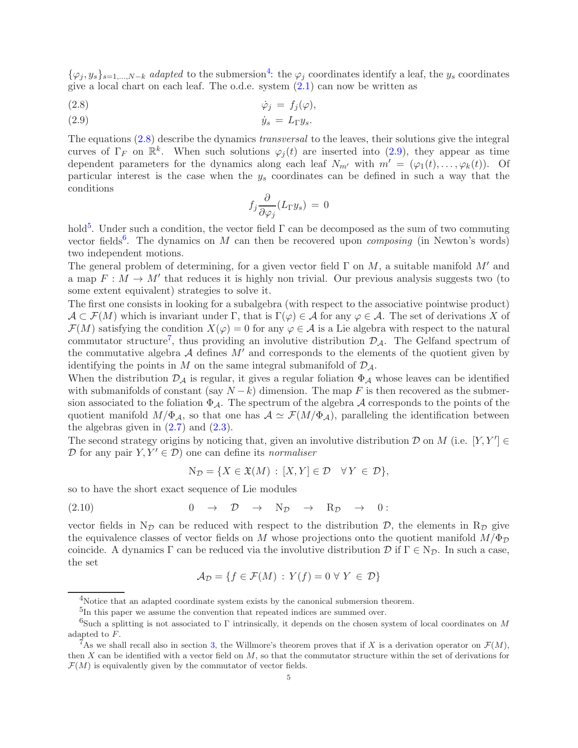$\{\varphi_j, y_s\}_{s=1,\dots,N-k}$ *adapted* to the submersion[4]: the $\varphi_j$ coordinates identify a leaf, the $y_s$ coordinates give a local chart on each leaf. The o.d.e. system (2.1) can now be written as

$$\dot{\varphi}_j \,=\, f_j(\varphi), \tag{2.8}$$

$$\dot{y}_s \,=\, L_\Gamma y_s. \tag{2.9}$$

The equations (2.8) describe the dynamics *transversal* to the leaves, their solutions give the integral curves of $\Gamma_F$ on $\mathbb{R}^k$. When such solutions $\varphi_j(t)$ are inserted into (2.9), they appear as time dependent parameters for the dynamics along each leaf $N_{m'}$ with $m' = (\varphi_1(t), \dots, \varphi_k(t))$. Of particular interest is the case when the $y_s$ coordinates can be defined in such a way that the conditions

$$f_j \frac{\partial}{\partial \varphi_j}(L_\Gamma y_s) \,=\, 0$$

hold[5]. Under such a condition, the vector field $\Gamma$ can be decomposed as the sum of two commuting vector fields[6]. The dynamics on $M$ can then be recovered upon *composing* (in Newton's words) two independent motions.

The general problem of determining, for a given vector field $\Gamma$ on $M$, a suitable manifold $M'$ and a map $F : M \to M'$ that reduces it is highly non trivial. Our previous analysis suggests two (to some extent equivalent) strategies to solve it.

The first one consists in looking for a subalgebra (with respect to the associative pointwise product) $\mathcal{A} \subset \mathcal{F}(M)$ which is invariant under $\Gamma$, that is $\Gamma(\varphi) \in \mathcal{A}$ for any $\varphi \in \mathcal{A}$. The set of derivations $X$ of $\mathcal{F}(M)$ satisfying the condition $X(\varphi) = 0$ for any $\varphi \in \mathcal{A}$ is a Lie algebra with respect to the natural commutator structure[7], thus providing an involutive distribution $\mathcal{D}_\mathcal{A}$. The Gelfand spectrum of the commutative algebra $\mathcal{A}$ defines $M'$ and corresponds to the elements of the quotient given by identifying the points in $M$ on the same integral submanifold of $\mathcal{D}_\mathcal{A}$.

When the distribution $\mathcal{D}_\mathcal{A}$ is regular, it gives a regular foliation $\Phi_\mathcal{A}$ whose leaves can be identified with submanifolds of constant (say $N-k$) dimension. The map $F$ is then recovered as the submersion associated to the foliation $\Phi_\mathcal{A}$. The spectrum of the algebra $\mathcal{A}$ corresponds to the points of the quotient manifold $M/\Phi_\mathcal{A}$, so that one has $\mathcal{A} \simeq \mathcal{F}(M/\Phi_\mathcal{A})$, paralleling the identification between the algebras given in (2.7) and (2.3).

The second strategy origins by noticing that, given an involutive distribution $\mathcal{D}$ on $M$ (i.e. $[Y, Y'] \in \mathcal{D}$ for any pair $Y, Y' \in \mathcal{D}$) one can define its *normaliser*

$$\mathrm{N}_\mathcal{D} = \{X \in \mathfrak{X}(M) \,:\, [X, Y] \in \mathcal{D} \quad \forall\, Y \,\in \mathcal{D}\},$$

so to have the short exact sequence of Lie modules

$$0 \quad \to \quad \mathcal{D} \quad \to \quad \mathrm{N}_\mathcal{D} \quad \to \quad \mathrm{R}_\mathcal{D} \quad \to \quad 0\,: \tag{2.10}$$

vector fields in $\mathrm{N}_\mathcal{D}$ can be reduced with respect to the distribution $\mathcal{D}$, the elements in $\mathrm{R}_\mathcal{D}$ give the equivalence classes of vector fields on $M$ whose projections onto the quotient manifold $M/\Phi_\mathcal{D}$ coincide. A dynamics $\Gamma$ can be reduced via the involutive distribution $\mathcal{D}$ if $\Gamma \in \mathrm{N}_\mathcal{D}$. In such a case, the set

$$\mathcal{A}_\mathcal{D} = \{f \in \mathcal{F}(M) \,:\, Y(f) = 0 \;\forall\; Y \,\in\, \mathcal{D}\}$$

---

[4] Notice that an adapted coordinate system exists by the canonical submersion theorem.

[5] In this paper we assume the convention that repeated indices are summed over.

[6] Such a splitting is not associated to $\Gamma$ intrinsically, it depends on the chosen system of local coordinates on $M$ adapted to $F$.

[7] As we shall recall also in section 3, the Willmore's theorem proves that if $X$ is a derivation operator on $\mathcal{F}(M)$, then $X$ can be identified with a vector field on $M$, so that the commutator structure within the set of derivations for $\mathcal{F}(M)$ is equivalently given by the commutator of vector fields.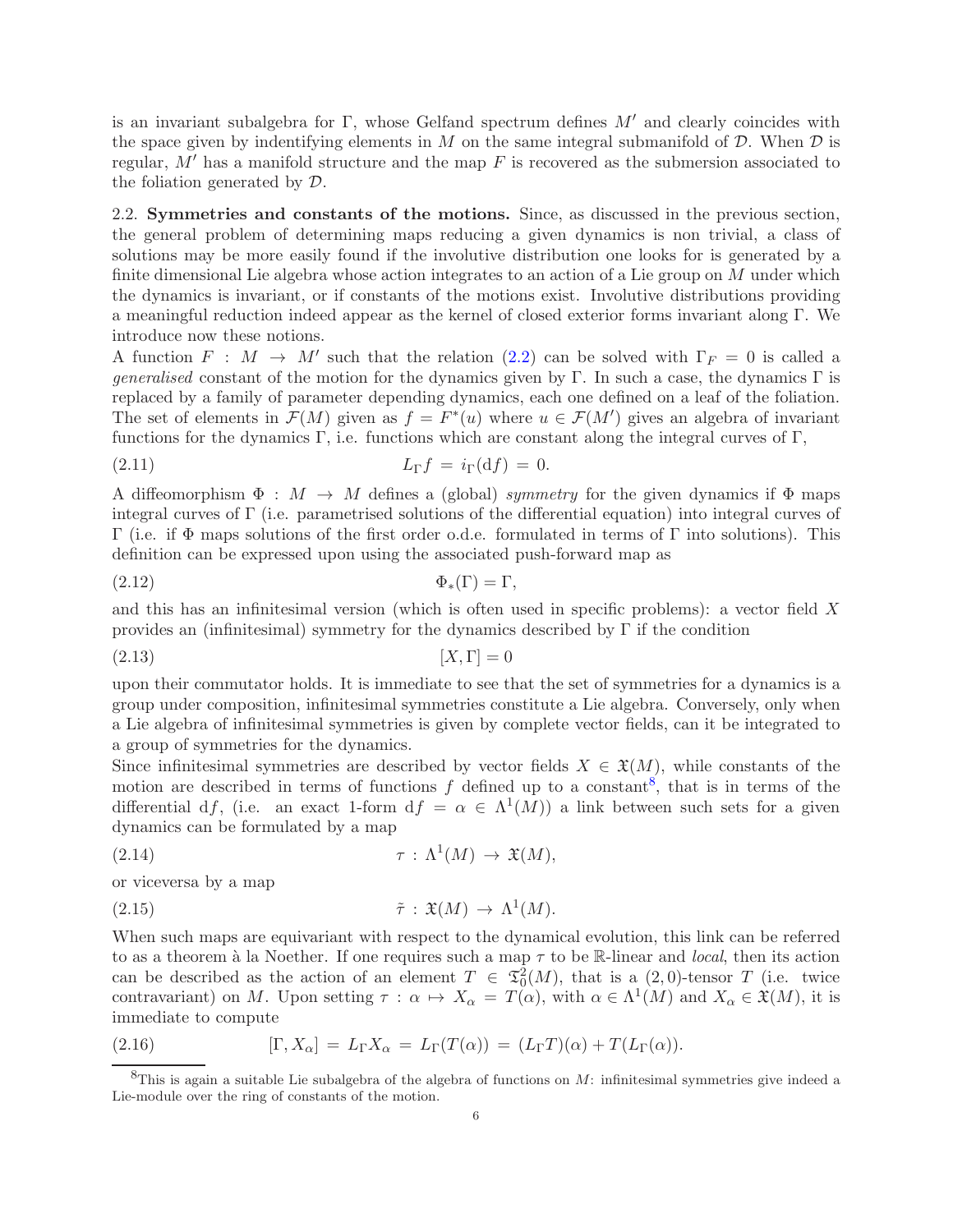is an invariant subalgebra for $\Gamma$, whose Gelfand spectrum defines $M'$ and clearly coincides with the space given by indentifying elements in $M$ on the same integral submanifold of $\mathcal{D}$. When $\mathcal{D}$ is regular, $M'$ has a manifold structure and the map $F$ is recovered as the submersion associated to the foliation generated by $\mathcal{D}$.

### 2.2. Symmetries and constants of the motions.

Since, as discussed in the previous section, the general problem of determining maps reducing a given dynamics is non trivial, a class of solutions may be more easily found if the involutive distribution one looks for is generated by a finite dimensional Lie algebra whose action integrates to an action of a Lie group on $M$ under which the dynamics is invariant, or if constants of the motions exist. Involutive distributions providing a meaningful reduction indeed appear as the kernel of closed exterior forms invariant along $\Gamma$. We introduce now these notions.

A function $F : M \to M'$ such that the relation (2.2) can be solved with $\Gamma_F = 0$ is called a *generalised* constant of the motion for the dynamics given by $\Gamma$. In such a case, the dynamics $\Gamma$ is replaced by a family of parameter depending dynamics, each one defined on a leaf of the foliation. The set of elements in $\mathcal{F}(M)$ given as $f = F^*(u)$ where $u \in \mathcal{F}(M')$ gives an algebra of invariant functions for the dynamics $\Gamma$, i.e. functions which are constant along the integral curves of $\Gamma$,

$$L_\Gamma f \,=\, i_\Gamma(\mathrm{d}f) \,=\, 0. \tag{2.11}$$

A diffeomorphism $\Phi : M \to M$ defines a (global) *symmetry* for the given dynamics if $\Phi$ maps integral curves of $\Gamma$ (i.e. parametrised solutions of the differential equation) into integral curves of $\Gamma$ (i.e. if $\Phi$ maps solutions of the first order o.d.e. formulated in terms of $\Gamma$ into solutions). This definition can be expressed upon using the associated push-forward map as

$$\Phi_*(\Gamma) = \Gamma, \tag{2.12}$$

and this has an infinitesimal version (which is often used in specific problems): a vector field $X$ provides an (infinitesimal) symmetry for the dynamics described by $\Gamma$ if the condition

$$[X, \Gamma] = 0 \tag{2.13}$$

upon their commutator holds. It is immediate to see that the set of symmetries for a dynamics is a group under composition, infinitesimal symmetries constitute a Lie algebra. Conversely, only when a Lie algebra of infinitesimal symmetries is given by complete vector fields, can it be integrated to a group of symmetries for the dynamics.

Since infinitesimal symmetries are described by vector fields $X \in \mathfrak{X}(M)$, while constants of the motion are described in terms of functions $f$ defined up to a constant[8], that is in terms of the differential $\mathrm{d}f$, (i.e. an exact 1-form $\mathrm{d}f = \alpha \in \Lambda^1(M)$) a link between such sets for a given dynamics can be formulated by a map

$$\tau \,:\, \Lambda^1(M) \,\to\, \mathfrak{X}(M), \tag{2.14}$$

or viceversa by a map

$$\tilde{\tau} \,:\, \mathfrak{X}(M) \,\to\, \Lambda^1(M). \tag{2.15}$$

When such maps are equivariant with respect to the dynamical evolution, this link can be referred to as a theorem à la Noether. If one requires such a map $\tau$ to be $\mathbb{R}$-linear and *local*, then its action can be described as the action of an element $T \in \mathfrak{T}^2_0(M)$, that is a $(2,0)$-tensor $T$ (i.e. twice contravariant) on $M$. Upon setting $\tau : \alpha \mapsto X_\alpha = T(\alpha)$, with $\alpha \in \Lambda^1(M)$ and $X_\alpha \in \mathfrak{X}(M)$, it is immediate to compute

$$[\Gamma, X_\alpha] \,=\, L_\Gamma X_\alpha \,=\, L_\Gamma(T(\alpha)) \,=\, (L_\Gamma T)(\alpha) + T(L_\Gamma(\alpha)). \tag{2.16}$$

[8] This is again a suitable Lie subalgebra of the algebra of functions on $M$: infinitesimal symmetries give indeed a Lie-module over the ring of constants of the motion.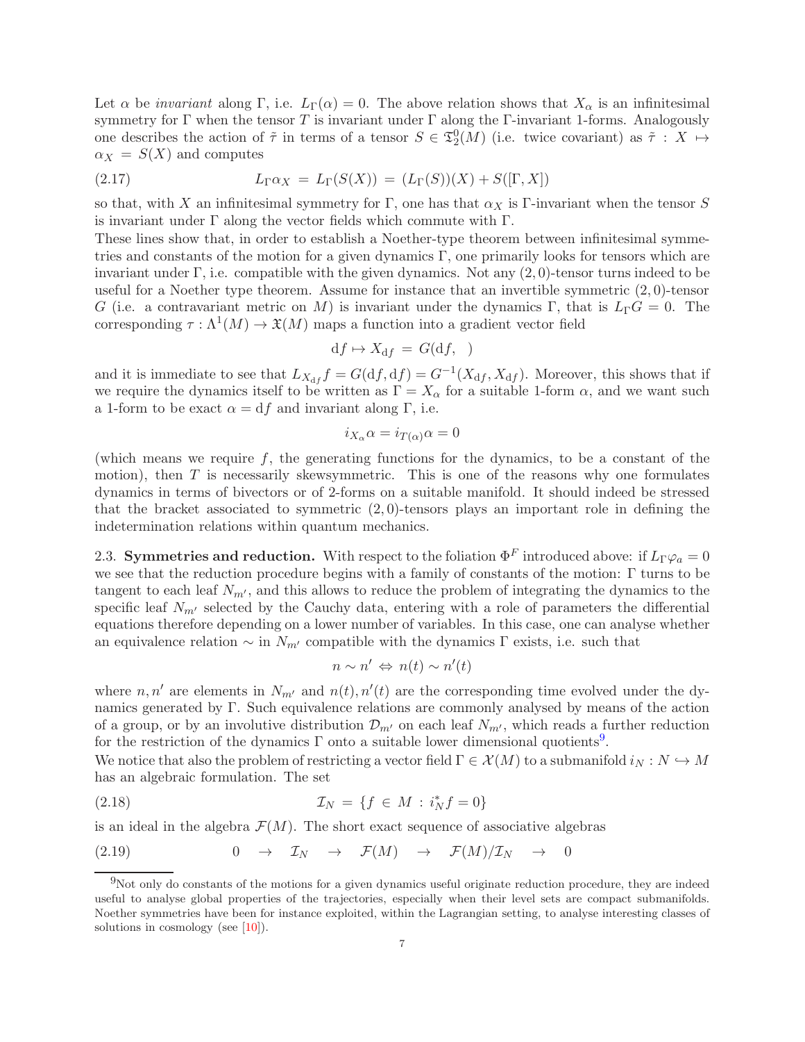Let $\alpha$ be *invariant* along $\Gamma$, i.e. $L_\Gamma(\alpha) = 0$. The above relation shows that $X_\alpha$ is an infinitesimal symmetry for $\Gamma$ when the tensor $T$ is invariant under $\Gamma$ along the $\Gamma$-invariant 1-forms. Analogously one describes the action of $\tilde{\tau}$ in terms of a tensor $S \in \mathfrak{T}^0_2(M)$ (i.e. twice covariant) as $\tilde{\tau} : X \mapsto \alpha_X = S(X)$ and computes

$$L_\Gamma \alpha_X \,=\, L_\Gamma(S(X)) \,=\, (L_\Gamma(S))(X) + S([\Gamma, X]) \tag{2.17}$$

so that, with $X$ an infinitesimal symmetry for $\Gamma$, one has that $\alpha_X$ is $\Gamma$-invariant when the tensor $S$ is invariant under $\Gamma$ along the vector fields which commute with $\Gamma$.

These lines show that, in order to establish a Noether-type theorem between infinitesimal symmetries and constants of the motion for a given dynamics $\Gamma$, one primarily looks for tensors which are invariant under $\Gamma$, i.e. compatible with the given dynamics. Not any $(2,0)$-tensor turns indeed to be useful for a Noether type theorem. Assume for instance that an invertible symmetric $(2,0)$-tensor $G$ (i.e. a contravariant metric on $M$) is invariant under the dynamics $\Gamma$, that is $L_\Gamma G = 0$. The corresponding $\tau : \Lambda^1(M) \to \mathfrak{X}(M)$ maps a function into a gradient vector field

$$\mathrm{d}f \mapsto X_{\mathrm{d}f} \,=\, G(\mathrm{d}f, \ \ )$$

and it is immediate to see that $L_{X_{\mathrm{d}f}} f = G(\mathrm{d}f, \mathrm{d}f) = G^{-1}(X_{\mathrm{d}f}, X_{\mathrm{d}f})$. Moreover, this shows that if we require the dynamics itself to be written as $\Gamma = X_\alpha$ for a suitable 1-form $\alpha$, and we want such a 1-form to be exact $\alpha = \mathrm{d}f$ and invariant along $\Gamma$, i.e.

$$i_{X_\alpha}\alpha = i_{T(\alpha)}\alpha = 0$$

(which means we require $f$, the generating functions for the dynamics, to be a constant of the motion), then $T$ is necessarily skewsymmetric. This is one of the reasons why one formulates dynamics in terms of bivectors or of 2-forms on a suitable manifold. It should indeed be stressed that the bracket associated to symmetric $(2,0)$-tensors plays an important role in defining the indetermination relations within quantum mechanics.

2.3. **Symmetries and reduction.** With respect to the foliation $\Phi^F$ introduced above: if $L_\Gamma \varphi_a = 0$ we see that the reduction procedure begins with a family of constants of the motion: $\Gamma$ turns to be tangent to each leaf $N_{m'}$, and this allows to reduce the problem of integrating the dynamics to the specific leaf $N_{m'}$ selected by the Cauchy data, entering with a role of parameters the differential equations therefore depending on a lower number of variables. In this case, one can analyse whether an equivalence relation $\sim$ in $N_{m'}$ compatible with the dynamics $\Gamma$ exists, i.e. such that

$$n \sim n' \,\Leftrightarrow\, n(t) \sim n'(t)$$

where $n, n'$ are elements in $N_{m'}$ and $n(t), n'(t)$ are the corresponding time evolved under the dynamics generated by $\Gamma$. Such equivalence relations are commonly analysed by means of the action of a group, or by an involutive distribution $\mathcal{D}_{m'}$ on each leaf $N_{m'}$, which reads a further reduction for the restriction of the dynamics $\Gamma$ onto a suitable lower dimensional quotients[9].

We notice that also the problem of restricting a vector field $\Gamma \in \mathcal{X}(M)$ to a submanifold $i_N : N \hookrightarrow M$ has an algebraic formulation. The set

$$\mathcal{I}_N \,=\, \{f \,\in\, M \,:\, i_N^* f = 0\} \tag{2.18}$$

is an ideal in the algebra $\mathcal{F}(M)$. The short exact sequence of associative algebras

$$0 \quad\to\quad \mathcal{I}_N \quad\to\quad \mathcal{F}(M) \quad\to\quad \mathcal{F}(M)/\mathcal{I}_N \quad\to\quad 0 \tag{2.19}$$

[9] Not only do constants of the motions for a given dynamics useful originate reduction procedure, they are indeed useful to analyse global properties of the trajectories, especially when their level sets are compact submanifolds. Noether symmetries have been for instance exploited, within the Lagrangian setting, to analyse interesting classes of solutions in cosmology (see [10]).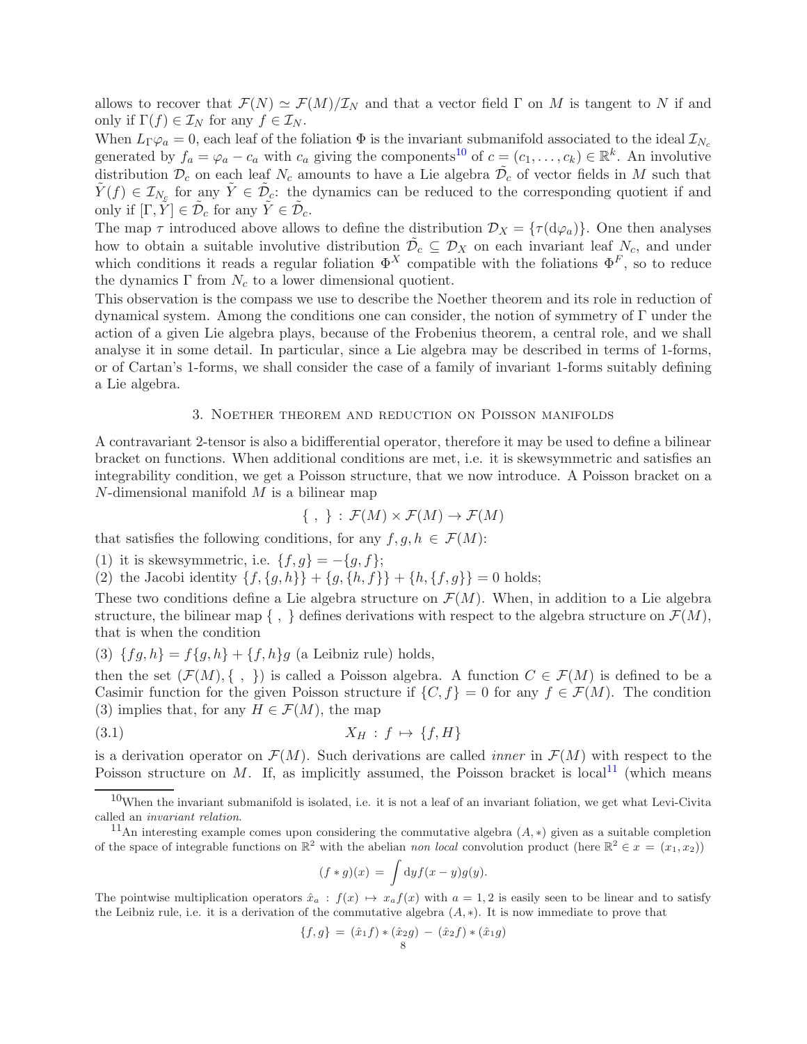allows to recover that $\mathcal{F}(N) \simeq \mathcal{F}(M)/\mathcal{I}_N$ and that a vector field $\Gamma$ on $M$ is tangent to $N$ if and only if $\Gamma(f) \in \mathcal{I}_N$ for any $f \in \mathcal{I}_N$.

When $L_\Gamma \varphi_a = 0$, each leaf of the foliation $\Phi$ is the invariant submanifold associated to the ideal $\mathcal{I}_{N_c}$ generated by $f_a = \varphi_a - c_a$ with $c_a$ giving the components[10] of $c = (c_1, \ldots, c_k) \in \mathbb{R}^k$. An involutive distribution $\mathcal{D}_c$ on each leaf $N_c$ amounts to have a Lie algebra $\tilde{\mathcal{D}}_c$ of vector fields in $M$ such that $\tilde{Y}(f) \in \mathcal{I}_{N_c}$ for any $\tilde{Y} \in \tilde{\mathcal{D}}_c$: the dynamics can be reduced to the corresponding quotient if and only if $[\Gamma, \tilde{Y}] \in \tilde{\mathcal{D}}_c$ for any $\tilde{Y} \in \tilde{\mathcal{D}}_c$.

The map $\tau$ introduced above allows to define the distribution $\mathcal{D}_X = \{\tau(\mathrm{d}\varphi_a)\}$. One then analyses how to obtain a suitable involutive distribution $\tilde{\mathcal{D}}_c \subseteq \mathcal{D}_X$ on each invariant leaf $N_c$, and under which conditions it reads a regular foliation $\Phi^X$ compatible with the foliations $\Phi^F$, so to reduce the dynamics $\Gamma$ from $N_c$ to a lower dimensional quotient.

This observation is the compass we use to describe the Noether theorem and its role in reduction of dynamical system. Among the conditions one can consider, the notion of symmetry of $\Gamma$ under the action of a given Lie algebra plays, because of the Frobenius theorem, a central role, and we shall analyse it in some detail. In particular, since a Lie algebra may be described in terms of 1-forms, or of Cartan's 1-forms, we shall consider the case of a family of invariant 1-forms suitably defining a Lie algebra.

## 3. Noether theorem and reduction on Poisson manifolds

A contravariant 2-tensor is also a bidifferential operator, therefore it may be used to define a bilinear bracket on functions. When additional conditions are met, i.e. it is skewsymmetric and satisfies an integrability condition, we get a Poisson structure, that we now introduce. A Poisson bracket on a $N$-dimensional manifold $M$ is a bilinear map

$$\{\ ,\ \} : \mathcal{F}(M) \times \mathcal{F}(M) \to \mathcal{F}(M)$$

that satisfies the following conditions, for any $f, g, h \in \mathcal{F}(M)$:

(1) it is skewsymmetric, i.e. $\{f, g\} = -\{g, f\}$;
(2) the Jacobi identity $\{f, \{g, h\}\} + \{g, \{h, f\}\} + \{h, \{f, g\}\} = 0$ holds;

These two conditions define a Lie algebra structure on $\mathcal{F}(M)$. When, in addition to a Lie algebra structure, the bilinear map $\{\ ,\ \}$ defines derivations with respect to the algebra structure on $\mathcal{F}(M)$, that is when the condition

(3) $\{fg, h\} = f\{g, h\} + \{f, h\}g$ (a Leibniz rule) holds,

then the set $(\mathcal{F}(M), \{\ ,\ \})$ is called a Poisson algebra. A function $C \in \mathcal{F}(M)$ is defined to be a Casimir function for the given Poisson structure if $\{C, f\} = 0$ for any $f \in \mathcal{F}(M)$. The condition (3) implies that, for any $H \in \mathcal{F}(M)$, the map

$$X_H : f \mapsto \{f, H\} \tag{3.1}$$

is a derivation operator on $\mathcal{F}(M)$. Such derivations are called *inner* in $\mathcal{F}(M)$ with respect to the Poisson structure on $M$. If, as implicitly assumed, the Poisson bracket is local[11] (which means

---

[10] When the invariant submanifold is isolated, i.e. it is not a leaf of an invariant foliation, we get what Levi-Civita called an *invariant relation*.

[11] An interesting example comes upon considering the commutative algebra $(A, *)$ given as a suitable completion of the space of integrable functions on $\mathbb{R}^2$ with the abelian *non local* convolution product (here $\mathbb{R}^2 \in x = (x_1, x_2)$)

$$(f * g)(x) = \int \mathrm{d}y f(x - y)g(y).$$

The pointwise multiplication operators $\hat{x}_a : f(x) \mapsto x_a f(x)$ with $a = 1, 2$ is easily seen to be linear and to satisfy the Leibniz rule, i.e. it is a derivation of the commutative algebra $(A, *)$. It is now immediate to prove that

$$\{f, g\} = (\hat{x}_1 f) * (\hat{x}_2 g) - (\hat{x}_2 f) * (\hat{x}_1 g)$$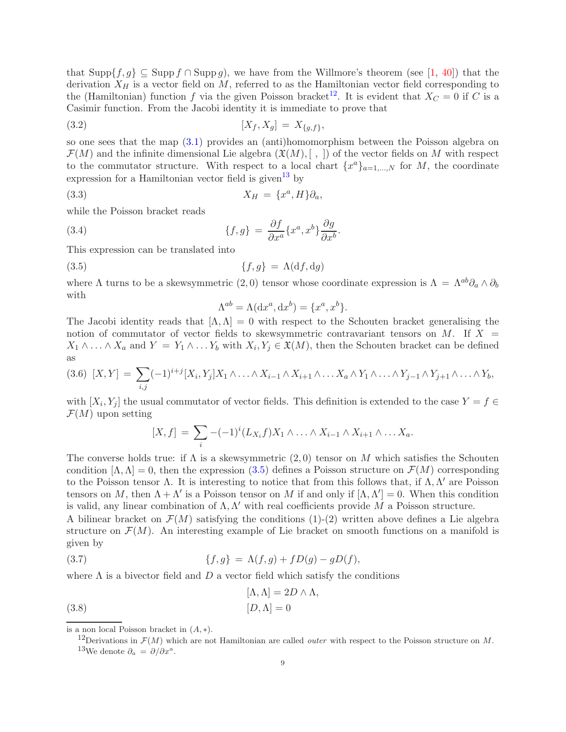that $\text{Supp}\{f,g\} \subseteq \text{Supp}\, f \cap \text{Supp}\, g$), we have from the Willmore's theorem (see [1, 40]) that the derivation $X_H$ is a vector field on $M$, referred to as the Hamiltonian vector field corresponding to the (Hamiltonian) function $f$ via the given Poisson bracket[12]. It is evident that $X_C = 0$ if $C$ is a Casimir function. From the Jacobi identity it is immediate to prove that

$$[X_f, X_g] \,=\, X_{\{g,f\}}, \tag{3.2}$$

so one sees that the map (3.1) provides an (anti)homomorphism between the Poisson algebra on $\mathcal{F}(M)$ and the infinite dimensional Lie algebra $(\mathfrak{X}(M), [\ ,\ ])$ of the vector fields on $M$ with respect to the commutator structure. With respect to a local chart $\{x^a\}_{a=1,\ldots,N}$ for $M$, the coordinate expression for a Hamiltonian vector field is given[13] by

$$X_H \,=\, \{x^a, H\}\partial_a, \tag{3.3}$$

while the Poisson bracket reads

$$\{f,g\} \,=\, \frac{\partial f}{\partial x^a}\{x^a, x^b\}\frac{\partial g}{\partial x^b}. \tag{3.4}$$

This expression can be translated into

$$\{f,g\} \,=\, \Lambda(\mathrm{d}f, \mathrm{d}g) \tag{3.5}$$

where $\Lambda$ turns to be a skewsymmetric $(2,0)$ tensor whose coordinate expression is $\Lambda = \Lambda^{ab}\partial_a \wedge \partial_b$ with

$$\Lambda^{ab} = \Lambda(\mathrm{d}x^a, \mathrm{d}x^b) = \{x^a, x^b\}.$$

The Jacobi identity reads that $[\Lambda, \Lambda] = 0$ with respect to the Schouten bracket generalising the notion of commutator of vector fields to skewsymmetric contravariant tensors on $M$. If $X = X_1 \wedge \ldots \wedge X_a$ and $Y = Y_1 \wedge \ldots Y_b$ with $X_i, Y_j \in \mathfrak{X}(M)$, then the Schouten bracket can be defined as

$$[X,Y] \,=\, \sum_{i,j}(-1)^{i+j}[X_i, Y_j]X_1 \wedge \ldots \wedge X_{i-1} \wedge X_{i+1} \wedge \ldots X_a \wedge Y_1 \wedge \ldots \wedge Y_{j-1} \wedge Y_{j+1} \wedge \ldots \wedge Y_b, \tag{3.6}$$

with $[X_i, Y_j]$ the usual commutator of vector fields. This definition is extended to the case $Y = f \in \mathcal{F}(M)$ upon setting

$$[X, f] \,=\, \sum_i -(-1)^i (L_{X_i} f) X_1 \wedge \ldots \wedge X_{i-1} \wedge X_{i+1} \wedge \ldots X_a.$$

The converse holds true: if $\Lambda$ is a skewsymmetric $(2,0)$ tensor on $M$ which satisfies the Schouten condition $[\Lambda, \Lambda] = 0$, then the expression (3.5) defines a Poisson structure on $\mathcal{F}(M)$ corresponding to the Poisson tensor $\Lambda$. It is interesting to notice that from this follows that, if $\Lambda, \Lambda'$ are Poisson tensors on $M$, then $\Lambda + \Lambda'$ is a Poisson tensor on $M$ if and only if $[\Lambda, \Lambda'] = 0$. When this condition is valid, any linear combination of $\Lambda, \Lambda'$ with real coefficients provide $M$ a Poisson structure.

A bilinear bracket on $\mathcal{F}(M)$ satisfying the conditions (1)-(2) written above defines a Lie algebra structure on $\mathcal{F}(M)$. An interesting example of Lie bracket on smooth functions on a manifold is given by

$$\{f,g\} \,=\, \Lambda(f,g) + fD(g) - gD(f), \tag{3.7}$$

where $\Lambda$ is a bivector field and $D$ a vector field which satisfy the conditions

$$\begin{aligned} &[\Lambda, \Lambda] = 2D \wedge \Lambda, \\ &[D, \Lambda] = 0 \end{aligned} \tag{3.8}$$

---

is a non local Poisson bracket in $(A, *)$.

[12] Derivations in $\mathcal{F}(M)$ which are not Hamiltonian are called *outer* with respect to the Poisson structure on $M$.

[13] We denote $\partial_a = \partial/\partial x^a$.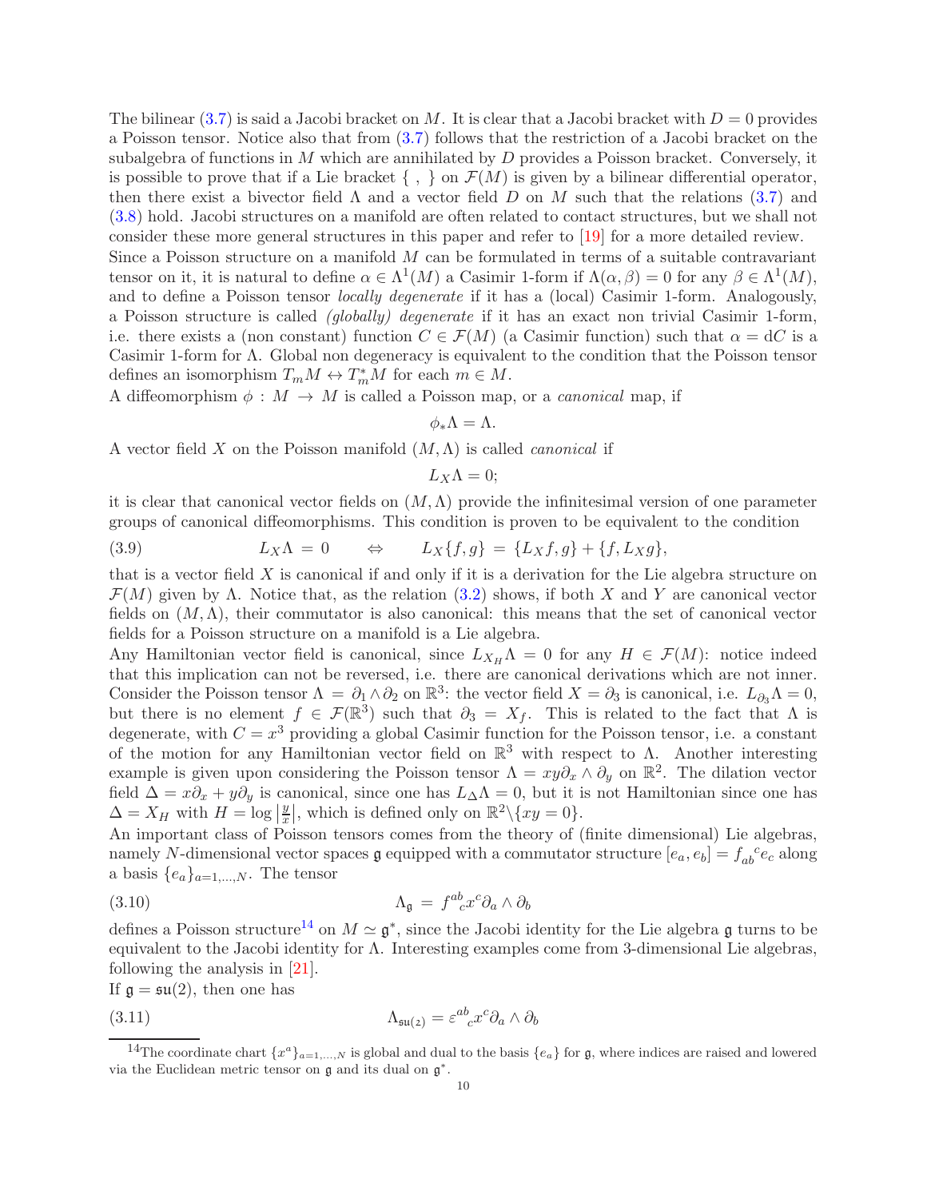The bilinear (3.7) is said a Jacobi bracket on $M$. It is clear that a Jacobi bracket with $D = 0$ provides a Poisson tensor. Notice also that from (3.7) follows that the restriction of a Jacobi bracket on the subalgebra of functions in $M$ which are annihilated by $D$ provides a Poisson bracket. Conversely, it is possible to prove that if a Lie bracket $\{\ ,\ \}$ on $\mathcal{F}(M)$ is given by a bilinear differential operator, then there exist a bivector field $\Lambda$ and a vector field $D$ on $M$ such that the relations (3.7) and (3.8) hold. Jacobi structures on a manifold are often related to contact structures, but we shall not consider these more general structures in this paper and refer to [19] for a more detailed review.

Since a Poisson structure on a manifold $M$ can be formulated in terms of a suitable contravariant tensor on it, it is natural to define $\alpha \in \Lambda^1(M)$ a Casimir 1-form if $\Lambda(\alpha, \beta) = 0$ for any $\beta \in \Lambda^1(M)$, and to define a Poisson tensor *locally degenerate* if it has a (local) Casimir 1-form. Analogously, a Poisson structure is called *(globally) degenerate* if it has an exact non trivial Casimir 1-form, i.e. there exists a (non constant) function $C \in \mathcal{F}(M)$ (a Casimir function) such that $\alpha = \mathrm{d}C$ is a Casimir 1-form for $\Lambda$. Global non degeneracy is equivalent to the condition that the Poisson tensor defines an isomorphism $T_mM \leftrightarrow T^*_mM$ for each $m \in M$.

A diffeomorphism $\phi : M \to M$ is called a Poisson map, or a *canonical* map, if

$$\phi_*\Lambda = \Lambda.$$

A vector field $X$ on the Poisson manifold $(M, \Lambda)$ is called *canonical* if

$$L_X\Lambda = 0;$$

it is clear that canonical vector fields on $(M, \Lambda)$ provide the infinitesimal version of one parameter groups of canonical diffeomorphisms. This condition is proven to be equivalent to the condition

$$L_X\Lambda = 0 \qquad \Leftrightarrow \qquad L_X\{f, g\} = \{L_Xf, g\} + \{f, L_Xg\}, \tag{3.9}$$

that is a vector field $X$ is canonical if and only if it is a derivation for the Lie algebra structure on $\mathcal{F}(M)$ given by $\Lambda$. Notice that, as the relation (3.2) shows, if both $X$ and $Y$ are canonical vector fields on $(M, \Lambda)$, their commutator is also canonical: this means that the set of canonical vector fields for a Poisson structure on a manifold is a Lie algebra.

Any Hamiltonian vector field is canonical, since $L_{X_H}\Lambda = 0$ for any $H \in \mathcal{F}(M)$: notice indeed that this implication can not be reversed, i.e. there are canonical derivations which are not inner. Consider the Poisson tensor $\Lambda = \partial_1 \wedge \partial_2$ on $\mathbb{R}^3$: the vector field $X = \partial_3$ is canonical, i.e. $L_{\partial_3}\Lambda = 0$, but there is no element $f \in \mathcal{F}(\mathbb{R}^3)$ such that $\partial_3 = X_f$. This is related to the fact that $\Lambda$ is degenerate, with $C = x^3$ providing a global Casimir function for the Poisson tensor, i.e. a constant of the motion for any Hamiltonian vector field on $\mathbb{R}^3$ with respect to $\Lambda$. Another interesting example is given upon considering the Poisson tensor $\Lambda = xy\partial_x \wedge \partial_y$ on $\mathbb{R}^2$. The dilation vector field $\Delta = x\partial_x + y\partial_y$ is canonical, since one has $L_\Delta\Lambda = 0$, but it is not Hamiltonian since one has $\Delta = X_H$ with $H = \log\left|\frac{y}{x}\right|$, which is defined only on $\mathbb{R}^2\backslash\{xy = 0\}$.

An important class of Poisson tensors comes from the theory of (finite dimensional) Lie algebras, namely $N$-dimensional vector spaces $\mathfrak{g}$ equipped with a commutator structure $[e_a, e_b] = f_{ab}{}^c e_c$ along a basis $\{e_a\}_{a=1,\dots,N}$. The tensor

$$\Lambda_{\mathfrak{g}} = f^{ab}{}_c x^c \partial_a \wedge \partial_b \tag{3.10}$$

defines a Poisson structure[14] on $M \simeq \mathfrak{g}^*$, since the Jacobi identity for the Lie algebra $\mathfrak{g}$ turns to be equivalent to the Jacobi identity for $\Lambda$. Interesting examples come from 3-dimensional Lie algebras, following the analysis in [21].

If $\mathfrak{g} = \mathfrak{su}(2)$, then one has

$$\Lambda_{\mathfrak{su}(2)} = \varepsilon^{ab}{}_c x^c \partial_a \wedge \partial_b \tag{3.11}$$

[14] The coordinate chart $\{x^a\}_{a=1,\dots,N}$ is global and dual to the basis $\{e_a\}$ for $\mathfrak{g}$, where indices are raised and lowered via the Euclidean metric tensor on $\mathfrak{g}$ and its dual on $\mathfrak{g}^*$.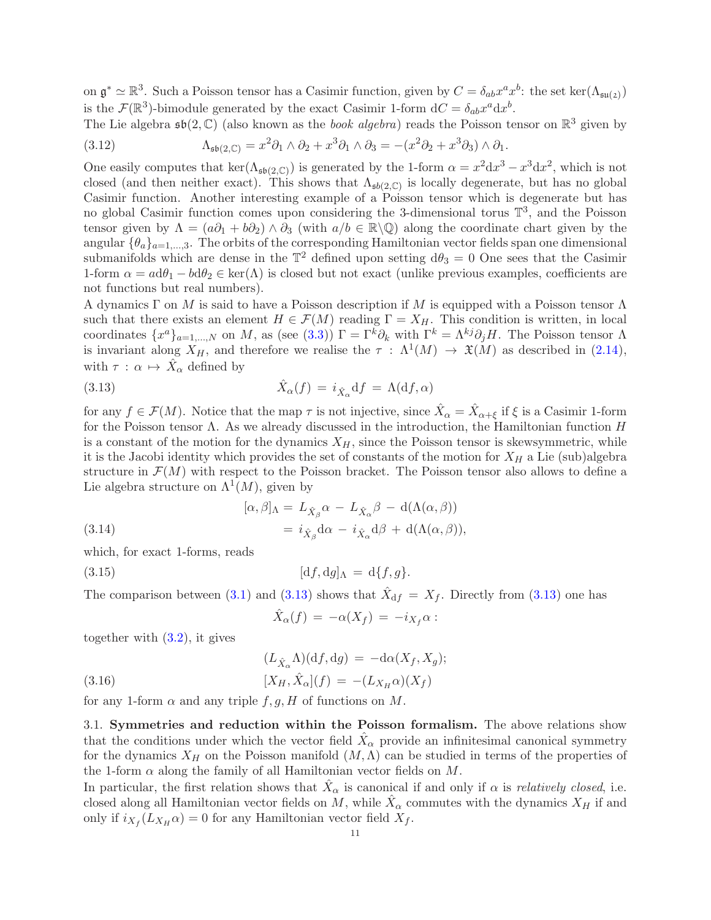on $\mathfrak{g}^* \simeq \mathbb{R}^3$. Such a Poisson tensor has a Casimir function, given by $C = \delta_{ab}x^a x^b$: the set $\ker(\Lambda_{\mathfrak{su}(2)})$ is the $\mathcal{F}(\mathbb{R}^3)$-bimodule generated by the exact Casimir 1-form $\mathrm{d}C = \delta_{ab}x^a \mathrm{d}x^b$.

The Lie algebra $\mathfrak{sb}(2, \mathbb{C})$ (also known as the *book algebra*) reads the Poisson tensor on $\mathbb{R}^3$ given by

$$\Lambda_{\mathfrak{sb}(2,\mathbb{C})} = x^2\partial_1 \wedge \partial_2 + x^3\partial_1 \wedge \partial_3 = -(x^2\partial_2 + x^3\partial_3) \wedge \partial_1. \tag{3.12}$$

One easily computes that $\ker(\Lambda_{\mathfrak{sb}(2,\mathbb{C})})$ is generated by the 1-form $\alpha = x^2\mathrm{d}x^3 - x^3\mathrm{d}x^2$, which is not closed (and then neither exact). This shows that $\Lambda_{\mathfrak{sb}(2,\mathbb{C})}$ is locally degenerate, but has no global Casimir function. Another interesting example of a Poisson tensor which is degenerate but has no global Casimir function comes upon considering the 3-dimensional torus $\mathbb{T}^3$, and the Poisson tensor given by $\Lambda = (a\partial_1 + b\partial_2) \wedge \partial_3$ (with $a/b \in \mathbb{R}\backslash\mathbb{Q}$) along the coordinate chart given by the angular $\{\theta_a\}_{a=1,\dots,3}$. The orbits of the corresponding Hamiltonian vector fields span one dimensional submanifolds which are dense in the $\mathbb{T}^2$ defined upon setting $\mathrm{d}\theta_3 = 0$ One sees that the Casimir 1-form $\alpha = a\mathrm{d}\theta_1 - b\mathrm{d}\theta_2 \in \ker(\Lambda)$ is closed but not exact (unlike previous examples, coefficients are not functions but real numbers).

A dynamics $\Gamma$ on $M$ is said to have a Poisson description if $M$ is equipped with a Poisson tensor $\Lambda$ such that there exists an element $H \in \mathcal{F}(M)$ reading $\Gamma = X_H$. This condition is written, in local coordinates $\{x^a\}_{a=1,\dots,N}$ on $M$, as (see (3.3)) $\Gamma = \Gamma^k\partial_k$ with $\Gamma^k = \Lambda^{kj}\partial_j H$. The Poisson tensor $\Lambda$ is invariant along $X_H$, and therefore we realise the $\tau : \Lambda^1(M) \to \mathfrak{X}(M)$ as described in (2.14), with $\tau : \alpha \mapsto \hat{X}_\alpha$ defined by

$$\hat{X}_\alpha(f) = i_{\hat{X}_\alpha}\mathrm{d}f = \Lambda(\mathrm{d}f, \alpha) \tag{3.13}$$

for any $f \in \mathcal{F}(M)$. Notice that the map $\tau$ is not injective, since $\hat{X}_\alpha = \hat{X}_{\alpha+\xi}$ if $\xi$ is a Casimir 1-form for the Poisson tensor $\Lambda$. As we already discussed in the introduction, the Hamiltonian function $H$ is a constant of the motion for the dynamics $X_H$, since the Poisson tensor is skewsymmetric, while it is the Jacobi identity which provides the set of constants of the motion for $X_H$ a Lie (sub)algebra structure in $\mathcal{F}(M)$ with respect to the Poisson bracket. The Poisson tensor also allows to define a Lie algebra structure on $\Lambda^1(M)$, given by

$$\begin{aligned}[]
[\alpha, \beta]_\Lambda &= L_{\hat{X}_\beta}\alpha - L_{\hat{X}_\alpha}\beta - \mathrm{d}(\Lambda(\alpha, \beta)) \\
&= i_{\hat{X}_\beta}\mathrm{d}\alpha - i_{\hat{X}_\alpha}\mathrm{d}\beta + \mathrm{d}(\Lambda(\alpha, \beta)),
\end{aligned} \tag{3.14}$$

which, for exact 1-forms, reads

$$[\mathrm{d}f, \mathrm{d}g]_\Lambda = \mathrm{d}\{f, g\}. \tag{3.15}$$

The comparison between (3.1) and (3.13) shows that $\hat{X}_{\mathrm{d}f} = X_f$. Directly from (3.13) one has

$$\hat{X}_\alpha(f) = -\alpha(X_f) = -i_{X_f}\alpha :$$

together with (3.2), it gives

$$\begin{aligned}
(L_{\hat{X}_\alpha}\Lambda)(\mathrm{d}f, \mathrm{d}g) &= -\mathrm{d}\alpha(X_f, X_g); \\
[X_H, \hat{X}_\alpha](f) &= -(L_{X_H}\alpha)(X_f)
\end{aligned} \tag{3.16}$$

for any 1-form $\alpha$ and any triple $f, g, H$ of functions on $M$.

### 3.1. Symmetries and reduction within the Poisson formalism.

The above relations show that the conditions under which the vector field $\hat{X}_\alpha$ provide an infinitesimal canonical symmetry for the dynamics $X_H$ on the Poisson manifold $(M, \Lambda)$ can be studied in terms of the properties of the 1-form $\alpha$ along the family of all Hamiltonian vector fields on $M$.

In particular, the first relation shows that $\hat{X}_\alpha$ is canonical if and only if $\alpha$ is *relatively closed*, i.e. closed along all Hamiltonian vector fields on $M$, while $\hat{X}_\alpha$ commutes with the dynamics $X_H$ if and only if $i_{X_f}(L_{X_H}\alpha) = 0$ for any Hamiltonian vector field $X_f$.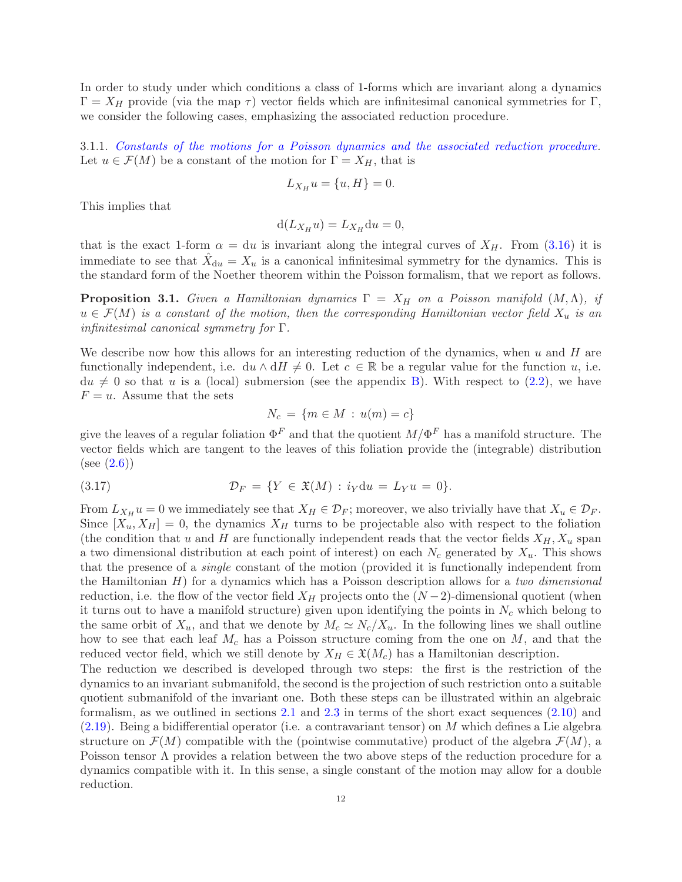In order to study under which conditions a class of 1-forms which are invariant along a dynamics $\Gamma = X_H$ provide (via the map $\tau$) vector fields which are infinitesimal canonical symmetries for $\Gamma$, we consider the following cases, emphasizing the associated reduction procedure.

3.1.1. *Constants of the motions for a Poisson dynamics and the associated reduction procedure.* Let $u \in \mathcal{F}(M)$ be a constant of the motion for $\Gamma = X_H$, that is

$$L_{X_H} u = \{u, H\} = 0.$$

This implies that

$$\mathrm{d}(L_{X_H} u) = L_{X_H} \mathrm{d}u = 0,$$

that is the exact 1-form $\alpha = \mathrm{d}u$ is invariant along the integral curves of $X_H$. From (3.16) it is immediate to see that $\hat{X}_{\mathrm{d}u} = X_u$ is a canonical infinitesimal symmetry for the dynamics. This is the standard form of the Noether theorem within the Poisson formalism, that we report as follows.

**Proposition 3.1.** *Given a Hamiltonian dynamics $\Gamma = X_H$ on a Poisson manifold $(M, \Lambda)$, if $u \in \mathcal{F}(M)$ is a constant of the motion, then the corresponding Hamiltonian vector field $X_u$ is an infinitesimal canonical symmetry for $\Gamma$.*

We describe now how this allows for an interesting reduction of the dynamics, when $u$ and $H$ are functionally independent, i.e. $\mathrm{d}u \wedge \mathrm{d}H \neq 0$. Let $c \in \mathbb{R}$ be a regular value for the function $u$, i.e. $\mathrm{d}u \neq 0$ so that $u$ is a (local) submersion (see the appendix B). With respect to (2.2), we have $F = u$. Assume that the sets

$$N_c = \{m \in M \, : \, u(m) = c\}$$

give the leaves of a regular foliation $\Phi^F$ and that the quotient $M/\Phi^F$ has a manifold structure. The vector fields which are tangent to the leaves of this foliation provide the (integrable) distribution (see (2.6))

$$\mathcal{D}_F = \{Y \in \mathfrak{X}(M) \, : \, i_Y \mathrm{d}u = L_Y u = 0\}. \tag{3.17}$$

From $L_{X_H} u = 0$ we immediately see that $X_H \in \mathcal{D}_F$; moreover, we also trivially have that $X_u \in \mathcal{D}_F$. Since $[X_u, X_H] = 0$, the dynamics $X_H$ turns to be projectable also with respect to the foliation (the condition that $u$ and $H$ are functionally independent reads that the vector fields $X_H, X_u$ span a two dimensional distribution at each point of interest) on each $N_c$ generated by $X_u$. This shows that the presence of a *single* constant of the motion (provided it is functionally independent from the Hamiltonian $H$) for a dynamics which has a Poisson description allows for a *two dimensional* reduction, i.e. the flow of the vector field $X_H$ projects onto the $(N-2)$-dimensional quotient (when it turns out to have a manifold structure) given upon identifying the points in $N_c$ which belong to the same orbit of $X_u$, and that we denote by $M_c \simeq N_c/X_u$. In the following lines we shall outline how to see that each leaf $M_c$ has a Poisson structure coming from the one on $M$, and that the reduced vector field, which we still denote by $X_H \in \mathfrak{X}(M_c)$ has a Hamiltonian description.

The reduction we described is developed through two steps: the first is the restriction of the dynamics to an invariant submanifold, the second is the projection of such restriction onto a suitable quotient submanifold of the invariant one. Both these steps can be illustrated within an algebraic formalism, as we outlined in sections 2.1 and 2.3 in terms of the short exact sequences (2.10) and (2.19). Being a bidifferential operator (i.e. a contravariant tensor) on $M$ which defines a Lie algebra structure on $\mathcal{F}(M)$ compatible with the (pointwise commutative) product of the algebra $\mathcal{F}(M)$, a Poisson tensor $\Lambda$ provides a relation between the two above steps of the reduction procedure for a dynamics compatible with it. In this sense, a single constant of the motion may allow for a double reduction.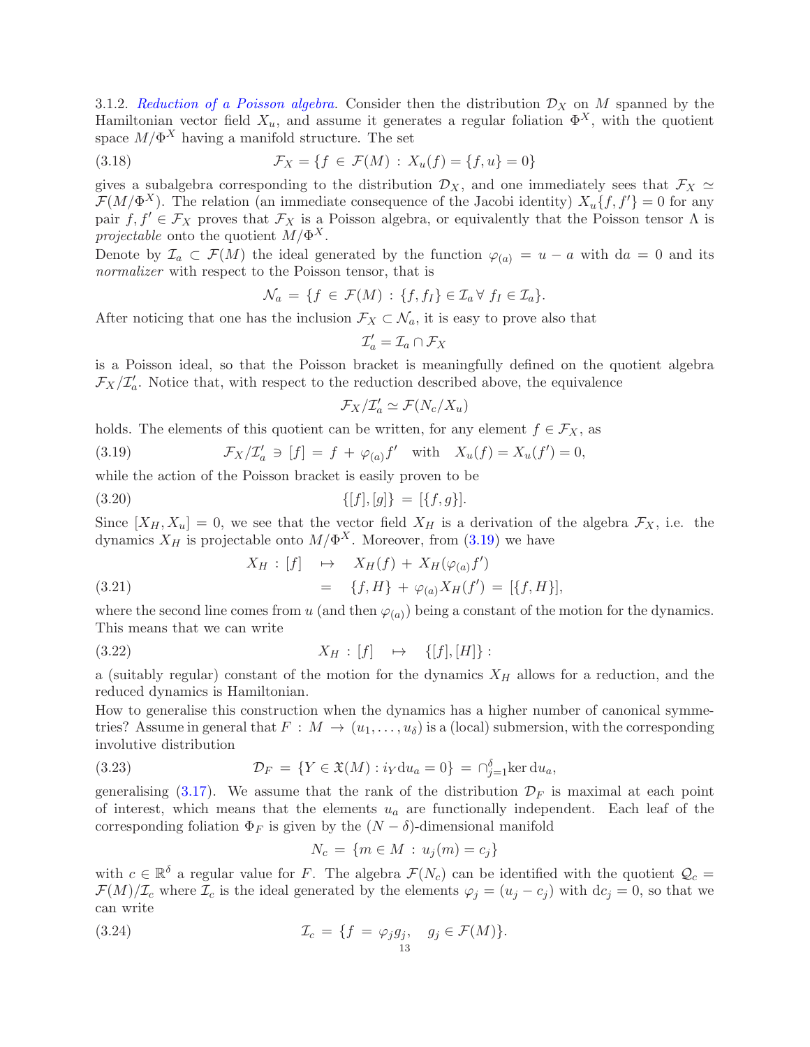3.1.2. *Reduction of a Poisson algebra.* Consider then the distribution $\mathcal{D}_X$ on $M$ spanned by the Hamiltonian vector field $X_u$, and assume it generates a regular foliation $\Phi^X$, with the quotient space $M/\Phi^X$ having a manifold structure. The set

$$\mathcal{F}_X = \{f \in \mathcal{F}(M) : X_u(f) = \{f, u\} = 0\} \tag{3.18}$$

gives a subalgebra corresponding to the distribution $\mathcal{D}_X$, and one immediately sees that $\mathcal{F}_X \simeq \mathcal{F}(M/\Phi^X)$. The relation (an immediate consequence of the Jacobi identity) $X_u\{f, f'\} = 0$ for any pair $f, f' \in \mathcal{F}_X$ proves that $\mathcal{F}_X$ is a Poisson algebra, or equivalently that the Poisson tensor $\Lambda$ is *projectable* onto the quotient $M/\Phi^X$.

Denote by $\mathcal{I}_a \subset \mathcal{F}(M)$ the ideal generated by the function $\varphi_{(a)} = u - a$ with $\mathrm{d}a = 0$ and its *normalizer* with respect to the Poisson tensor, that is

$$\mathcal{N}_a = \{f \in \mathcal{F}(M) : \{f, f_I\} \in \mathcal{I}_a \,\forall\, f_I \in \mathcal{I}_a\}.$$

After noticing that one has the inclusion $\mathcal{F}_X \subset \mathcal{N}_a$, it is easy to prove also that

$$\mathcal{I}'_a = \mathcal{I}_a \cap \mathcal{F}_X$$

is a Poisson ideal, so that the Poisson bracket is meaningfully defined on the quotient algebra $\mathcal{F}_X/\mathcal{I}'_a$. Notice that, with respect to the reduction described above, the equivalence

$$\mathcal{F}_X/\mathcal{I}'_a \simeq \mathcal{F}(N_c/X_u)$$

holds. The elements of this quotient can be written, for any element $f \in \mathcal{F}_X$, as

$$\mathcal{F}_X/\mathcal{I}'_a \ni [f] = f + \varphi_{(a)} f' \quad \text{with} \quad X_u(f) = X_u(f') = 0, \tag{3.19}$$

while the action of the Poisson bracket is easily proven to be

$$\{[f], [g]\} = [\{f, g\}]. \tag{3.20}$$

Since $[X_H, X_u] = 0$, we see that the vector field $X_H$ is a derivation of the algebra $\mathcal{F}_X$, i.e. the dynamics $X_H$ is projectable onto $M/\Phi^X$. Moreover, from (3.19) we have

$$\begin{aligned} X_H : [f] \quad &\mapsto \quad X_H(f) + X_H(\varphi_{(a)} f') \\ &= \quad \{f, H\} + \varphi_{(a)} X_H(f') = [\{f, H\}], \end{aligned} \tag{3.21}$$

where the second line comes from $u$ (and then $\varphi_{(a)}$) being a constant of the motion for the dynamics. This means that we can write

$$X_H : [f] \quad \mapsto \quad \{[f], [H]\} : \tag{3.22}$$

a (suitably regular) constant of the motion for the dynamics $X_H$ allows for a reduction, and the reduced dynamics is Hamiltonian.

How to generalise this construction when the dynamics has a higher number of canonical symmetries? Assume in general that $F : M \to (u_1, \ldots, u_\delta)$ is a (local) submersion, with the corresponding involutive distribution

$$\mathcal{D}_F = \{Y \in \mathfrak{X}(M) : i_Y \mathrm{d}u_a = 0\} = \cap_{j=1}^{\delta} \ker \mathrm{d}u_a, \tag{3.23}$$

generalising (3.17). We assume that the rank of the distribution $\mathcal{D}_F$ is maximal at each point of interest, which means that the elements $u_a$ are functionally independent. Each leaf of the corresponding foliation $\Phi_F$ is given by the $(N - \delta)$-dimensional manifold

$$N_c = \{m \in M : u_j(m) = c_j\}$$

with $c \in \mathbb{R}^\delta$ a regular value for $F$. The algebra $\mathcal{F}(N_c)$ can be identified with the quotient $\mathcal{Q}_c = \mathcal{F}(M)/\mathcal{I}_c$ where $\mathcal{I}_c$ is the ideal generated by the elements $\varphi_j = (u_j - c_j)$ with $\mathrm{d}c_j = 0$, so that we can write

$$\mathcal{I}_c = \{f = \varphi_j g_j, \quad g_j \in \mathcal{F}(M)\}. \tag{3.24}$$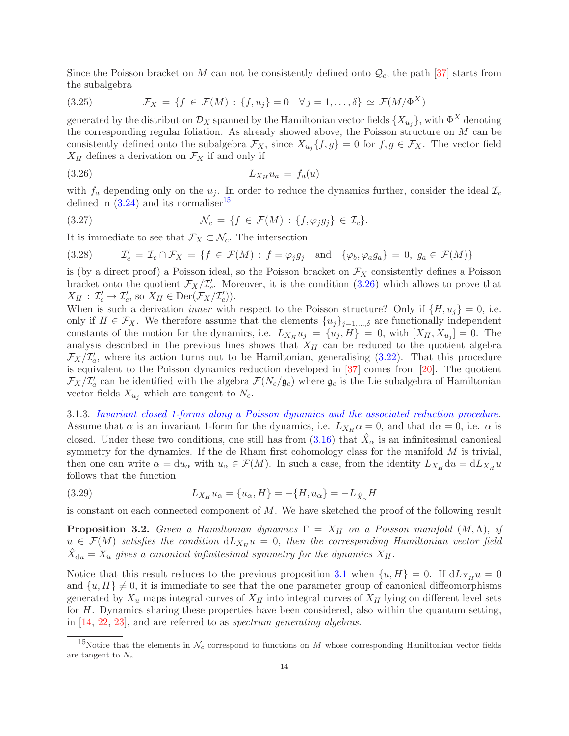Since the Poisson bracket on $M$ can not be consistently defined onto $\mathcal{Q}_c$, the path [37] starts from the subalgebra

$$\mathcal{F}_X = \{f \in \mathcal{F}(M) : \{f, u_j\} = 0 \quad \forall\, j = 1, \ldots, \delta\} \simeq \mathcal{F}(M/\Phi^X) \tag{3.25}$$

generated by the distribution $\mathcal{D}_X$ spanned by the Hamiltonian vector fields $\{X_{u_j}\}$, with $\Phi^X$ denoting the corresponding regular foliation. As already showed above, the Poisson structure on $M$ can be consistently defined onto the subalgebra $\mathcal{F}_X$, since $X_{u_j}\{f, g\} = 0$ for $f, g \in \mathcal{F}_X$. The vector field $X_H$ defines a derivation on $\mathcal{F}_X$ if and only if

$$L_{X_H} u_a = f_a(u) \tag{3.26}$$

with $f_a$ depending only on the $u_j$. In order to reduce the dynamics further, consider the ideal $\mathcal{I}_c$ defined in (3.24) and its normaliser[15]

$$\mathcal{N}_c = \{f \in \mathcal{F}(M) : \{f, \varphi_j g_j\} \in \mathcal{I}_c\}. \tag{3.27}$$

It is immediate to see that $\mathcal{F}_X \subset \mathcal{N}_c$. The intersection

$$\mathcal{I}'_c = \mathcal{I}_c \cap \mathcal{F}_X = \{f \in \mathcal{F}(M) : f = \varphi_j g_j \quad \text{and} \quad \{\varphi_b, \varphi_a g_a\} = 0,\ g_a \in \mathcal{F}(M)\} \tag{3.28}$$

is (by a direct proof) a Poisson ideal, so the Poisson bracket on $\mathcal{F}_X$ consistently defines a Poisson bracket onto the quotient $\mathcal{F}_X/\mathcal{I}'_c$. Moreover, it is the condition (3.26) which allows to prove that $X_H : \mathcal{I}'_c \to \mathcal{I}'_c$, so $X_H \in \mathrm{Der}(\mathcal{F}_X/\mathcal{I}'_c)$).

When is such a derivation *inner* with respect to the Poisson structure? Only if $\{H, u_j\} = 0$, i.e. only if $H \in \mathcal{F}_X$. We therefore assume that the elements $\{u_j\}_{j=1,\ldots,\delta}$ are functionally independent constants of the motion for the dynamics, i.e. $L_{X_H} u_j = \{u_j, H\} = 0$, with $[X_H, X_{u_j}] = 0$. The analysis described in the previous lines shows that $X_H$ can be reduced to the quotient algebra $\mathcal{F}_X/\mathcal{I}'_a$, where its action turns out to be Hamiltonian, generalising (3.22). That this procedure is equivalent to the Poisson dynamics reduction developed in [37] comes from [20]. The quotient $\mathcal{F}_X/\mathcal{I}'_a$ can be identified with the algebra $\mathcal{F}(N_c/\mathfrak{g}_c)$ where $\mathfrak{g}_c$ is the Lie subalgebra of Hamiltonian vector fields $X_{u_j}$ which are tangent to $N_c$.

3.1.3. *Invariant closed 1-forms along a Poisson dynamics and the associated reduction procedure.* Assume that $\alpha$ is an invariant 1-form for the dynamics, i.e. $L_{X_H}\alpha = 0$, and that $\mathrm{d}\alpha = 0$, i.e. $\alpha$ is closed. Under these two conditions, one still has from (3.16) that $\hat{X}_\alpha$ is an infinitesimal canonical symmetry for the dynamics. If the de Rham first cohomology class for the manifold $M$ is trivial, then one can write $\alpha = \mathrm{d}u_\alpha$ with $u_\alpha \in \mathcal{F}(M)$. In such a case, from the identity $L_{X_H}\mathrm{d}u = \mathrm{d}L_{X_H}u$ follows that the function

$$L_{X_H} u_\alpha = \{u_\alpha, H\} = -\{H, u_\alpha\} = -L_{\hat{X}_\alpha} H \tag{3.29}$$

is constant on each connected component of $M$. We have sketched the proof of the following result

**Proposition 3.2.** *Given a Hamiltonian dynamics $\Gamma = X_H$ on a Poisson manifold $(M, \Lambda)$, if $u \in \mathcal{F}(M)$ satisfies the condition $\mathrm{d}L_{X_H}u = 0$, then the corresponding Hamiltonian vector field $\hat{X}_{\mathrm{d}u} = X_u$ gives a canonical infinitesimal symmetry for the dynamics $X_H$.*

Notice that this result reduces to the previous proposition 3.1 when $\{u, H\} = 0$. If $\mathrm{d}L_{X_H}u = 0$ and $\{u, H\} \neq 0$, it is immediate to see that the one parameter group of canonical diffeomorphisms generated by $X_u$ maps integral curves of $X_H$ into integral curves of $X_H$ lying on different level sets for $H$. Dynamics sharing these properties have been considered, also within the quantum setting, in [14, 22, 23], and are referred to as *spectrum generating algebras*.

[15] Notice that the elements in $\mathcal{N}_c$ correspond to functions on $M$ whose corresponding Hamiltonian vector fields are tangent to $N_c$.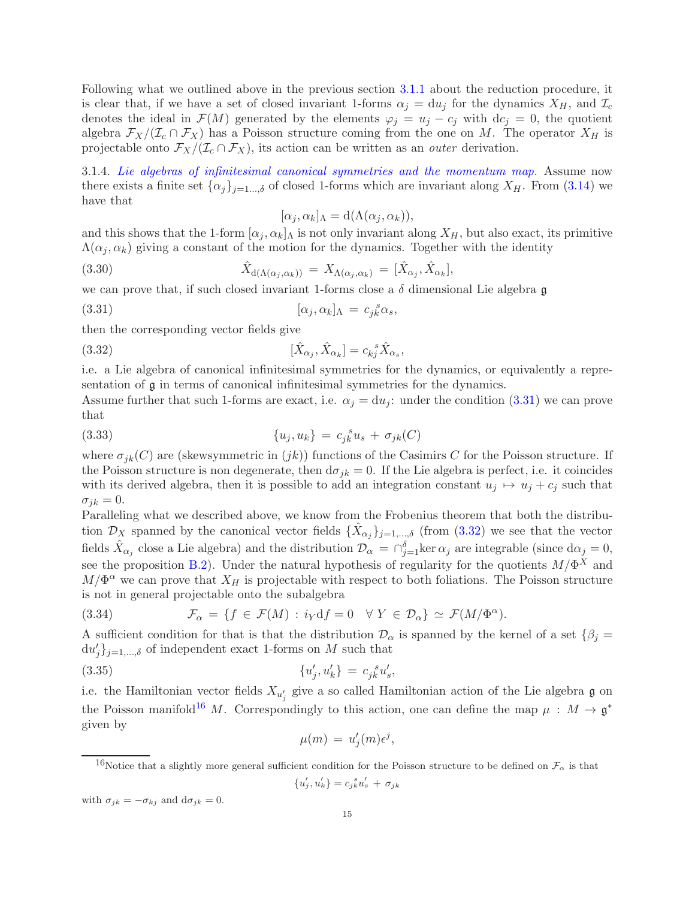Following what we outlined above in the previous section 3.1.1 about the reduction procedure, it is clear that, if we have a set of closed invariant 1-forms $\alpha_j = \mathrm{d}u_j$ for the dynamics $X_H$, and $\mathcal{I}_c$ denotes the ideal in $\mathcal{F}(M)$ generated by the elements $\varphi_j = u_j - c_j$ with $\mathrm{d}c_j = 0$, the quotient algebra $\mathcal{F}_X/(\mathcal{I}_c \cap \mathcal{F}_X)$ has a Poisson structure coming from the one on $M$. The operator $X_H$ is projectable onto $\mathcal{F}_X/(\mathcal{I}_c \cap \mathcal{F}_X)$, its action can be written as an *outer* derivation.

3.1.4. *Lie algebras of infinitesimal canonical symmetries and the momentum map.* Assume now there exists a finite set $\{\alpha_j\}_{j=1\dots,\delta}$ of closed 1-forms which are invariant along $X_H$. From (3.14) we have that

$$[\alpha_j, \alpha_k]_\Lambda = \mathrm{d}(\Lambda(\alpha_j, \alpha_k)),$$

and this shows that the 1-form $[\alpha_j, \alpha_k]_\Lambda$ is not only invariant along $X_H$, but also exact, its primitive $\Lambda(\alpha_j, \alpha_k)$ giving a constant of the motion for the dynamics. Together with the identity

$$\hat{X}_{\mathrm{d}(\Lambda(\alpha_j,\alpha_k))} = X_{\Lambda(\alpha_j,\alpha_k)} = [\hat{X}_{\alpha_j}, \hat{X}_{\alpha_k}], \tag{3.30}$$

we can prove that, if such closed invariant 1-forms close a $\delta$ dimensional Lie algebra $\mathfrak{g}$

$$[\alpha_j, \alpha_k]_\Lambda = c_{jk}^{\ \ s}\alpha_s, \tag{3.31}$$

then the corresponding vector fields give

$$[\hat{X}_{\alpha_j}, \hat{X}_{\alpha_k}] = c_{kj}^{\ \ s}\hat{X}_{\alpha_s}, \tag{3.32}$$

i.e. a Lie algebra of canonical infinitesimal symmetries for the dynamics, or equivalently a representation of $\mathfrak{g}$ in terms of canonical infinitesimal symmetries for the dynamics.
Assume further that such 1-forms are exact, i.e. $\alpha_j = \mathrm{d}u_j$: under the condition (3.31) we can prove that

$$\{u_j, u_k\} = c_{jk}^{\ \ s}u_s + \sigma_{jk}(C) \tag{3.33}$$

where $\sigma_{jk}(C)$ are (skewsymmetric in $(jk)$) functions of the Casimirs $C$ for the Poisson structure. If the Poisson structure is non degenerate, then $\mathrm{d}\sigma_{jk} = 0$. If the Lie algebra is perfect, i.e. it coincides with its derived algebra, then it is possible to add an integration constant $u_j \mapsto u_j + c_j$ such that $\sigma_{jk} = 0$.
Paralleling what we described above, we know from the Frobenius theorem that both the distribution $\mathcal{D}_X$ spanned by the canonical vector fields $\{\hat{X}_{\alpha_j}\}_{j=1,\dots,\delta}$ (from (3.32) we see that the vector fields $\hat{X}_{\alpha_j}$ close a Lie algebra) and the distribution $\mathcal{D}_\alpha = \cap_{j=1}^{\delta}\ker\alpha_j$ are integrable (since $\mathrm{d}\alpha_j = 0$, see the proposition B.2). Under the natural hypothesis of regularity for the quotients $M/\Phi^X$ and $M/\Phi^\alpha$ we can prove that $X_H$ is projectable with respect to both foliations. The Poisson structure is not in general projectable onto the subalgebra

$$\mathcal{F}_\alpha = \{f \in \mathcal{F}(M) : i_Y \mathrm{d}f = 0 \quad \forall\, Y \in \mathcal{D}_\alpha\} \simeq \mathcal{F}(M/\Phi^\alpha). \tag{3.34}$$

A sufficient condition for that is that the distribution $\mathcal{D}_\alpha$ is spanned by the kernel of a set $\{\beta_j = \mathrm{d}u'_j\}_{j=1,\dots,\delta}$ of independent exact 1-forms on $M$ such that

$$\{u'_j, u'_k\} = c_{jk}^{\ \ s}u'_s, \tag{3.35}$$

i.e. the Hamiltonian vector fields $X_{u'_j}$ give a so called Hamiltonian action of the Lie algebra $\mathfrak{g}$ on the Poisson manifold[16] $M$. Correspondingly to this action, one can define the map $\mu : M \to \mathfrak{g}^*$ given by

$$\mu(m) = u'_j(m)\epsilon^j,$$

[16] Notice that a slightly more general sufficient condition for the Poisson structure to be defined on $\mathcal{F}_\alpha$ is that

$$\{u'_j, u'_k\} = c_{jk}^{\ \ s}u'_s + \sigma_{jk}$$

with $\sigma_{jk} = -\sigma_{kj}$ and $\mathrm{d}\sigma_{jk} = 0$.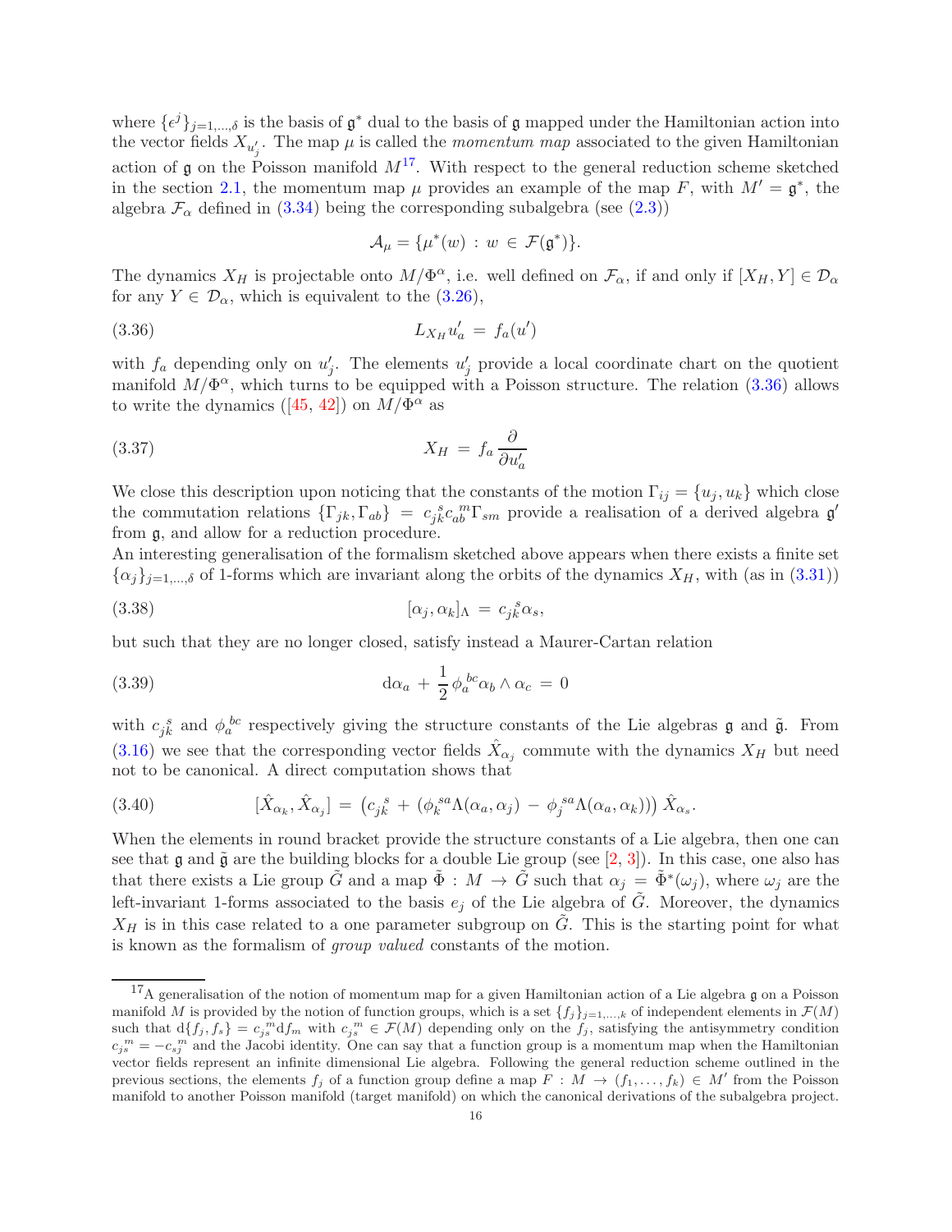where $\{\epsilon^j\}_{j=1,\dots,\delta}$ is the basis of $\mathfrak{g}^*$ dual to the basis of $\mathfrak{g}$ mapped under the Hamiltonian action into the vector fields $X_{u'_j}$. The map $\mu$ is called the *momentum map* associated to the given Hamiltonian action of $\mathfrak{g}$ on the Poisson manifold $M$[17]. With respect to the general reduction scheme sketched in the section 2.1, the momentum map $\mu$ provides an example of the map $F$, with $M' = \mathfrak{g}^*$, the algebra $\mathcal{F}_\alpha$ defined in (3.34) being the corresponding subalgebra (see (2.3))

$$\mathcal{A}_\mu = \{\mu^*(w) \,:\, w \,\in\, \mathcal{F}(\mathfrak{g}^*)\}.$$

The dynamics $X_H$ is projectable onto $M/\Phi^\alpha$, i.e. well defined on $\mathcal{F}_\alpha$, if and only if $[X_H, Y] \in \mathcal{D}_\alpha$ for any $Y \in \mathcal{D}_\alpha$, which is equivalent to the (3.26),

$$L_{X_H} u'_a \,=\, f_a(u') \tag{3.36}$$

with $f_a$ depending only on $u'_j$. The elements $u'_j$ provide a local coordinate chart on the quotient manifold $M/\Phi^\alpha$, which turns to be equipped with a Poisson structure. The relation (3.36) allows to write the dynamics ([45, 42]) on $M/\Phi^\alpha$ as

$$X_H \,=\, f_a \frac{\partial}{\partial u'_a} \tag{3.37}$$

We close this description upon noticing that the constants of the motion $\Gamma_{ij} = \{u_j, u_k\}$ which close the commutation relations $\{\Gamma_{jk}, \Gamma_{ab}\} \,=\, c_{jk}^{\ \ s} c_{ab}^{\ \ m} \Gamma_{sm}$ provide a realisation of a derived algebra $\mathfrak{g}'$ from $\mathfrak{g}$, and allow for a reduction procedure.

An interesting generalisation of the formalism sketched above appears when there exists a finite set $\{\alpha_j\}_{j=1,\dots,\delta}$ of 1-forms which are invariant along the orbits of the dynamics $X_H$, with (as in (3.31))

$$[\alpha_j, \alpha_k]_\Lambda \,=\, c_{jk}^{\ \ s} \alpha_s, \tag{3.38}$$

but such that they are no longer closed, satisfy instead a Maurer-Cartan relation

$$\mathrm{d}\alpha_a \,+\, \frac{1}{2}\, \phi_a^{\ bc} \alpha_b \wedge \alpha_c \,=\, 0 \tag{3.39}$$

with $c_{jk}^{\ \ s}$ and $\phi_a^{\ bc}$ respectively giving the structure constants of the Lie algebras $\mathfrak{g}$ and $\tilde{\mathfrak{g}}$. From (3.16) we see that the corresponding vector fields $\hat{X}_{\alpha_j}$ commute with the dynamics $X_H$ but need not to be canonical. A direct computation shows that

$$[\hat{X}_{\alpha_k}, \hat{X}_{\alpha_j}] \,=\, \left(c_{jk}^{\ \ s} \,+\, (\phi_k^{\ sa} \Lambda(\alpha_a, \alpha_j) \,-\, \phi_j^{\ sa} \Lambda(\alpha_a, \alpha_k))\right) \hat{X}_{\alpha_s}. \tag{3.40}$$

When the elements in round bracket provide the structure constants of a Lie algebra, then one can see that $\mathfrak{g}$ and $\tilde{\mathfrak{g}}$ are the building blocks for a double Lie group (see [2, 3]). In this case, one also has that there exists a Lie group $\tilde{G}$ and a map $\tilde{\Phi} \,:\, M \,\to\, \tilde{G}$ such that $\alpha_j \,=\, \tilde{\Phi}^*(\omega_j)$, where $\omega_j$ are the left-invariant 1-forms associated to the basis $e_j$ of the Lie algebra of $\tilde{G}$. Moreover, the dynamics $X_H$ is in this case related to a one parameter subgroup on $\tilde{G}$. This is the starting point for what is known as the formalism of *group valued* constants of the motion.

---

[17] A generalisation of the notion of momentum map for a given Hamiltonian action of a Lie algebra $\mathfrak{g}$ on a Poisson manifold $M$ is provided by the notion of function groups, which is a set $\{f_j\}_{j=1,\dots,k}$ of independent elements in $\mathcal{F}(M)$ such that $\mathrm{d}\{f_j, f_s\} = c_{js}^{\ \ m} \mathrm{d}f_m$ with $c_{js}^{\ \ m} \in \mathcal{F}(M)$ depending only on the $f_j$, satisfying the antisymmetry condition $c_{js}^{\ \ m} = -c_{sj}^{\ \ m}$ and the Jacobi identity. One can say that a function group is a momentum map when the Hamiltonian vector fields represent an infinite dimensional Lie algebra. Following the general reduction scheme outlined in the previous sections, the elements $f_j$ of a function group define a map $F \,:\, M \,\to\, (f_1, \dots, f_k) \in M'$ from the Poisson manifold to another Poisson manifold (target manifold) on which the canonical derivations of the subalgebra project.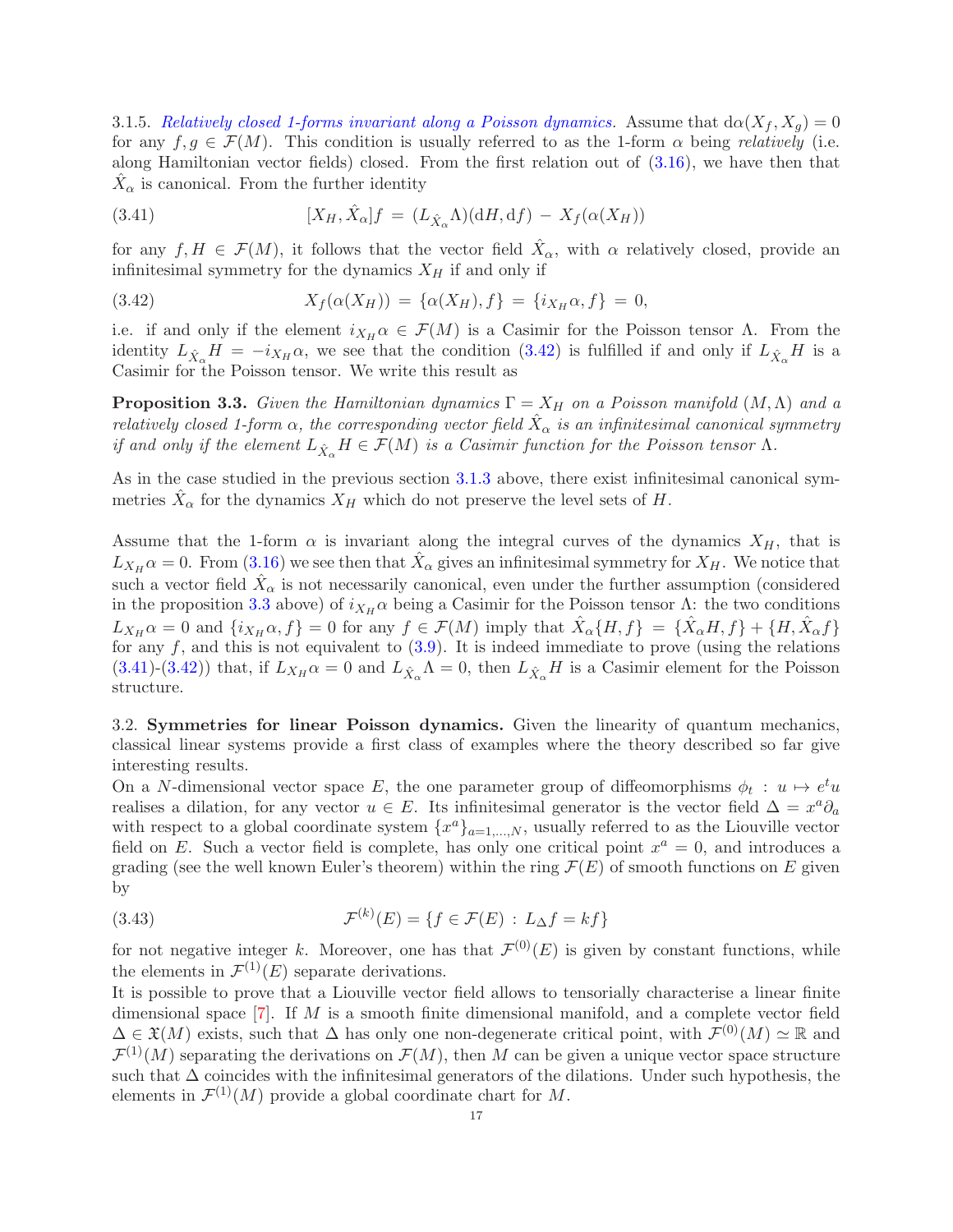3.1.5. *Relatively closed 1-forms invariant along a Poisson dynamics.* Assume that $\mathrm{d}\alpha(X_f, X_g) = 0$ for any $f, g \in \mathcal{F}(M)$. This condition is usually referred to as the 1-form $\alpha$ being *relatively* (i.e. along Hamiltonian vector fields) closed. From the first relation out of (3.16), we have then that $\hat{X}_\alpha$ is canonical. From the further identity

$$
[X_H, \hat{X}_\alpha]f \,=\, (L_{\hat{X}_\alpha}\Lambda)(\mathrm{d}H, \mathrm{d}f) \,-\, X_f(\alpha(X_H)) \tag{3.41}
$$

for any $f, H \in \mathcal{F}(M)$, it follows that the vector field $\hat{X}_\alpha$, with $\alpha$ relatively closed, provide an infinitesimal symmetry for the dynamics $X_H$ if and only if

$$
X_f(\alpha(X_H)) \,=\, \{\alpha(X_H), f\} \,=\, \{i_{X_H}\alpha, f\} \,=\, 0, \tag{3.42}
$$

i.e. if and only if the element $i_{X_H}\alpha \in \mathcal{F}(M)$ is a Casimir for the Poisson tensor $\Lambda$. From the identity $L_{\hat{X}_\alpha}H = -i_{X_H}\alpha$, we see that the condition (3.42) is fulfilled if and only if $L_{\hat{X}_\alpha}H$ is a Casimir for the Poisson tensor. We write this result as

**Proposition 3.3.** *Given the Hamiltonian dynamics $\Gamma = X_H$ on a Poisson manifold $(M, \Lambda)$ and a relatively closed 1-form $\alpha$, the corresponding vector field $\hat{X}_\alpha$ is an infinitesimal canonical symmetry if and only if the element $L_{\hat{X}_\alpha}H \in \mathcal{F}(M)$ is a Casimir function for the Poisson tensor $\Lambda$.*

As in the case studied in the previous section 3.1.3 above, there exist infinitesimal canonical symmetries $\hat{X}_\alpha$ for the dynamics $X_H$ which do not preserve the level sets of $H$.

Assume that the 1-form $\alpha$ is invariant along the integral curves of the dynamics $X_H$, that is $L_{X_H}\alpha = 0$. From (3.16) we see then that $\hat{X}_\alpha$ gives an infinitesimal symmetry for $X_H$. We notice that such a vector field $\hat{X}_\alpha$ is not necessarily canonical, even under the further assumption (considered in the proposition 3.3 above) of $i_{X_H}\alpha$ being a Casimir for the Poisson tensor $\Lambda$: the two conditions $L_{X_H}\alpha = 0$ and $\{i_{X_H}\alpha, f\} = 0$ for any $f \in \mathcal{F}(M)$ imply that $\hat{X}_\alpha\{H, f\} = \{\hat{X}_\alpha H, f\} + \{H, \hat{X}_\alpha f\}$ for any $f$, and this is not equivalent to (3.9). It is indeed immediate to prove (using the relations (3.41)-(3.42)) that, if $L_{X_H}\alpha = 0$ and $L_{\hat{X}_\alpha}\Lambda = 0$, then $L_{\hat{X}_\alpha}H$ is a Casimir element for the Poisson structure.

3.2. **Symmetries for linear Poisson dynamics.** Given the linearity of quantum mechanics, classical linear systems provide a first class of examples where the theory described so far give interesting results.

On a $N$-dimensional vector space $E$, the one parameter group of diffeomorphisms $\phi_t \,:\, u \mapsto e^t u$ realises a dilation, for any vector $u \in E$. Its infinitesimal generator is the vector field $\Delta = x^a\partial_a$ with respect to a global coordinate system $\{x^a\}_{a=1,\dots,N}$, usually referred to as the Liouville vector field on $E$. Such a vector field is complete, has only one critical point $x^a = 0$, and introduces a grading (see the well known Euler's theorem) within the ring $\mathcal{F}(E)$ of smooth functions on $E$ given by

$$
\mathcal{F}^{(k)}(E) = \{f \in \mathcal{F}(E) \,:\, L_\Delta f = kf\} \tag{3.43}
$$

for not negative integer $k$. Moreover, one has that $\mathcal{F}^{(0)}(E)$ is given by constant functions, while the elements in $\mathcal{F}^{(1)}(E)$ separate derivations.

It is possible to prove that a Liouville vector field allows to tensorially characterise a linear finite dimensional space [7]. If $M$ is a smooth finite dimensional manifold, and a complete vector field $\Delta \in \mathfrak{X}(M)$ exists, such that $\Delta$ has only one non-degenerate critical point, with $\mathcal{F}^{(0)}(M) \simeq \mathbb{R}$ and $\mathcal{F}^{(1)}(M)$ separating the derivations on $\mathcal{F}(M)$, then $M$ can be given a unique vector space structure such that $\Delta$ coincides with the infinitesimal generators of the dilations. Under such hypothesis, the elements in $\mathcal{F}^{(1)}(M)$ provide a global coordinate chart for $M$.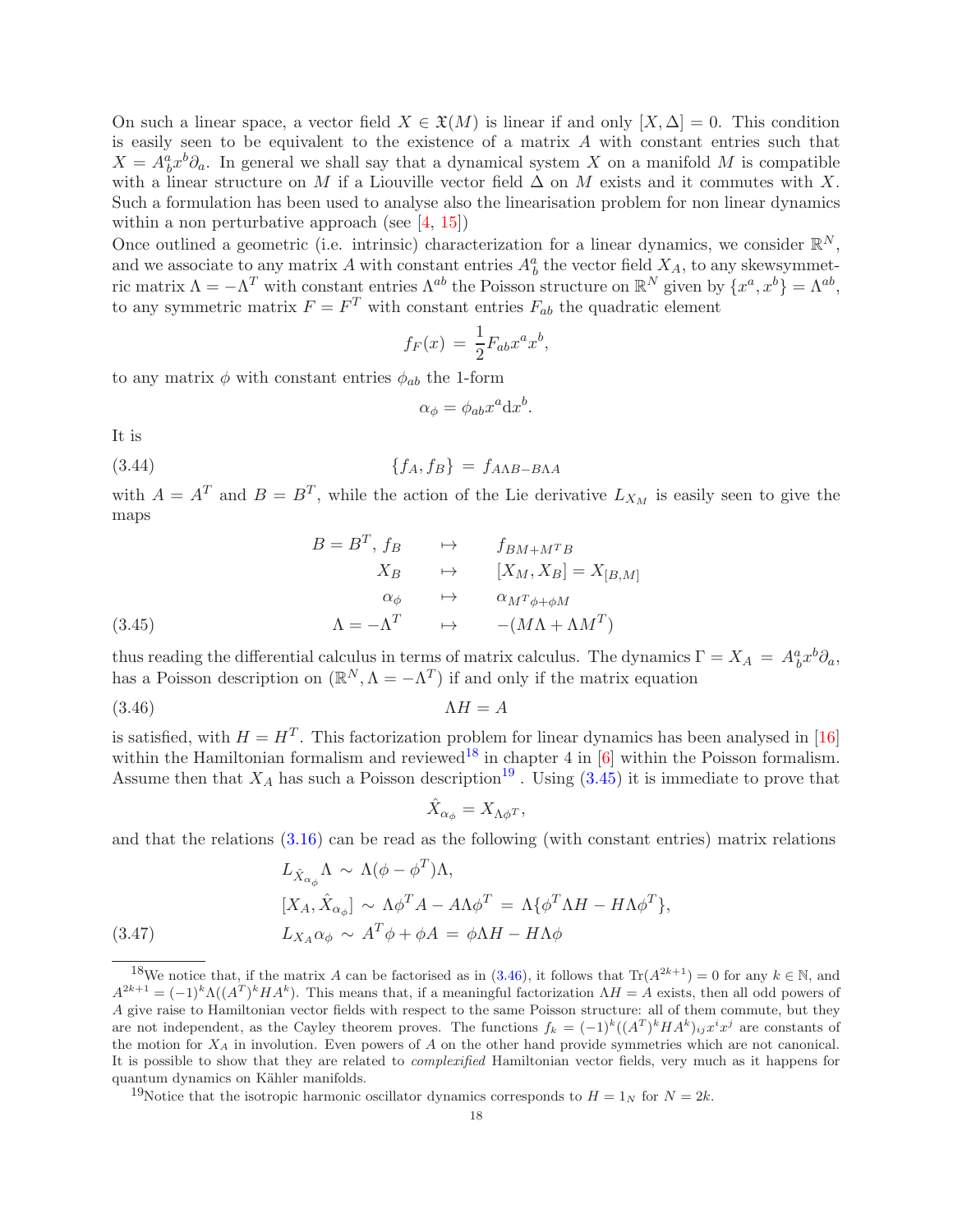On such a linear space, a vector field $X \in \mathfrak{X}(M)$ is linear if and only $[X, \Delta] = 0$. This condition is easily seen to be equivalent to the existence of a matrix $A$ with constant entries such that $X = A^a_b x^b \partial_a$. In general we shall say that a dynamical system $X$ on a manifold $M$ is compatible with a linear structure on $M$ if a Liouville vector field $\Delta$ on $M$ exists and it commutes with $X$. Such a formulation has been used to analyse also the linearisation problem for non linear dynamics within a non perturbative approach (see [4, 15])

Once outlined a geometric (i.e. intrinsic) characterization for a linear dynamics, we consider $\mathbb{R}^N$, and we associate to any matrix $A$ with constant entries $A^a_b$ the vector field $X_A$, to any skewsymmetric matrix $\Lambda = -\Lambda^T$ with constant entries $\Lambda^{ab}$ the Poisson structure on $\mathbb{R}^N$ given by $\{x^a, x^b\} = \Lambda^{ab}$, to any symmetric matrix $F = F^T$ with constant entries $F_{ab}$ the quadratic element

$$f_F(x) \,=\, \frac{1}{2} F_{ab} x^a x^b,$$

to any matrix $\phi$ with constant entries $\phi_{ab}$ the 1-form

$$\alpha_\phi = \phi_{ab} x^a \mathrm{d}x^b.$$

It is

$$\{f_A, f_B\} \,=\, f_{A\Lambda B - B\Lambda A} \tag{3.44}$$

with $A = A^T$ and $B = B^T$, while the action of the Lie derivative $L_{X_M}$ is easily seen to give the maps

$$\begin{aligned}
B = B^T,\, f_B \quad &\mapsto \quad f_{BM + M^T B} \\
X_B \quad &\mapsto \quad [X_M, X_B] = X_{[B,M]} \\
\alpha_\phi \quad &\mapsto \quad \alpha_{M^T\phi + \phi M} \\
\Lambda = -\Lambda^T \quad &\mapsto \quad -(M\Lambda + \Lambda M^T)
\end{aligned} \tag{3.45}$$

thus reading the differential calculus in terms of matrix calculus. The dynamics $\Gamma = X_A \,=\, A^a_b x^b \partial_a$, has a Poisson description on $(\mathbb{R}^N, \Lambda = -\Lambda^T)$ if and only if the matrix equation

$$\Lambda H = A \tag{3.46}$$

is satisfied, with $H = H^T$. This factorization problem for linear dynamics has been analysed in [16] within the Hamiltonian formalism and reviewed[18] in chapter 4 in [6] within the Poisson formalism. Assume then that $X_A$ has such a Poisson description[19]. Using (3.45) it is immediate to prove that

$$\hat{X}_{\alpha_\phi} = X_{\Lambda\phi^T},$$

and that the relations (3.16) can be read as the following (with constant entries) matrix relations

$$\begin{aligned}
&L_{\hat{X}_{\alpha_\phi}} \Lambda \,\sim\, \Lambda(\phi - \phi^T)\Lambda, \\
&[X_A, \hat{X}_{\alpha_\phi}] \,\sim\, \Lambda\phi^T A - A\Lambda\phi^T \,=\, \Lambda\{\phi^T \Lambda H - H\Lambda\phi^T\}, \\
&L_{X_A}\alpha_\phi \,\sim\, A^T\phi + \phi A \,=\, \phi\Lambda H - H\Lambda\phi
\end{aligned} \tag{3.47}$$

---

[18] We notice that, if the matrix $A$ can be factorised as in (3.46), it follows that $\mathrm{Tr}(A^{2k+1}) = 0$ for any $k \in \mathbb{N}$, and $A^{2k+1} = (-1)^k \Lambda((A^T)^k H A^k)$. This means that, if a meaningful factorization $\Lambda H = A$ exists, then all odd powers of $A$ give raise to Hamiltonian vector fields with respect to the same Poisson structure: all of them commute, but they are not independent, as the Cayley theorem proves. The functions $f_k = (-1)^k((A^T)^k H A^k)_{ij} x^i x^j$ are constants of the motion for $X_A$ in involution. Even powers of $A$ on the other hand provide symmetries which are not canonical. It is possible to show that they are related to *complexified* Hamiltonian vector fields, very much as it happens for quantum dynamics on Kähler manifolds.

[19] Notice that the isotropic harmonic oscillator dynamics corresponds to $H = 1_N$ for $N = 2k$.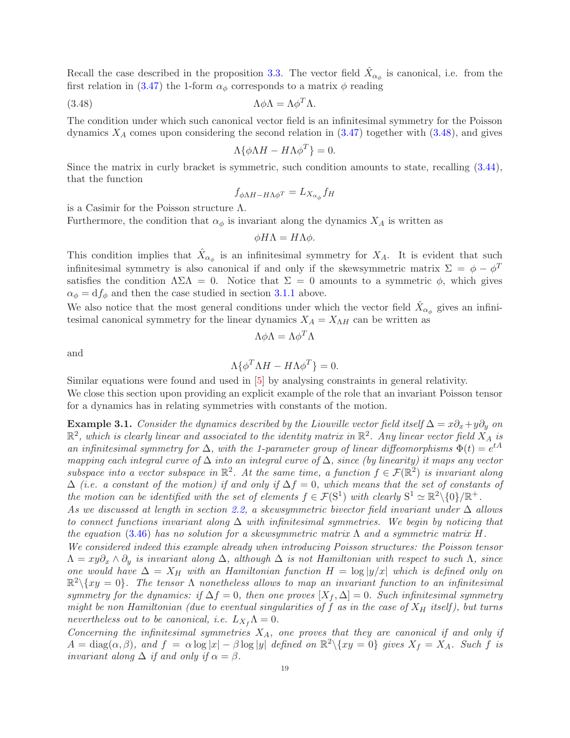Recall the case described in the proposition 3.3. The vector field $\hat{X}_{\alpha_\phi}$ is canonical, i.e. from the first relation in (3.47) the 1-form $\alpha_\phi$ corresponds to a matrix $\phi$ reading

$$\Lambda\phi\Lambda = \Lambda\phi^T\Lambda. \tag{3.48}$$

The condition under which such canonical vector field is an infinitesimal symmetry for the Poisson dynamics $X_A$ comes upon considering the second relation in (3.47) together with (3.48), and gives

$$\Lambda\{\phi\Lambda H - H\Lambda\phi^T\} = 0.$$

Since the matrix in curly bracket is symmetric, such condition amounts to state, recalling (3.44), that the function

$$f_{\phi\Lambda H - H\Lambda\phi^T} = L_{X_{\alpha_\phi}} f_H$$

is a Casimir for the Poisson structure $\Lambda$.

Furthermore, the condition that $\alpha_\phi$ is invariant along the dynamics $X_A$ is written as

$$\phi H\Lambda = H\Lambda\phi.$$

This condition implies that $\hat{X}_{\alpha_\phi}$ is an infinitesimal symmetry for $X_A$. It is evident that such infinitesimal symmetry is also canonical if and only if the skewsymmetric matrix $\Sigma = \phi - \phi^T$ satisfies the condition $\Lambda\Sigma\Lambda = 0$. Notice that $\Sigma = 0$ amounts to a symmetric $\phi$, which gives $\alpha_\phi = \mathrm{d}f_\phi$ and then the case studied in section 3.1.1 above.

We also notice that the most general conditions under which the vector field $\hat{X}_{\alpha_\phi}$ gives an infinitesimal canonical symmetry for the linear dynamics $X_A = X_{\Lambda H}$ can be written as

$$\Lambda\phi\Lambda = \Lambda\phi^T\Lambda$$

and

$$\Lambda\{\phi^T\Lambda H - H\Lambda\phi^T\} = 0.$$

Similar equations were found and used in [5] by analysing constraints in general relativity.

We close this section upon providing an explicit example of the role that an invariant Poisson tensor for a dynamics has in relating symmetries with constants of the motion.

**Example 3.1.** *Consider the dynamics described by the Liouville vector field itself $\Delta = x\partial_x + y\partial_y$ on $\mathbb{R}^2$, which is clearly linear and associated to the identity matrix in $\mathbb{R}^2$. Any linear vector field $X_A$ is an infinitesimal symmetry for $\Delta$, with the 1-parameter group of linear diffeomorphisms $\Phi(t) = e^{tA}$ mapping each integral curve of $\Delta$ into an integral curve of $\Delta$, since (by linearity) it maps any vector subspace into a vector subspace in $\mathbb{R}^2$. At the same time, a function $f \in \mathcal{F}(\mathbb{R}^2)$ is invariant along $\Delta$ (i.e. a constant of the motion) if and only if $\Delta f = 0$, which means that the set of constants of the motion can be identified with the set of elements $f \in \mathcal{F}(\mathrm{S}^1)$ with clearly $\mathrm{S}^1 \simeq \mathbb{R}^2\backslash\{0\}/\mathbb{R}^+$.*

*As we discussed at length in section 2.2, a skewsymmetric bivector field invariant under $\Delta$ allows to connect functions invariant along $\Delta$ with infinitesimal symmetries. We begin by noticing that the equation (3.46) has no solution for a skewsymmetric matrix $\Lambda$ and a symmetric matrix $H$.*

*We considered indeed this example already when introducing Poisson structures: the Poisson tensor $\Lambda = xy\partial_x \wedge \partial_y$ is invariant along $\Delta$, although $\Delta$ is not Hamiltonian with respect to such $\Lambda$, since one would have $\Delta = X_H$ with an Hamiltonian function $H = \log|y/x|$ which is defined only on $\mathbb{R}^2\backslash\{xy = 0\}$. The tensor $\Lambda$ nonetheless allows to map an invariant function to an infinitesimal symmetry for the dynamics: if $\Delta f = 0$, then one proves $[X_f, \Delta] = 0$. Such infinitesimal symmetry might be non Hamiltonian (due to eventual singularities of $f$ as in the case of $X_H$ itself), but turns nevertheless out to be canonical, i.e. $L_{X_f}\Lambda = 0$.*

*Concerning the infinitesimal symmetries $X_A$, one proves that they are canonical if and only if $A = \mathrm{diag}(\alpha, \beta)$, and $f = \alpha\log|x| - \beta\log|y|$ defined on $\mathbb{R}^2\backslash\{xy = 0\}$ gives $X_f = X_A$. Such $f$ is invariant along $\Delta$ if and only if $\alpha = \beta$.*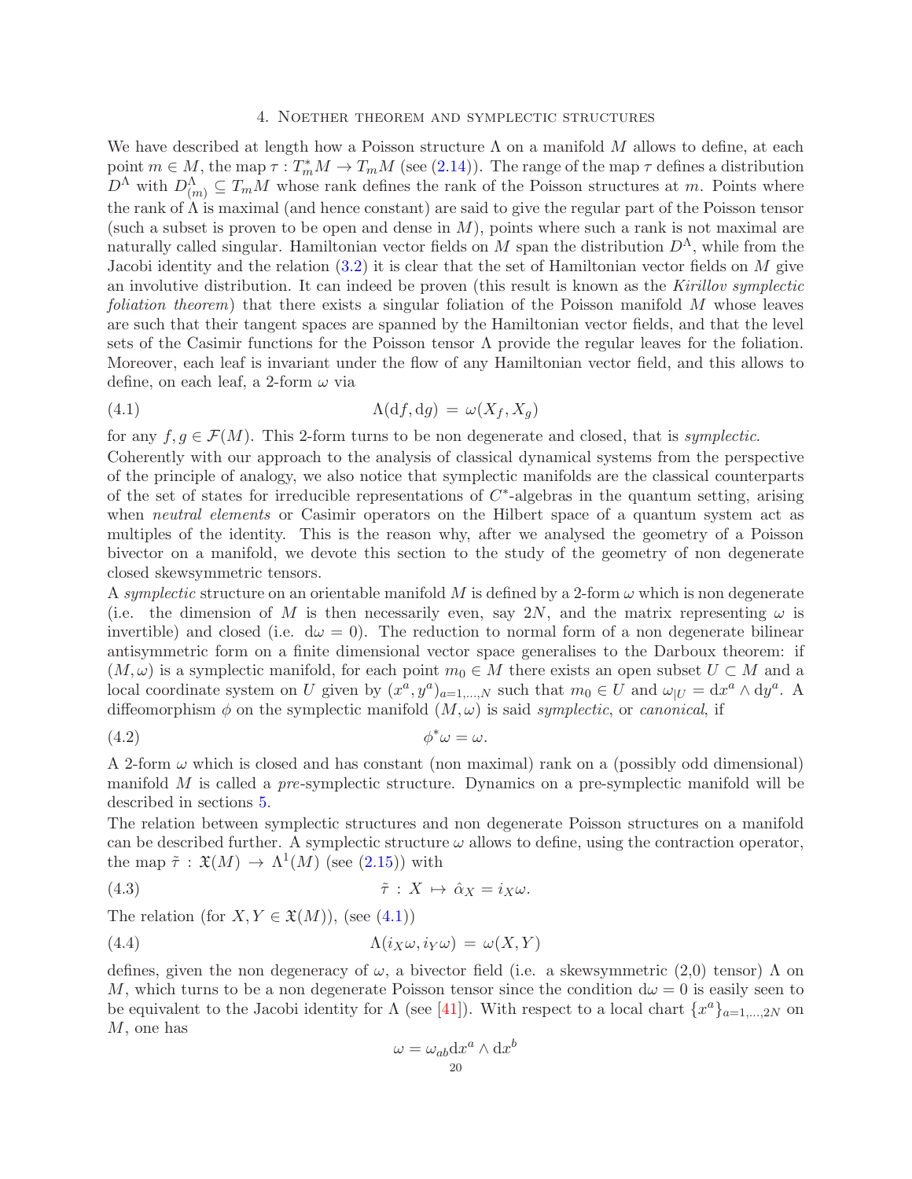## 4. Noether theorem and symplectic structures

We have described at length how a Poisson structure $\Lambda$ on a manifold $M$ allows to define, at each point $m \in M$, the map $\tau : T^*_m M \to T_m M$ (see (2.14)). The range of the map $\tau$ defines a distribution $D^\Lambda$ with $D^\Lambda_{(m)} \subseteq T_m M$ whose rank defines the rank of the Poisson structures at $m$. Points where the rank of $\Lambda$ is maximal (and hence constant) are said to give the regular part of the Poisson tensor (such a subset is proven to be open and dense in $M$), points where such a rank is not maximal are naturally called singular. Hamiltonian vector fields on $M$ span the distribution $D^\Lambda$, while from the Jacobi identity and the relation (3.2) it is clear that the set of Hamiltonian vector fields on $M$ give an involutive distribution. It can indeed be proven (this result is known as the *Kirillov symplectic foliation theorem*) that there exists a singular foliation of the Poisson manifold $M$ whose leaves are such that their tangent spaces are spanned by the Hamiltonian vector fields, and that the level sets of the Casimir functions for the Poisson tensor $\Lambda$ provide the regular leaves for the foliation. Moreover, each leaf is invariant under the flow of any Hamiltonian vector field, and this allows to define, on each leaf, a 2-form $\omega$ via

$$\Lambda(\mathrm{d}f, \mathrm{d}g) = \omega(X_f, X_g) \tag{4.1}$$

for any $f, g \in \mathcal{F}(M)$. This 2-form turns to be non degenerate and closed, that is *symplectic*.

Coherently with our approach to the analysis of classical dynamical systems from the perspective of the principle of analogy, we also notice that symplectic manifolds are the classical counterparts of the set of states for irreducible representations of $C^*$-algebras in the quantum setting, arising when *neutral elements* or Casimir operators on the Hilbert space of a quantum system act as multiples of the identity. This is the reason why, after we analysed the geometry of a Poisson bivector on a manifold, we devote this section to the study of the geometry of non degenerate closed skewsymmetric tensors.

A *symplectic* structure on an orientable manifold $M$ is defined by a 2-form $\omega$ which is non degenerate (i.e. the dimension of $M$ is then necessarily even, say $2N$, and the matrix representing $\omega$ is invertible) and closed (i.e. $\mathrm{d}\omega = 0$). The reduction to normal form of a non degenerate bilinear antisymmetric form on a finite dimensional vector space generalises to the Darboux theorem: if $(M, \omega)$ is a symplectic manifold, for each point $m_0 \in M$ there exists an open subset $U \subset M$ and a local coordinate system on $U$ given by $(x^a, y^a)_{a=1,\dots,N}$ such that $m_0 \in U$ and $\omega_{|U} = \mathrm{d}x^a \wedge \mathrm{d}y^a$. A diffeomorphism $\phi$ on the symplectic manifold $(M, \omega)$ is said *symplectic*, or *canonical*, if

$$\phi^*\omega = \omega. \tag{4.2}$$

A 2-form $\omega$ which is closed and has constant (non maximal) rank on a (possibly odd dimensional) manifold $M$ is called a *pre*-symplectic structure. Dynamics on a pre-symplectic manifold will be described in sections 5.

The relation between symplectic structures and non degenerate Poisson structures on a manifold can be described further. A symplectic structure $\omega$ allows to define, using the contraction operator, the map $\tilde{\tau} : \mathfrak{X}(M) \to \Lambda^1(M)$ (see (2.15)) with

$$\tilde{\tau} : X \mapsto \hat{\alpha}_X = i_X\omega. \tag{4.3}$$

The relation (for $X, Y \in \mathfrak{X}(M)$), (see (4.1))

$$\Lambda(i_X\omega, i_Y\omega) = \omega(X, Y) \tag{4.4}$$

defines, given the non degeneracy of $\omega$, a bivector field (i.e. a skewsymmetric (2,0) tensor) $\Lambda$ on $M$, which turns to be a non degenerate Poisson tensor since the condition $\mathrm{d}\omega = 0$ is easily seen to be equivalent to the Jacobi identity for $\Lambda$ (see [41]). With respect to a local chart $\{x^a\}_{a=1,\dots,2N}$ on $M$, one has

$$\omega = \omega_{ab}\mathrm{d}x^a \wedge \mathrm{d}x^b$$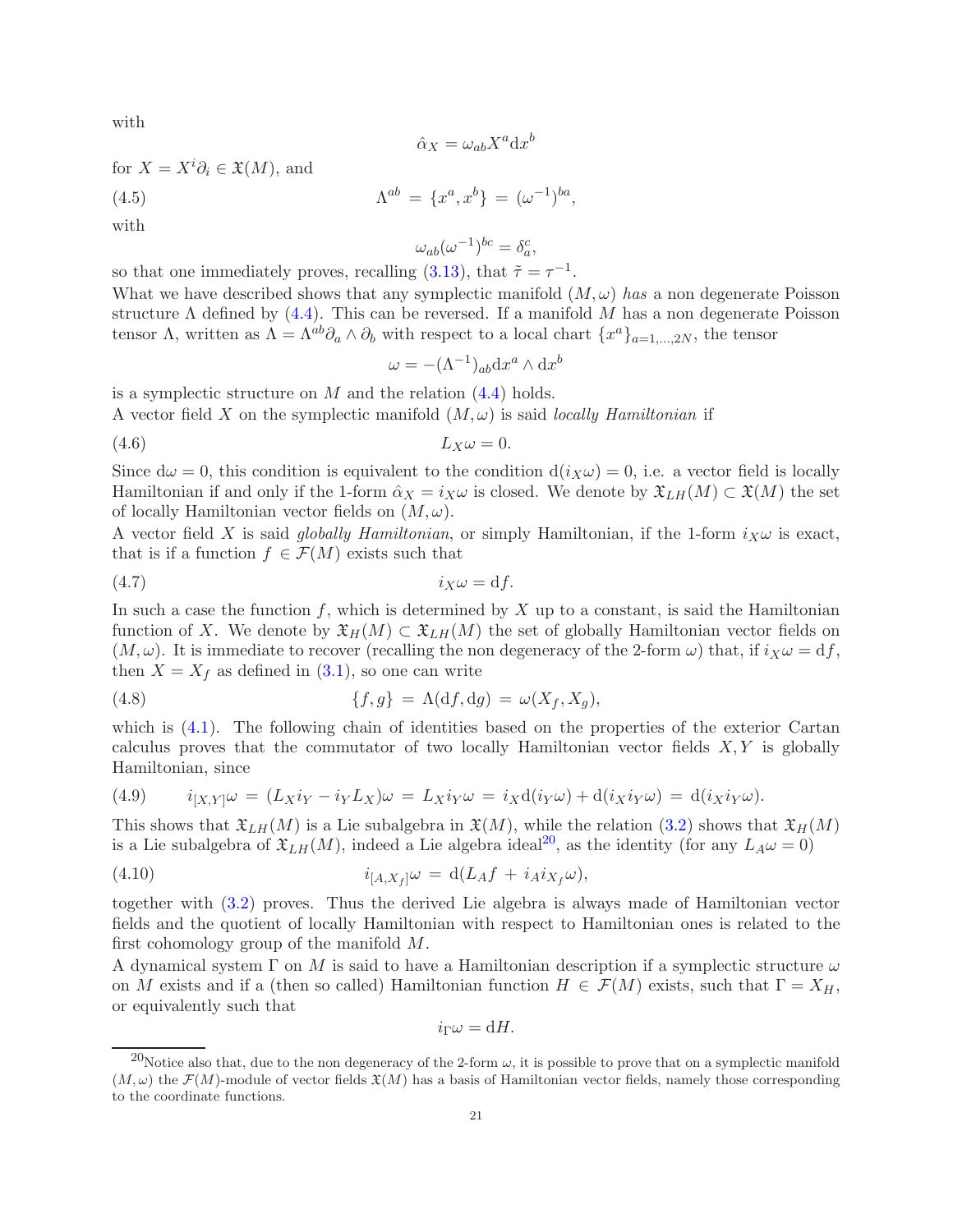with

$$\hat{\alpha}_X = \omega_{ab} X^a \mathrm{d}x^b$$

for $X = X^i \partial_i \in \mathfrak{X}(M)$, and

$$\Lambda^{ab} \,=\, \{x^a, x^b\} \,=\, (\omega^{-1})^{ba}, \tag{4.5}$$

with

$$\omega_{ab}(\omega^{-1})^{bc} = \delta_a^c,$$

so that one immediately proves, recalling (3.13), that $\tilde{\tau} = \tau^{-1}$.

What we have described shows that any symplectic manifold $(M, \omega)$ *has* a non degenerate Poisson structure $\Lambda$ defined by (4.4). This can be reversed. If a manifold $M$ has a non degenerate Poisson tensor $\Lambda$, written as $\Lambda = \Lambda^{ab}\partial_a \wedge \partial_b$ with respect to a local chart $\{x^a\}_{a=1,\dots,2N}$, the tensor

$$\omega = -(\Lambda^{-1})_{ab} \mathrm{d}x^a \wedge \mathrm{d}x^b$$

is a symplectic structure on $M$ and the relation (4.4) holds.

A vector field $X$ on the symplectic manifold $(M, \omega)$ is said *locally Hamiltonian* if

$$L_X \omega = 0. \tag{4.6}$$

Since $\mathrm{d}\omega = 0$, this condition is equivalent to the condition $\mathrm{d}(i_X \omega) = 0$, i.e. a vector field is locally Hamiltonian if and only if the 1-form $\hat{\alpha}_X = i_X \omega$ is closed. We denote by $\mathfrak{X}_{LH}(M) \subset \mathfrak{X}(M)$ the set of locally Hamiltonian vector fields on $(M, \omega)$.

A vector field $X$ is said *globally Hamiltonian*, or simply Hamiltonian, if the 1-form $i_X \omega$ is exact, that is if a function $f \in \mathcal{F}(M)$ exists such that

$$i_X \omega = \mathrm{d}f. \tag{4.7}$$

In such a case the function $f$, which is determined by $X$ up to a constant, is said the Hamiltonian function of $X$. We denote by $\mathfrak{X}_H(M) \subset \mathfrak{X}_{LH}(M)$ the set of globally Hamiltonian vector fields on $(M, \omega)$. It is immediate to recover (recalling the non degeneracy of the 2-form $\omega$) that, if $i_X \omega = \mathrm{d}f$, then $X = X_f$ as defined in (3.1), so one can write

$$\{f, g\} \,=\, \Lambda(\mathrm{d}f, \mathrm{d}g) \,=\, \omega(X_f, X_g), \tag{4.8}$$

which is (4.1). The following chain of identities based on the properties of the exterior Cartan calculus proves that the commutator of two locally Hamiltonian vector fields $X, Y$ is globally Hamiltonian, since

$$i_{[X,Y]}\omega \,=\, (L_X i_Y - i_Y L_X)\omega \,=\, L_X i_Y \omega \,=\, i_X \mathrm{d}(i_Y \omega) + \mathrm{d}(i_X i_Y \omega) \,=\, \mathrm{d}(i_X i_Y \omega). \tag{4.9}$$

This shows that $\mathfrak{X}_{LH}(M)$ is a Lie subalgebra in $\mathfrak{X}(M)$, while the relation (3.2) shows that $\mathfrak{X}_H(M)$ is a Lie subalgebra of $\mathfrak{X}_{LH}(M)$, indeed a Lie algebra ideal[20], as the identity (for any $L_A \omega = 0$)

$$i_{[A, X_f]}\omega \,=\, \mathrm{d}(L_A f \,+\, i_A i_{X_f} \omega), \tag{4.10}$$

together with (3.2) proves. Thus the derived Lie algebra is always made of Hamiltonian vector fields and the quotient of locally Hamiltonian with respect to Hamiltonian ones is related to the first cohomology group of the manifold $M$.

A dynamical system $\Gamma$ on $M$ is said to have a Hamiltonian description if a symplectic structure $\omega$ on $M$ exists and if a (then so called) Hamiltonian function $H \in \mathcal{F}(M)$ exists, such that $\Gamma = X_H$, or equivalently such that

$$i_\Gamma \omega = \mathrm{d}H.$$

---

[20] Notice also that, due to the non degeneracy of the 2-form $\omega$, it is possible to prove that on a symplectic manifold $(M, \omega)$ the $\mathcal{F}(M)$-module of vector fields $\mathfrak{X}(M)$ has a basis of Hamiltonian vector fields, namely those corresponding to the coordinate functions.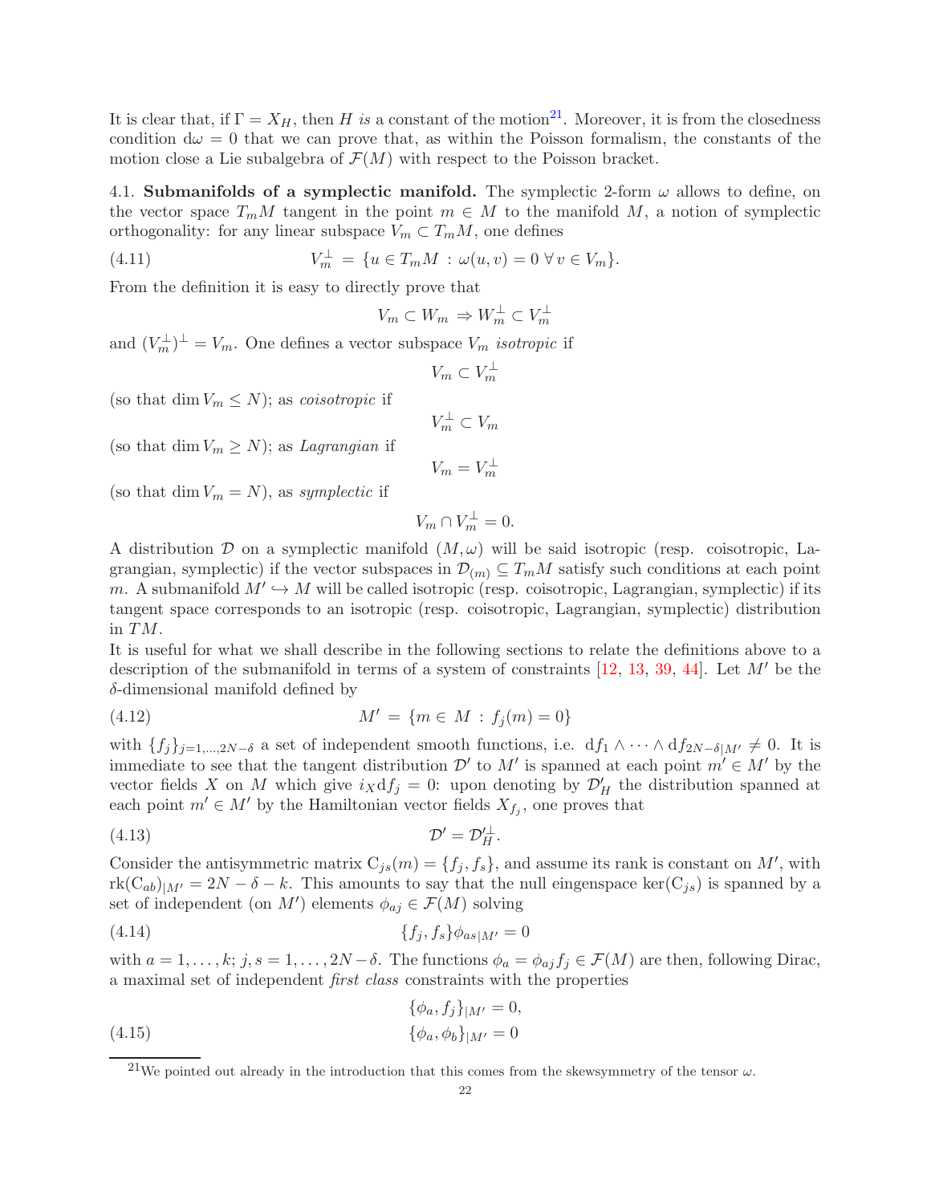It is clear that, if $\Gamma = X_H$, then $H$ *is* a constant of the motion[21]. Moreover, it is from the closedness condition $\mathrm{d}\omega = 0$ that we can prove that, as within the Poisson formalism, the constants of the motion close a Lie subalgebra of $\mathcal{F}(M)$ with respect to the Poisson bracket.

4.1. **Submanifolds of a symplectic manifold.** The symplectic 2-form $\omega$ allows to define, on the vector space $T_mM$ tangent in the point $m \in M$ to the manifold $M$, a notion of symplectic orthogonality: for any linear subspace $V_m \subset T_mM$, one defines

$$V_m^{\perp} = \{u \in T_mM \, : \, \omega(u,v) = 0 \; \forall \, v \in V_m\}. \tag{4.11}$$

From the definition it is easy to directly prove that

$$V_m \subset W_m \Rightarrow W_m^{\perp} \subset V_m^{\perp}$$

and $(V_m^{\perp})^{\perp} = V_m$. One defines a vector subspace $V_m$ *isotropic* if

$$V_m \subset V_m^{\perp}$$

(so that $\dim V_m \leq N$); as *coisotropic* if

$$V_m^{\perp} \subset V_m$$

(so that $\dim V_m \geq N$); as *Lagrangian* if

$$V_m = V_m^{\perp}$$

(so that $\dim V_m = N$), as *symplectic* if

$$V_m \cap V_m^{\perp} = 0.$$

A distribution $\mathcal{D}$ on a symplectic manifold $(M, \omega)$ will be said isotropic (resp. coisotropic, Lagrangian, symplectic) if the vector subspaces in $\mathcal{D}_{(m)} \subseteq T_mM$ satisfy such conditions at each point $m$. A submanifold $M' \hookrightarrow M$ will be called isotropic (resp. coisotropic, Lagrangian, symplectic) if its tangent space corresponds to an isotropic (resp. coisotropic, Lagrangian, symplectic) distribution in $TM$.

It is useful for what we shall describe in the following sections to relate the definitions above to a description of the submanifold in terms of a system of constraints [12, 13, 39, 44]. Let $M'$ be the $\delta$-dimensional manifold defined by

$$M' = \{m \in M \, : \, f_j(m) = 0\} \tag{4.12}$$

with $\{f_j\}_{j=1,\dots,2N-\delta}$ a set of independent smooth functions, i.e. $\mathrm{d}f_1 \wedge \cdots \wedge \mathrm{d}f_{2N-\delta|M'} \neq 0$. It is immediate to see that the tangent distribution $\mathcal{D}'$ to $M'$ is spanned at each point $m' \in M'$ by the vector fields $X$ on $M$ which give $i_X \mathrm{d}f_j = 0$: upon denoting by $\mathcal{D}'_H$ the distribution spanned at each point $m' \in M'$ by the Hamiltonian vector fields $X_{f_j}$, one proves that

$$\mathcal{D}' = \mathcal{D}'^{\perp}_H. \tag{4.13}$$

Consider the antisymmetric matrix $\mathrm{C}_{js}(m) = \{f_j, f_s\}$, and assume its rank is constant on $M'$, with $\mathrm{rk}(\mathrm{C}_{ab})_{|M'} = 2N - \delta - k$. This amounts to say that the null eingenspace $\ker(\mathrm{C}_{js})$ is spanned by a set of independent (on $M'$) elements $\phi_{aj} \in \mathcal{F}(M)$ solving

$$\{f_j, f_s\}\phi_{as|M'} = 0 \tag{4.14}$$

with $a = 1, \dots, k$; $j, s = 1, \dots, 2N-\delta$. The functions $\phi_a = \phi_{aj} f_j \in \mathcal{F}(M)$ are then, following Dirac, a maximal set of independent *first class* constraints with the properties

$$\begin{aligned} \{\phi_a, f_j\}_{|M'} &= 0, \\ \{\phi_a, \phi_b\}_{|M'} &= 0 \end{aligned} \tag{4.15}$$

[21] We pointed out already in the introduction that this comes from the skewsymmetry of the tensor $\omega$.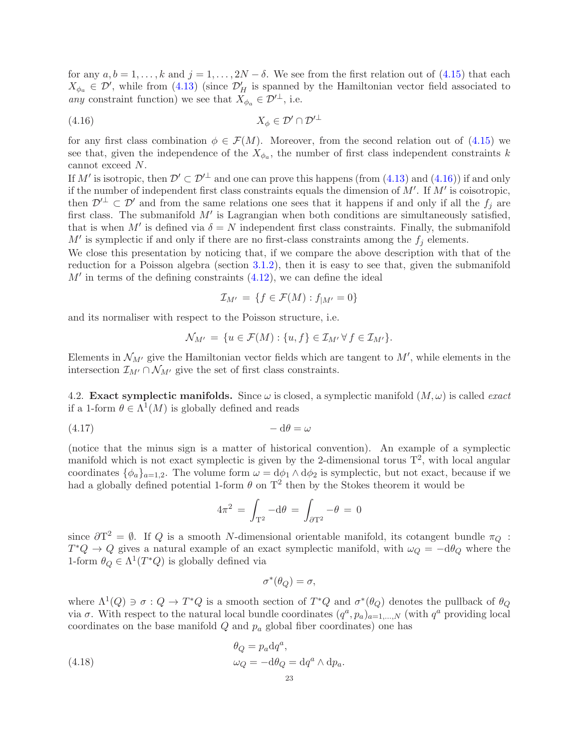for any $a, b = 1, \ldots, k$ and $j = 1, \ldots, 2N - \delta$. We see from the first relation out of (4.15) that each $X_{\phi_a} \in \mathcal{D}'$, while from (4.13) (since $\mathcal{D}'_H$ is spanned by the Hamiltonian vector field associated to *any* constraint function) we see that $X_{\phi_a} \in \mathcal{D}'^{\perp}$, i.e.

$$X_{\phi} \in \mathcal{D}' \cap \mathcal{D}'^{\perp} \tag{4.16}$$

for any first class combination $\phi \in \mathcal{F}(M)$. Moreover, from the second relation out of (4.15) we see that, given the independence of the $X_{\phi_a}$, the number of first class independent constraints $k$ cannot exceed $N$.

If $M'$ is isotropic, then $\mathcal{D}' \subset \mathcal{D}'^{\perp}$ and one can prove this happens (from (4.13) and (4.16)) if and only if the number of independent first class constraints equals the dimension of $M'$. If $M'$ is coisotropic, then $\mathcal{D}'^{\perp} \subset \mathcal{D}'$ and from the same relations one sees that it happens if and only if all the $f_j$ are first class. The submanifold $M'$ is Lagrangian when both conditions are simultaneously satisfied, that is when $M'$ is defined via $\delta = N$ independent first class constraints. Finally, the submanifold $M'$ is symplectic if and only if there are no first-class constraints among the $f_j$ elements.

We close this presentation by noticing that, if we compare the above description with that of the reduction for a Poisson algebra (section 3.1.2), then it is easy to see that, given the submanifold $M'$ in terms of the defining constraints (4.12), we can define the ideal

$$\mathcal{I}_{M'} \,=\, \{f \in \mathcal{F}(M) : f_{|M'} = 0\}$$

and its normaliser with respect to the Poisson structure, i.e.

$$\mathcal{N}_{M'} \,=\, \{u \in \mathcal{F}(M) : \{u, f\} \in \mathcal{I}_{M'} \, \forall \, f \in \mathcal{I}_{M'}\}.$$

Elements in $\mathcal{N}_{M'}$ give the Hamiltonian vector fields which are tangent to $M'$, while elements in the intersection $\mathcal{I}_{M'} \cap \mathcal{N}_{M'}$ give the set of first class constraints.

4.2. **Exact symplectic manifolds.** Since $\omega$ is closed, a symplectic manifold $(M, \omega)$ is called *exact* if a 1-form $\theta \in \Lambda^1(M)$ is globally defined and reads

$$-\,\mathrm{d}\theta = \omega \tag{4.17}$$

(notice that the minus sign is a matter of historical convention). An example of a symplectic manifold which is not exact symplectic is given by the 2-dimensional torus $\mathrm{T}^2$, with local angular coordinates $\{\phi_a\}_{a=1,2}$. The volume form $\omega = \mathrm{d}\phi_1 \wedge \mathrm{d}\phi_2$ is symplectic, but not exact, because if we had a globally defined potential 1-form $\theta$ on $\mathrm{T}^2$ then by the Stokes theorem it would be

$$4\pi^2 \,=\, \int_{\mathrm{T}^2} -\mathrm{d}\theta \,=\, \int_{\partial \mathrm{T}^2} -\theta \,=\, 0$$

since $\partial \mathrm{T}^2 = \emptyset$. If $Q$ is a smooth $N$-dimensional orientable manifold, its cotangent bundle $\pi_Q : T^*Q \to Q$ gives a natural example of an exact symplectic manifold, with $\omega_Q = -\mathrm{d}\theta_Q$ where the 1-form $\theta_Q \in \Lambda^1(T^*Q)$ is globally defined via

$$\sigma^*(\theta_Q) = \sigma,$$

where $\Lambda^1(Q) \ni \sigma : Q \to T^*Q$ is a smooth section of $T^*Q$ and $\sigma^*(\theta_Q)$ denotes the pullback of $\theta_Q$ via $\sigma$. With respect to the natural local bundle coordinates $(q^a, p_a)_{a=1,\ldots,N}$ (with $q^a$ providing local coordinates on the base manifold $Q$ and $p_a$ global fiber coordinates) one has

$$\begin{aligned} \theta_Q &= p_a \mathrm{d}q^a, \\ \omega_Q &= -\mathrm{d}\theta_Q = \mathrm{d}q^a \wedge \mathrm{d}p_a. \end{aligned} \tag{4.18}$$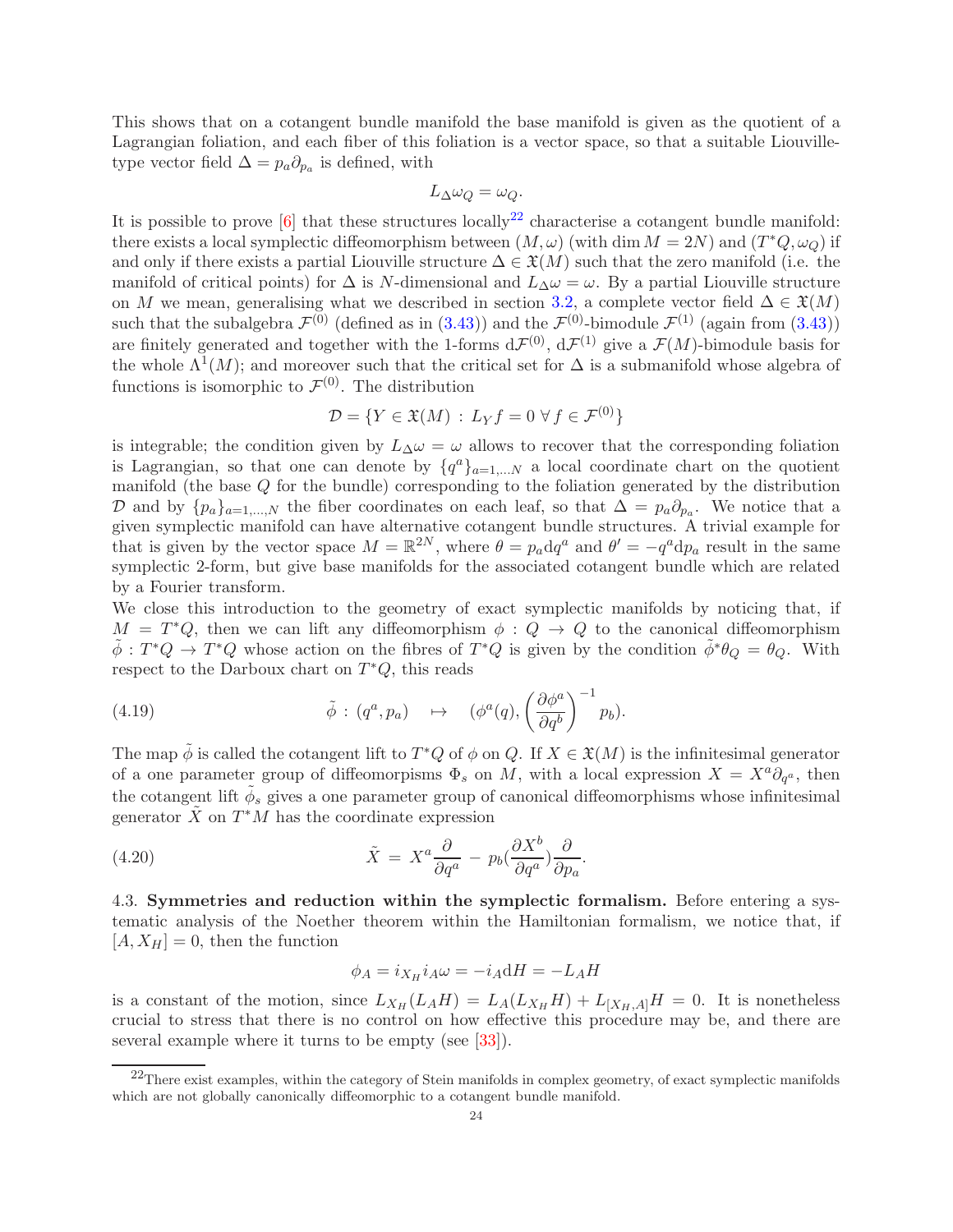This shows that on a cotangent bundle manifold the base manifold is given as the quotient of a Lagrangian foliation, and each fiber of this foliation is a vector space, so that a suitable Liouville-type vector field $\Delta = p_a \partial_{p_a}$ is defined, with

$$L_\Delta \omega_Q = \omega_Q.$$

It is possible to prove [6] that these structures locally[22] characterise a cotangent bundle manifold: there exists a local symplectic diffeomorphism between $(M, \omega)$ (with $\dim M = 2N$) and $(T^*Q, \omega_Q)$ if and only if there exists a partial Liouville structure $\Delta \in \mathfrak{X}(M)$ such that the zero manifold (i.e. the manifold of critical points) for $\Delta$ is $N$-dimensional and $L_\Delta \omega = \omega$. By a partial Liouville structure on $M$ we mean, generalising what we described in section 3.2, a complete vector field $\Delta \in \mathfrak{X}(M)$ such that the subalgebra $\mathcal{F}^{(0)}$ (defined as in (3.43)) and the $\mathcal{F}^{(0)}$-bimodule $\mathcal{F}^{(1)}$ (again from (3.43)) are finitely generated and together with the 1-forms $\mathrm{d}\mathcal{F}^{(0)}$, $\mathrm{d}\mathcal{F}^{(1)}$ give a $\mathcal{F}(M)$-bimodule basis for the whole $\Lambda^1(M)$; and moreover such that the critical set for $\Delta$ is a submanifold whose algebra of functions is isomorphic to $\mathcal{F}^{(0)}$. The distribution

$$\mathcal{D} = \{Y \in \mathfrak{X}(M) \, : \, L_Y f = 0 \; \forall \, f \in \mathcal{F}^{(0)}\}$$

is integrable; the condition given by $L_\Delta \omega = \omega$ allows to recover that the corresponding foliation is Lagrangian, so that one can denote by $\{q^a\}_{a=1,\dots N}$ a local coordinate chart on the quotient manifold (the base $Q$ for the bundle) corresponding to the foliation generated by the distribution $\mathcal{D}$ and by $\{p_a\}_{a=1,\dots,N}$ the fiber coordinates on each leaf, so that $\Delta = p_a \partial_{p_a}$. We notice that a given symplectic manifold can have alternative cotangent bundle structures. A trivial example for that is given by the vector space $M = \mathbb{R}^{2N}$, where $\theta = p_a \mathrm{d}q^a$ and $\theta' = -q^a \mathrm{d}p_a$ result in the same symplectic 2-form, but give base manifolds for the associated cotangent bundle which are related by a Fourier transform.

We close this introduction to the geometry of exact symplectic manifolds by noticing that, if $M = T^*Q$, then we can lift any diffeomorphism $\phi : Q \to Q$ to the canonical diffeomorphism $\tilde{\phi} : T^*Q \to T^*Q$ whose action on the fibres of $T^*Q$ is given by the condition $\tilde{\phi}^* \theta_Q = \theta_Q$. With respect to the Darboux chart on $T^*Q$, this reads

$$\tilde{\phi} \, : \, (q^a, p_a) \quad \mapsto \quad (\phi^a(q), \left(\frac{\partial \phi^a}{\partial q^b}\right)^{-1} p_b). \tag{4.19}$$

The map $\tilde{\phi}$ is called the cotangent lift to $T^*Q$ of $\phi$ on $Q$. If $X \in \mathfrak{X}(M)$ is the infinitesimal generator of a one parameter group of diffeomorpisms $\Phi_s$ on $M$, with a local expression $X = X^a \partial_{q^a}$, then the cotangent lift $\tilde{\phi}_s$ gives a one parameter group of canonical diffeomorphisms whose infinitesimal generator $\tilde{X}$ on $T^*M$ has the coordinate expression

$$\tilde{X} \, = \, X^a \frac{\partial}{\partial q^a} \, - \, p_b (\frac{\partial X^b}{\partial q^a}) \frac{\partial}{\partial p_a}. \tag{4.20}$$

### 4.3. Symmetries and reduction within the symplectic formalism.

Before entering a systematic analysis of the Noether theorem within the Hamiltonian formalism, we notice that, if $[A, X_H] = 0$, then the function

$$\phi_A = i_{X_H} i_A \omega = -i_A \mathrm{d}H = -L_A H$$

is a constant of the motion, since $L_{X_H}(L_A H) = L_A(L_{X_H} H) + L_{[X_H, A]} H = 0$. It is nonetheless crucial to stress that there is no control on how effective this procedure may be, and there are several example where it turns to be empty (see [33]).

[22] There exist examples, within the category of Stein manifolds in complex geometry, of exact symplectic manifolds which are not globally canonically diffeomorphic to a cotangent bundle manifold.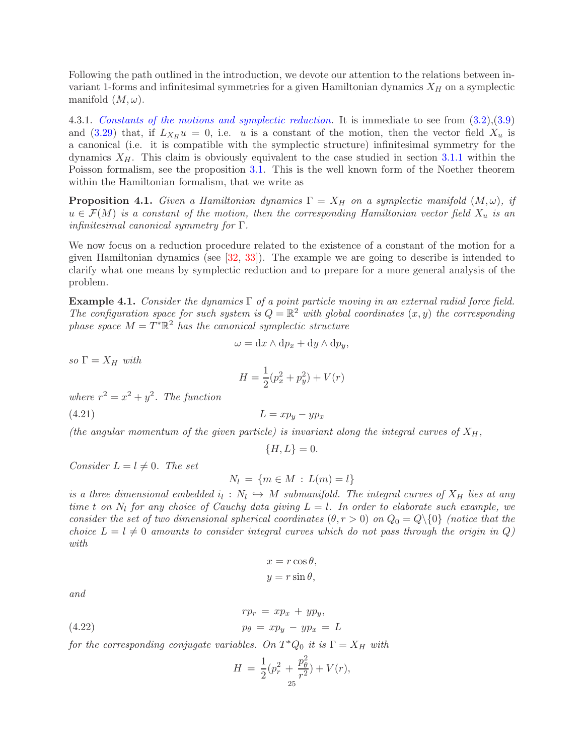Following the path outlined in the introduction, we devote our attention to the relations between invariant 1-forms and infinitesimal symmetries for a given Hamiltonian dynamics $X_H$ on a symplectic manifold $(M, \omega)$.

4.3.1. *Constants of the motions and symplectic reduction.* It is immediate to see from (3.2),(3.9) and (3.29) that, if $L_{X_H} u = 0$, i.e. $u$ is a constant of the motion, then the vector field $X_u$ is a canonical (i.e. it is compatible with the symplectic structure) infinitesimal symmetry for the dynamics $X_H$. This claim is obviously equivalent to the case studied in section 3.1.1 within the Poisson formalism, see the proposition 3.1. This is the well known form of the Noether theorem within the Hamiltonian formalism, that we write as

**Proposition 4.1.** *Given a Hamiltonian dynamics $\Gamma = X_H$ on a symplectic manifold $(M, \omega)$, if $u \in \mathcal{F}(M)$ is a constant of the motion, then the corresponding Hamiltonian vector field $X_u$ is an infinitesimal canonical symmetry for $\Gamma$.*

We now focus on a reduction procedure related to the existence of a constant of the motion for a given Hamiltonian dynamics (see [32, 33]). The example we are going to describe is intended to clarify what one means by symplectic reduction and to prepare for a more general analysis of the problem.

**Example 4.1.** *Consider the dynamics $\Gamma$ of a point particle moving in an external radial force field. The configuration space for such system is $Q = \mathbb{R}^2$ with global coordinates $(x, y)$ the corresponding phase space $M = T^*\mathbb{R}^2$ has the canonical symplectic structure*

$$\omega = \mathrm{d}x \wedge \mathrm{d}p_x + \mathrm{d}y \wedge \mathrm{d}p_y,$$

*so $\Gamma = X_H$ with*

$$H = \frac{1}{2}(p_x^2 + p_y^2) + V(r)$$

*where $r^2 = x^2 + y^2$. The function*

$$L = xp_y - yp_x \tag{4.21}$$

*(the angular momentum of the given particle) is invariant along the integral curves of $X_H$,*

$$\{H, L\} = 0.$$

*Consider $L = l \neq 0$. The set*

$$N_l \,=\, \{m \in M \,:\, L(m) = l\}$$

*is a three dimensional embedded $i_l : N_l \hookrightarrow M$ submanifold. The integral curves of $X_H$ lies at any time $t$ on $N_l$ for any choice of Cauchy data giving $L = l$. In order to elaborate such example, we consider the set of two dimensional spherical coordinates $(\theta, r > 0)$ on $Q_0 = Q \backslash \{0\}$ (notice that the choice $L = l \neq 0$ amounts to consider integral curves which do not pass through the origin in $Q$) with*

$$x = r\cos\theta,$$
$$y = r\sin\theta,$$

*and*

$$rp_r \,=\, xp_x \,+\, yp_y,$$
$$p_\theta \,=\, xp_y \,-\, yp_x \,=\, L \tag{4.22}$$

*for the corresponding conjugate variables. On $T^*Q_0$ it is $\Gamma = X_H$ with*

$$H \,=\, \frac{1}{2}(p_r^2 \,+\, \frac{p_\theta^2}{r^2}) + V(r),$$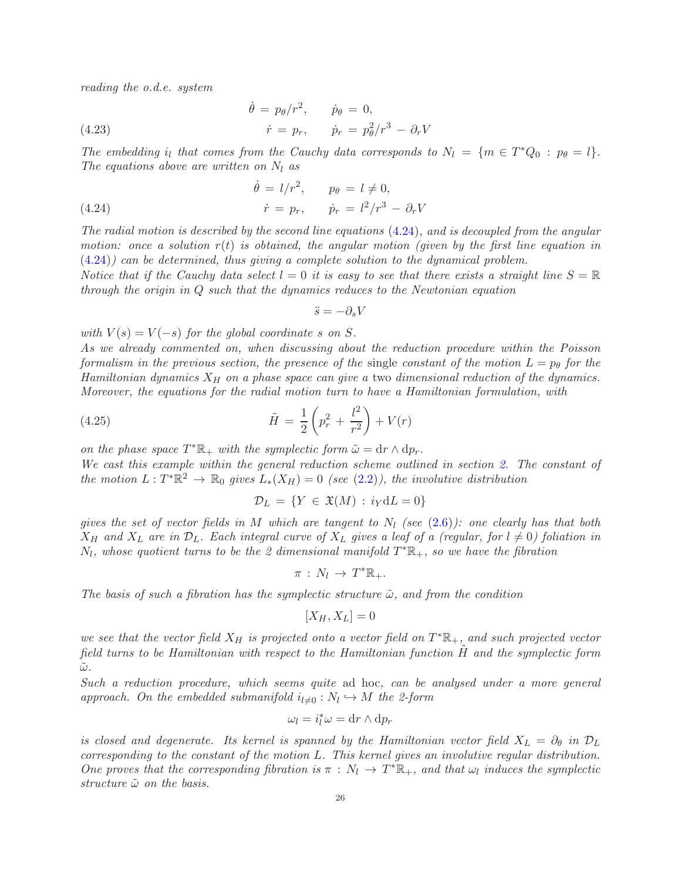*reading the o.d.e. system*

$$
\begin{aligned}
\dot{\theta} \,&=\, p_\theta/r^2, \qquad \dot{p}_\theta \,=\, 0, \\
\dot{r} \,&=\, p_r, \qquad \dot{p}_r \,=\, p_\theta^2/r^3 \,-\, \partial_r V
\end{aligned}
\tag{4.23}
$$

*The embedding $i_l$ that comes from the Cauchy data corresponds to $N_l = \{m \in T^*Q_0 \,:\, p_\theta = l\}$. The equations above are written on $N_l$ as*

$$
\begin{aligned}
\dot{\theta} \,&=\, l/r^2, \qquad p_\theta \,=\, l \neq 0, \\
\dot{r} \,&=\, p_r, \qquad \dot{p}_r \,=\, l^2/r^3 \,-\, \partial_r V
\end{aligned}
\tag{4.24}
$$

*The radial motion is described by the second line equations (4.24), and is decoupled from the angular motion: once a solution $r(t)$ is obtained, the angular motion (given by the first line equation in (4.24)) can be determined, thus giving a complete solution to the dynamical problem.*
*Notice that if the Cauchy data select $l = 0$ it is easy to see that there exists a straight line $S = \mathbb{R}$ through the origin in $Q$ such that the dynamics reduces to the Newtonian equation*

$$
\ddot{s} = -\partial_s V
$$

*with $V(s) = V(-s)$ for the global coordinate $s$ on $S$.*
*As we already commented on, when discussing about the reduction procedure within the Poisson formalism in the previous section, the presence of the* single *constant of the motion $L = p_\theta$ for the Hamiltonian dynamics $X_H$ on a phase space can give a* two *dimensional reduction of the dynamics. Moreover, the equations for the radial motion turn to have a Hamiltonian formulation, with*

$$
\tilde{H} \,=\, \frac{1}{2}\left(p_r^2 \,+\, \frac{l^2}{r^2}\right) + V(r)
\tag{4.25}
$$

*on the phase space $T^*\mathbb{R}_+$ with the symplectic form $\tilde{\omega} = \mathrm{d}r \wedge \mathrm{d}p_r$.*
*We cast this example within the general reduction scheme outlined in section 2. The constant of the motion $L : T^*\mathbb{R}^2 \to \mathbb{R}_0$ gives $L_*(X_H) = 0$ (see (2.2)), the involutive distribution*

$$
\mathcal{D}_L \,=\, \{Y \,\in\, \mathfrak{X}(M) \,:\, i_Y \mathrm{d}L = 0\}
$$

*gives the set of vector fields in $M$ which are tangent to $N_l$ (see (2.6)): one clearly has that both $X_H$ and $X_L$ are in $\mathcal{D}_L$. Each integral curve of $X_L$ gives a leaf of a (regular, for $l \neq 0$) foliation in $N_l$, whose quotient turns to be the 2 dimensional manifold $T^*\mathbb{R}_+$, so we have the fibration*

$$
\pi \,:\, N_l \,\to\, T^*\mathbb{R}_+.
$$

*The basis of such a fibration has the symplectic structure $\tilde{\omega}$, and from the condition*

$$
[X_H, X_L] = 0
$$

*we see that the vector field $X_H$ is projected onto a vector field on $T^*\mathbb{R}_+$, and such projected vector field turns to be Hamiltonian with respect to the Hamiltonian function $\tilde{H}$ and the symplectic form $\tilde{\omega}$.*
*Such a reduction procedure, which seems quite* ad hoc*, can be analysed under a more general approach. On the embedded submanifold $i_{l\neq 0} : N_l \hookrightarrow M$ the 2-form*

$$
\omega_l = i_l^* \omega = \mathrm{d}r \wedge \mathrm{d}p_r
$$

*is closed and degenerate. Its kernel is spanned by the Hamiltonian vector field $X_L = \partial_\theta$ in $\mathcal{D}_L$ corresponding to the constant of the motion $L$. This kernel gives an involutive regular distribution. One proves that the corresponding fibration is $\pi \,:\, N_l \,\to\, T^*\mathbb{R}_+$, and that $\omega_l$ induces the symplectic structure $\tilde{\omega}$ on the basis.*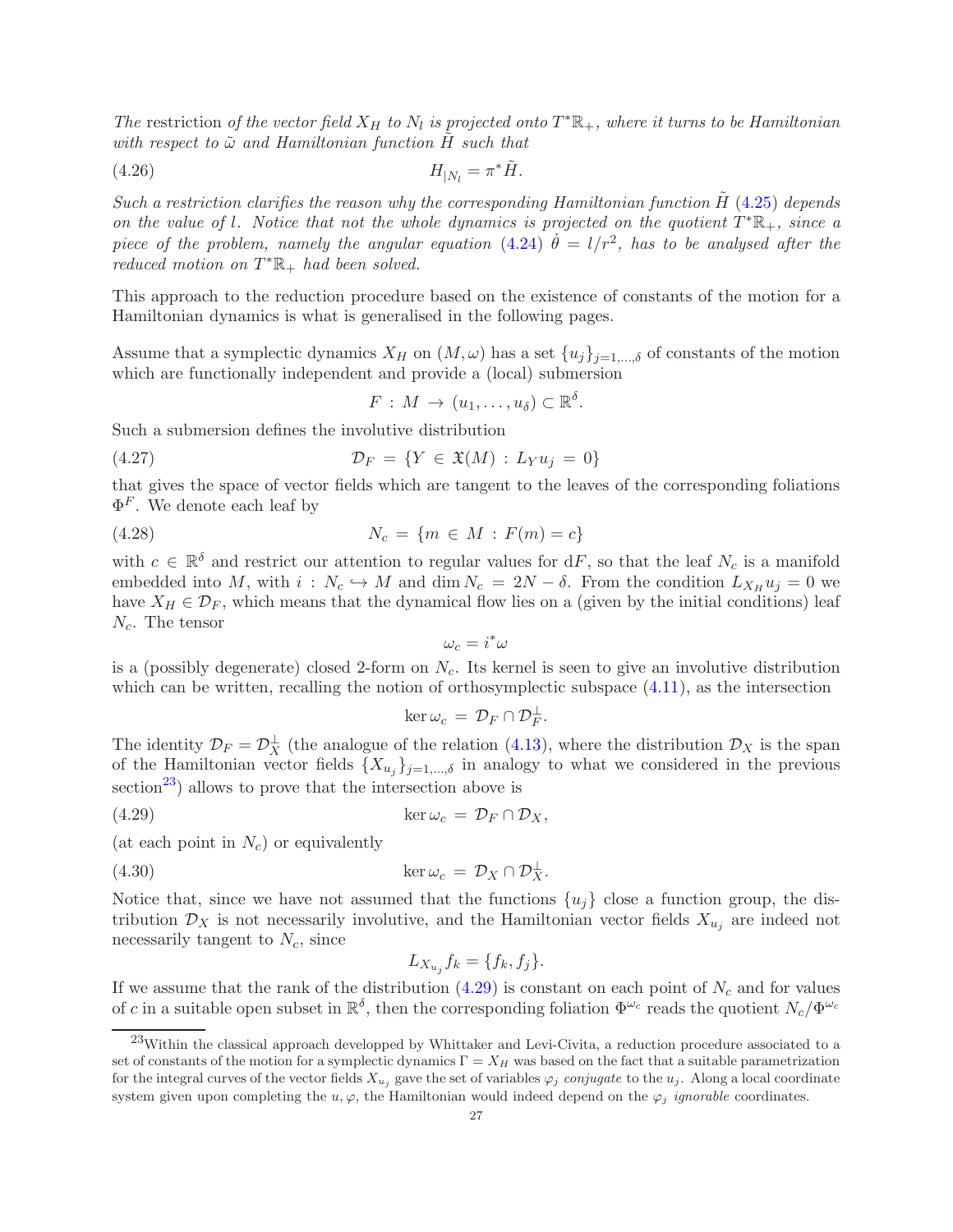*The* restriction *of the vector field $X_H$ to $N_l$ is projected onto $T^*\mathbb{R}_+$, where it turns to be Hamiltonian with respect to $\tilde{\omega}$ and Hamiltonian function $\tilde{H}$ such that*

$$H_{|N_l} = \pi^* \tilde{H}. \tag{4.26}$$

*Such a restriction clarifies the reason why the corresponding Hamiltonian function $\tilde{H}$ (4.25) depends on the value of $l$. Notice that not the whole dynamics is projected on the quotient $T^*\mathbb{R}_+$, since a piece of the problem, namely the angular equation (4.24) $\dot{\theta} = l/r^2$, has to be analysed after the reduced motion on $T^*\mathbb{R}_+$ had been solved.*

This approach to the reduction procedure based on the existence of constants of the motion for a Hamiltonian dynamics is what is generalised in the following pages.

Assume that a symplectic dynamics $X_H$ on $(M, \omega)$ has a set $\{u_j\}_{j=1,\dots,\delta}$ of constants of the motion which are functionally independent and provide a (local) submersion

$$F \,:\, M \,\to\, (u_1, \dots, u_\delta) \subset \mathbb{R}^\delta.$$

Such a submersion defines the involutive distribution

$$\mathcal{D}_F \,=\, \{Y \,\in\, \mathfrak{X}(M) \,:\, L_Y u_j \,=\, 0\} \tag{4.27}$$

that gives the space of vector fields which are tangent to the leaves of the corresponding foliations $\Phi^F$. We denote each leaf by

$$N_c \,=\, \{m \,\in\, M \,:\, F(m) = c\} \tag{4.28}$$

with $c \in \mathbb{R}^\delta$ and restrict our attention to regular values for $\mathrm{d}F$, so that the leaf $N_c$ is a manifold embedded into $M$, with $i \,:\, N_c \hookrightarrow M$ and $\dim N_c \,=\, 2N - \delta$. From the condition $L_{X_H} u_j = 0$ we have $X_H \in \mathcal{D}_F$, which means that the dynamical flow lies on a (given by the initial conditions) leaf $N_c$. The tensor

$$\omega_c = i^* \omega$$

is a (possibly degenerate) closed 2-form on $N_c$. Its kernel is seen to give an involutive distribution which can be written, recalling the notion of orthosymplectic subspace (4.11), as the intersection

$$\ker \omega_c \,=\, \mathcal{D}_F \cap \mathcal{D}_F^\perp.$$

The identity $\mathcal{D}_F = \mathcal{D}_X^\perp$ (the analogue of the relation (4.13), where the distribution $\mathcal{D}_X$ is the span of the Hamiltonian vector fields $\{X_{u_j}\}_{j=1,\dots,\delta}$ in analogy to what we considered in the previous section[23]) allows to prove that the intersection above is

$$\ker \omega_c \,=\, \mathcal{D}_F \cap \mathcal{D}_X, \tag{4.29}$$

(at each point in $N_c$) or equivalently

$$\ker \omega_c \,=\, \mathcal{D}_X \cap \mathcal{D}_X^\perp. \tag{4.30}$$

Notice that, since we have not assumed that the functions $\{u_j\}$ close a function group, the distribution $\mathcal{D}_X$ is not necessarily involutive, and the Hamiltonian vector fields $X_{u_j}$ are indeed not necessarily tangent to $N_c$, since

$$L_{X_{u_j}} f_k = \{f_k, f_j\}.$$

If we assume that the rank of the distribution (4.29) is constant on each point of $N_c$ and for values of $c$ in a suitable open subset in $\mathbb{R}^\delta$, then the corresponding foliation $\Phi^{\omega_c}$ reads the quotient $N_c/\Phi^{\omega_c}$

[23] Within the classical approach developped by Whittaker and Levi-Civita, a reduction procedure associated to a set of constants of the motion for a symplectic dynamics $\Gamma = X_H$ was based on the fact that a suitable parametrization for the integral curves of the vector fields $X_{u_j}$ gave the set of variables $\varphi_j$ *conjugate* to the $u_j$. Along a local coordinate system given upon completing the $u, \varphi$, the Hamiltonian would indeed depend on the $\varphi_j$ *ignorable* coordinates.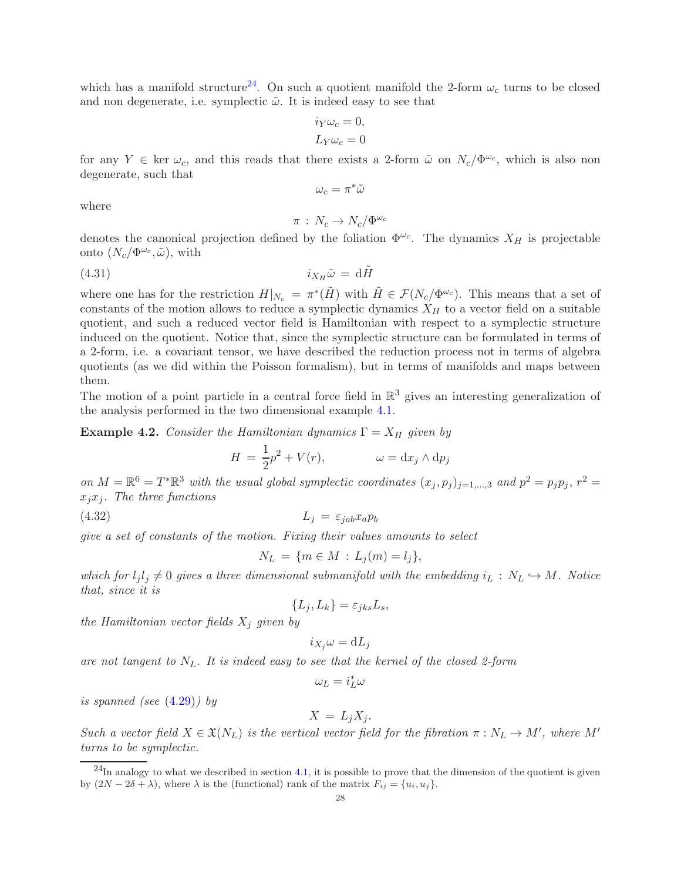which has a manifold structure[24]. On such a quotient manifold the 2-form $\omega_c$ turns to be closed and non degenerate, i.e. symplectic $\tilde{\omega}$. It is indeed easy to see that

$$
\begin{aligned}
i_Y \omega_c &= 0, \\
L_Y \omega_c &= 0
\end{aligned}
$$

for any $Y \in \ker \omega_c$, and this reads that there exists a 2-form $\tilde{\omega}$ on $N_c/\Phi^{\omega_c}$, which is also non degenerate, such that

$$
\omega_c = \pi^* \tilde{\omega}
$$

where

$$
\pi \,:\, N_c \to N_c/\Phi^{\omega_c}
$$

denotes the canonical projection defined by the foliation $\Phi^{\omega_c}$. The dynamics $X_H$ is projectable onto $(N_c/\Phi^{\omega_c}, \tilde{\omega})$, with

$$
i_{X_H} \tilde{\omega} \,=\, \mathrm{d}\tilde{H} \tag{4.31}
$$

where one has for the restriction $H|_{N_c} = \pi^*(\tilde{H})$ with $\tilde{H} \in \mathcal{F}(N_c/\Phi^{\omega_c})$. This means that a set of constants of the motion allows to reduce a symplectic dynamics $X_H$ to a vector field on a suitable quotient, and such a reduced vector field is Hamiltonian with respect to a symplectic structure induced on the quotient. Notice that, since the symplectic structure can be formulated in terms of a 2-form, i.e. a covariant tensor, we have described the reduction process not in terms of algebra quotients (as we did within the Poisson formalism), but in terms of manifolds and maps between them.

The motion of a point particle in a central force field in $\mathbb{R}^3$ gives an interesting generalization of the analysis performed in the two dimensional example 4.1.

**Example 4.2.** *Consider the Hamiltonian dynamics $\Gamma = X_H$ given by*

$$
H \,=\, \frac{1}{2}p^2 + V(r), \qquad\qquad \omega = \mathrm{d}x_j \wedge \mathrm{d}p_j
$$

*on $M = \mathbb{R}^6 = T^*\mathbb{R}^3$ with the usual global symplectic coordinates $(x_j, p_j)_{j=1,\dots,3}$ and $p^2 = p_j p_j$, $r^2 = x_j x_j$. The three functions*

$$
L_j \,=\, \varepsilon_{jab} x_a p_b \tag{4.32}
$$

*give a set of constants of the motion. Fixing their values amounts to select*

$$
N_L \,=\, \{m \in M \,:\, L_j(m) = l_j\},
$$

*which for $l_j l_j \neq 0$ gives a three dimensional submanifold with the embedding $i_L \,:\, N_L \hookrightarrow M$. Notice that, since it is*

$$
\{L_j, L_k\} = \varepsilon_{jks} L_s,
$$

*the Hamiltonian vector fields $X_j$ given by*

$$
i_{X_j} \omega = \mathrm{d}L_j
$$

*are not tangent to $N_L$. It is indeed easy to see that the kernel of the closed 2-form*

$$
\omega_L = i_L^* \omega
$$

*is spanned (see (4.29)) by*

$$
X \,=\, L_j X_j.
$$

*Such a vector field $X \in \mathfrak{X}(N_L)$ is the vertical vector field for the fibration $\pi : N_L \to M'$, where $M'$ turns to be symplectic.*

---

[24] In analogy to what we described in section 4.1, it is possible to prove that the dimension of the quotient is given by $(2N - 2\delta + \lambda)$, where $\lambda$ is the (functional) rank of the matrix $F_{ij} = \{u_i, u_j\}$.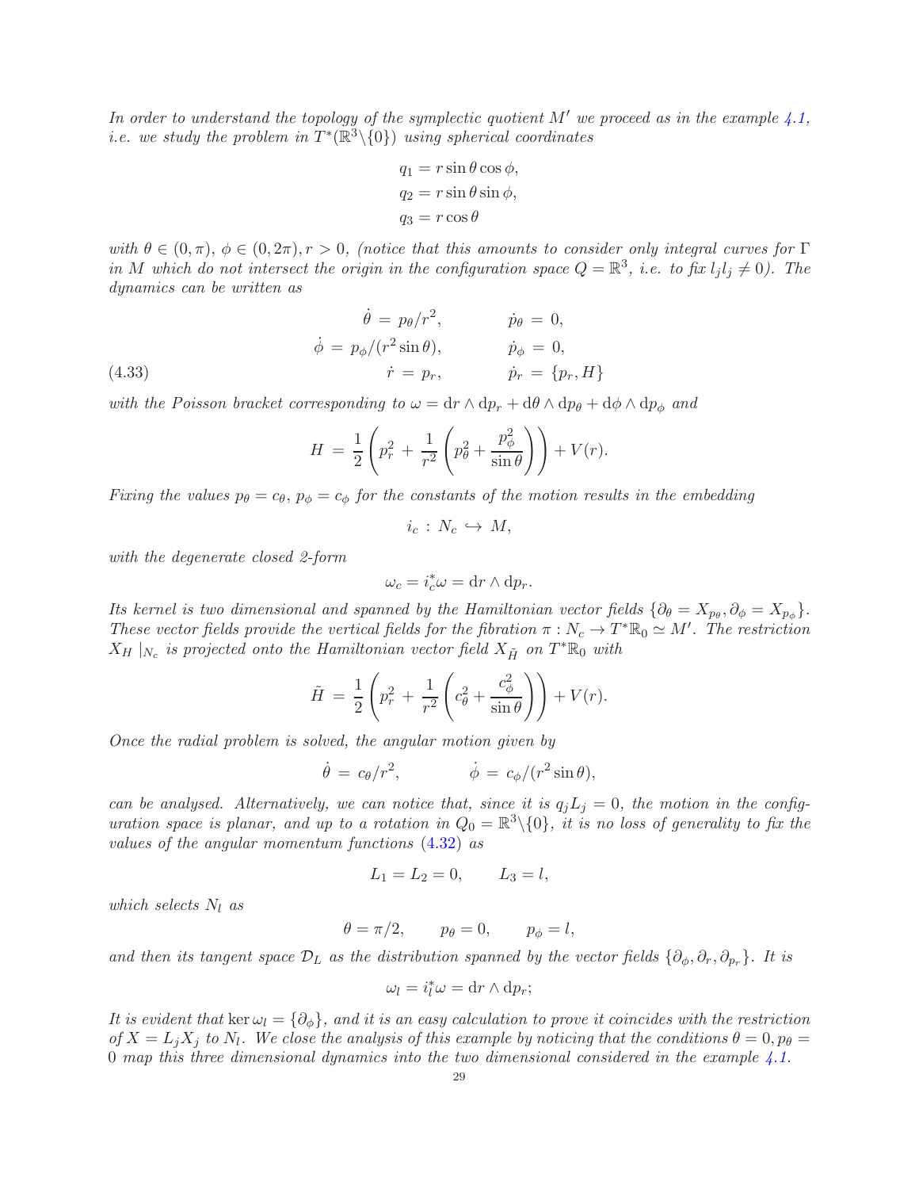*In order to understand the topology of the symplectic quotient $M'$ we proceed as in the example 4.1, i.e. we study the problem in $T^*(\mathbb{R}^3\backslash\{0\})$ using spherical coordinates*

$$
\begin{aligned}
q_1 &= r \sin\theta \cos\phi, \\
q_2 &= r \sin\theta \sin\phi, \\
q_3 &= r \cos\theta
\end{aligned}
$$

*with $\theta \in (0, \pi)$, $\phi \in (0, 2\pi)$, $r > 0$, (notice that this amounts to consider only integral curves for $\Gamma$ in $M$ which do not intersect the origin in the configuration space $Q = \mathbb{R}^3$, i.e. to fix $l_j l_j \neq 0$). The dynamics can be written as*

$$
\begin{aligned}
\dot{\theta} &= p_\theta / r^2, & \dot{p}_\theta &= 0, \\
\dot{\phi} &= p_\phi / (r^2 \sin\theta), & \dot{p}_\phi &= 0, \\
\dot{r} &= p_r, & \dot{p}_r &= \{p_r, H\}
\end{aligned}
\tag{4.33}
$$

*with the Poisson bracket corresponding to $\omega = \mathrm{d}r \wedge \mathrm{d}p_r + \mathrm{d}\theta \wedge \mathrm{d}p_\theta + \mathrm{d}\phi \wedge \mathrm{d}p_\phi$ and*

$$
H = \frac{1}{2}\left(p_r^2 + \frac{1}{r^2}\left(p_\theta^2 + \frac{p_\phi^2}{\sin\theta}\right)\right) + V(r).
$$

*Fixing the values $p_\theta = c_\theta$, $p_\phi = c_\phi$ for the constants of the motion results in the embedding*

$$
i_c \,:\, N_c \hookrightarrow M,
$$

*with the degenerate closed 2-form*

$$
\omega_c = i_c^* \omega = \mathrm{d}r \wedge \mathrm{d}p_r.
$$

*Its kernel is two dimensional and spanned by the Hamiltonian vector fields $\{\partial_\theta = X_{p_\theta}, \partial_\phi = X_{p_\phi}\}$. These vector fields provide the vertical fields for the fibration $\pi : N_c \to T^*\mathbb{R}_0 \simeq M'$. The restriction $X_H\mid_{N_c}$ is projected onto the Hamiltonian vector field $X_{\tilde{H}}$ on $T^*\mathbb{R}_0$ with*

$$
\tilde{H} = \frac{1}{2}\left(p_r^2 + \frac{1}{r^2}\left(c_\theta^2 + \frac{c_\phi^2}{\sin\theta}\right)\right) + V(r).
$$

*Once the radial problem is solved, the angular motion given by*

$$
\dot{\theta} = c_\theta / r^2, \qquad \dot{\phi} = c_\phi / (r^2 \sin\theta),
$$

*can be analysed. Alternatively, we can notice that, since it is $q_j L_j = 0$, the motion in the configuration space is planar, and up to a rotation in $Q_0 = \mathbb{R}^3\backslash\{0\}$, it is no loss of generality to fix the values of the angular momentum functions (4.32) as*

$$
L_1 = L_2 = 0, \qquad L_3 = l,
$$

*which selects $N_l$ as*

$$
\theta = \pi/2, \qquad p_\theta = 0, \qquad p_\phi = l,
$$

*and then its tangent space $\mathcal{D}_L$ as the distribution spanned by the vector fields $\{\partial_\phi, \partial_r, \partial_{p_r}\}$. It is*

$$
\omega_l = i_l^* \omega = \mathrm{d}r \wedge \mathrm{d}p_r;
$$

*It is evident that $\ker \omega_l = \{\partial_\phi\}$, and it is an easy calculation to prove it coincides with the restriction of $X = L_j X_j$ to $N_l$. We close the analysis of this example by noticing that the conditions $\theta = 0, p_\theta = 0$ map this three dimensional dynamics into the two dimensional considered in the example 4.1.*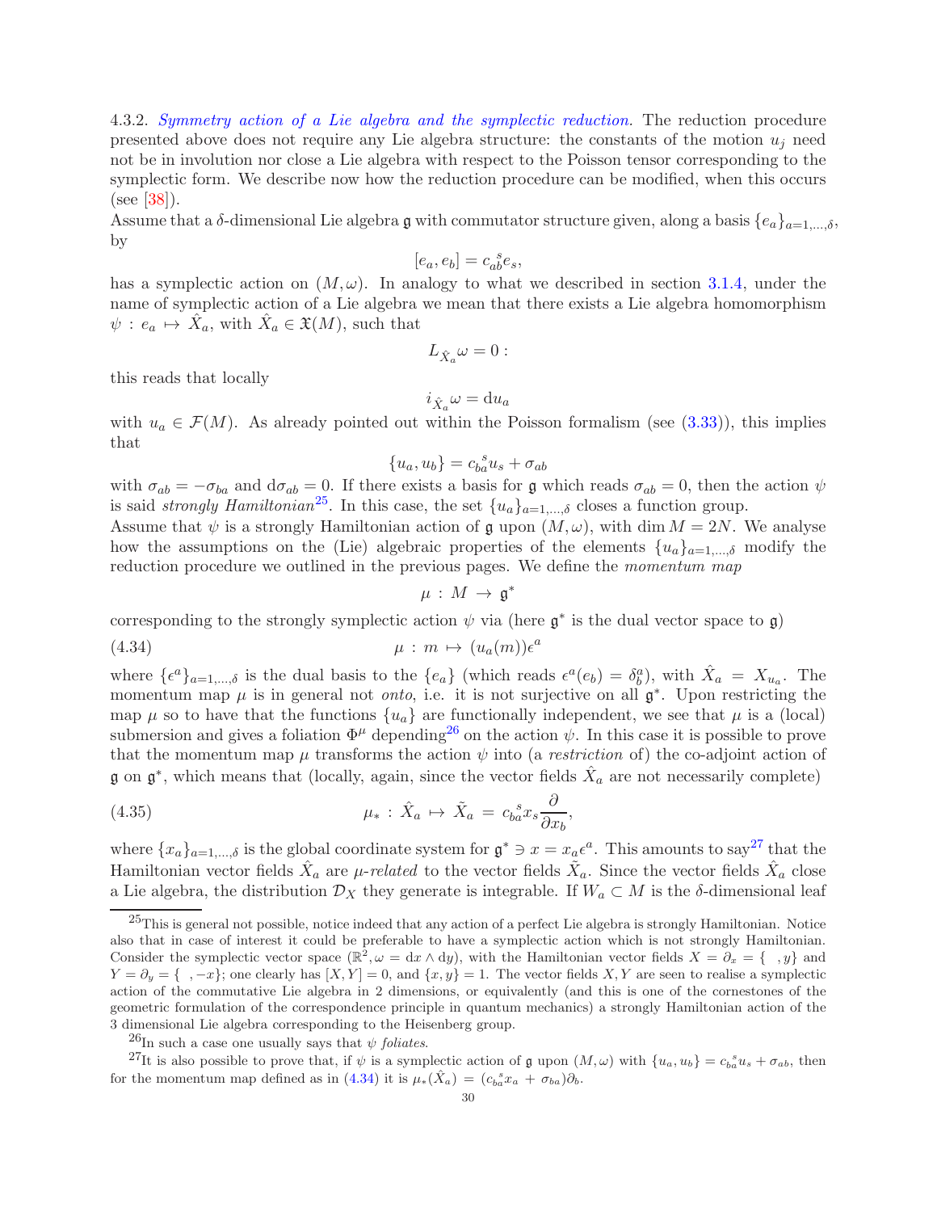4.3.2. *Symmetry action of a Lie algebra and the symplectic reduction.* The reduction procedure presented above does not require any Lie algebra structure: the constants of the motion $u_j$ need not be in involution nor close a Lie algebra with respect to the Poisson tensor corresponding to the symplectic form. We describe now how the reduction procedure can be modified, when this occurs (see [38]).

Assume that a $\delta$-dimensional Lie algebra $\mathfrak{g}$ with commutator structure given, along a basis $\{e_a\}_{a=1,\dots,\delta}$, by

$$[e_a, e_b] = c_{ab}^{\ \ s} e_s,$$

has a symplectic action on $(M, \omega)$. In analogy to what we described in section 3.1.4, under the name of symplectic action of a Lie algebra we mean that there exists a Lie algebra homomorphism $\psi : e_a \mapsto \hat{X}_a$, with $\hat{X}_a \in \mathfrak{X}(M)$, such that

$$L_{\hat{X}_a}\omega = 0 :$$

this reads that locally

$$i_{\hat{X}_a}\omega = \mathrm{d}u_a$$

with $u_a \in \mathcal{F}(M)$. As already pointed out within the Poisson formalism (see (3.33)), this implies that

$$\{u_a, u_b\} = c_{ba}^{\ \ s} u_s + \sigma_{ab}$$

with $\sigma_{ab} = -\sigma_{ba}$ and $\mathrm{d}\sigma_{ab} = 0$. If there exists a basis for $\mathfrak{g}$ which reads $\sigma_{ab} = 0$, then the action $\psi$ is said *strongly Hamiltonian*[25]. In this case, the set $\{u_a\}_{a=1,\dots,\delta}$ closes a function group.

Assume that $\psi$ is a strongly Hamiltonian action of $\mathfrak{g}$ upon $(M, \omega)$, with $\dim M = 2N$. We analyse how the assumptions on the (Lie) algebraic properties of the elements $\{u_a\}_{a=1,\dots,\delta}$ modify the reduction procedure we outlined in the previous pages. We define the *momentum map*

$$\mu : M \to \mathfrak{g}^*$$

corresponding to the strongly symplectic action $\psi$ via (here $\mathfrak{g}^*$ is the dual vector space to $\mathfrak{g}$)

$$\mu : m \mapsto (u_a(m))\epsilon^a \tag{4.34}$$

where $\{\epsilon^a\}_{a=1,\dots,\delta}$ is the dual basis to the $\{e_a\}$ (which reads $\epsilon^a(e_b) = \delta^a_b$), with $\hat{X}_a = X_{u_a}$. The momentum map $\mu$ is in general not *onto*, i.e. it is not surjective on all $\mathfrak{g}^*$. Upon restricting the map $\mu$ so to have that the functions $\{u_a\}$ are functionally independent, we see that $\mu$ is a (local) submersion and gives a foliation $\Phi^\mu$ depending[26] on the action $\psi$. In this case it is possible to prove that the momentum map $\mu$ transforms the action $\psi$ into (a *restriction* of) the co-adjoint action of $\mathfrak{g}$ on $\mathfrak{g}^*$, which means that (locally, again, since the vector fields $\hat{X}_a$ are not necessarily complete)

$$\mu_* : \hat{X}_a \mapsto \tilde{X}_a = c_{ba}^{\ \ s} x_s \frac{\partial}{\partial x_b}, \tag{4.35}$$

where $\{x_a\}_{a=1,\dots,\delta}$ is the global coordinate system for $\mathfrak{g}^* \ni x = x_a \epsilon^a$. This amounts to say[27] that the Hamiltonian vector fields $\hat{X}_a$ are *$\mu$-related* to the vector fields $\tilde{X}_a$. Since the vector fields $\hat{X}_a$ close a Lie algebra, the distribution $\mathcal{D}_X$ they generate is integrable. If $W_a \subset M$ is the $\delta$-dimensional leaf

---

[25] This is general not possible, notice indeed that any action of a perfect Lie algebra is strongly Hamiltonian. Notice also that in case of interest it could be preferable to have a symplectic action which is not strongly Hamiltonian. Consider the symplectic vector space $(\mathbb{R}^2, \omega = \mathrm{d}x \wedge \mathrm{d}y)$, with the Hamiltonian vector fields $X = \partial_x = \{\ \ , y\}$ and $Y = \partial_y = \{\ \ , -x\}$; one clearly has $[X, Y] = 0$, and $\{x, y\} = 1$. The vector fields $X, Y$ are seen to realise a symplectic action of the commutative Lie algebra in 2 dimensions, or equivalently (and this is one of the cornestones of the geometric formulation of the correspondence principle in quantum mechanics) a strongly Hamiltonian action of the 3 dimensional Lie algebra corresponding to the Heisenberg group.

[26] In such a case one usually says that $\psi$ *foliates*.

[27] It is also possible to prove that, if $\psi$ is a symplectic action of $\mathfrak{g}$ upon $(M, \omega)$ with $\{u_a, u_b\} = c_{ba}^{\ \ s} u_s + \sigma_{ab}$, then for the momentum map defined as in (4.34) it is $\mu_*(\hat{X}_a) = (c_{ba}^{\ \ s} x_a + \sigma_{ba})\partial_b$.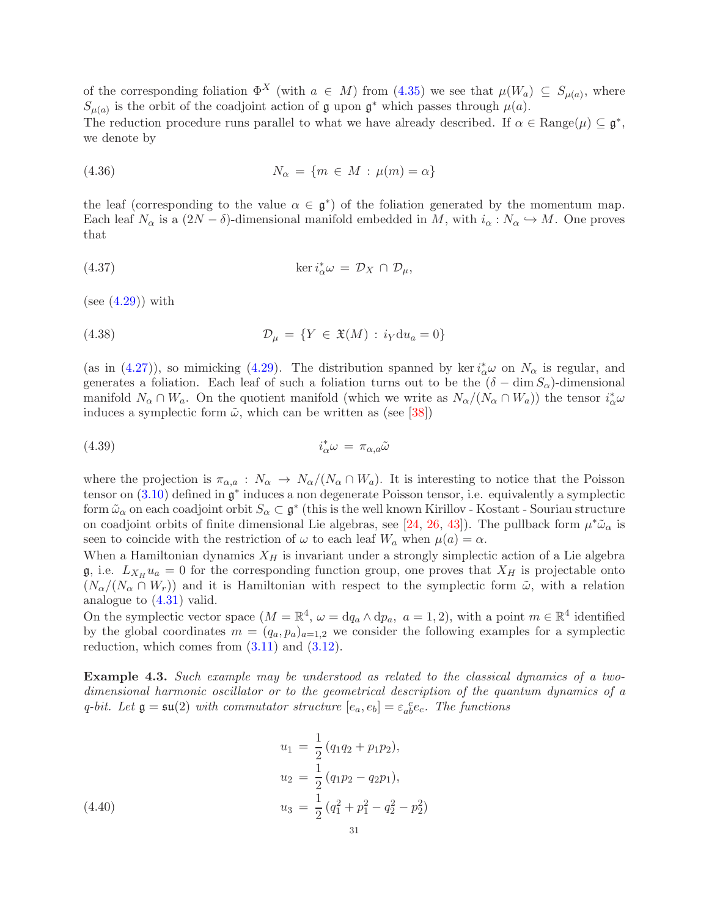of the corresponding foliation $\Phi^X$ (with $a \in M$) from (4.35) we see that $\mu(W_a) \subseteq S_{\mu(a)}$, where $S_{\mu(a)}$ is the orbit of the coadjoint action of $\mathfrak{g}$ upon $\mathfrak{g}^*$ which passes through $\mu(a)$.
The reduction procedure runs parallel to what we have already described. If $\alpha \in \text{Range}(\mu) \subseteq \mathfrak{g}^*$, we denote by

$$N_\alpha = \{m \in M : \mu(m) = \alpha\} \tag{4.36}$$

the leaf (corresponding to the value $\alpha \in \mathfrak{g}^*$) of the foliation generated by the momentum map. Each leaf $N_\alpha$ is a $(2N - \delta)$-dimensional manifold embedded in $M$, with $i_\alpha : N_\alpha \hookrightarrow M$. One proves that

$$\ker i^*_\alpha \omega = \mathcal{D}_X \cap \mathcal{D}_\mu, \tag{4.37}$$

(see (4.29)) with

$$\mathcal{D}_\mu = \{Y \in \mathfrak{X}(M) : i_Y \mathrm{d}u_a = 0\} \tag{4.38}$$

(as in (4.27)), so mimicking (4.29). The distribution spanned by $\ker i^*_\alpha \omega$ on $N_\alpha$ is regular, and generates a foliation. Each leaf of such a foliation turns out to be the $(\delta - \dim S_\alpha)$-dimensional manifold $N_\alpha \cap W_a$. On the quotient manifold (which we write as $N_\alpha / (N_\alpha \cap W_a)$) the tensor $i^*_\alpha \omega$ induces a symplectic form $\tilde{\omega}$, which can be written as (see [38])

$$i^*_\alpha \omega = \pi_{\alpha,a} \tilde{\omega} \tag{4.39}$$

where the projection is $\pi_{\alpha,a} : N_\alpha \to N_\alpha / (N_\alpha \cap W_a)$. It is interesting to notice that the Poisson tensor on (3.10) defined in $\mathfrak{g}^*$ induces a non degenerate Poisson tensor, i.e. equivalently a symplectic form $\tilde{\omega}_\alpha$ on each coadjoint orbit $S_\alpha \subset \mathfrak{g}^*$ (this is the well known Kirillov - Kostant - Souriau structure on coadjoint orbits of finite dimensional Lie algebras, see [24, 26, 43]). The pullback form $\mu^* \tilde{\omega}_\alpha$ is seen to coincide with the restriction of $\omega$ to each leaf $W_a$ when $\mu(a) = \alpha$.
When a Hamiltonian dynamics $X_H$ is invariant under a strongly simplectic action of a Lie algebra $\mathfrak{g}$, i.e. $L_{X_H} u_a = 0$ for the corresponding function group, one proves that $X_H$ is projectable onto $(N_\alpha / (N_\alpha \cap W_r))$ and it is Hamiltonian with respect to the symplectic form $\tilde{\omega}$, with a relation analogue to (4.31) valid.
On the symplectic vector space ($M = \mathbb{R}^4$, $\omega = \mathrm{d}q_a \wedge \mathrm{d}p_a$, $a = 1, 2$), with a point $m \in \mathbb{R}^4$ identified by the global coordinates $m = (q_a, p_a)_{a=1,2}$ we consider the following examples for a symplectic reduction, which comes from (3.11) and (3.12).

**Example 4.3.** *Such example may be understood as related to the classical dynamics of a two-dimensional harmonic oscillator or to the geometrical description of the quantum dynamics of a q-bit. Let $\mathfrak{g} = \mathfrak{su}(2)$ with commutator structure $[e_a, e_b] = \varepsilon_{ab}^{\ \ c} e_c$. The functions*

$$\begin{aligned}
u_1 &= \frac{1}{2}\,(q_1 q_2 + p_1 p_2), \\
u_2 &= \frac{1}{2}\,(q_1 p_2 - q_2 p_1), \\
u_3 &= \frac{1}{2}\,(q_1^2 + p_1^2 - q_2^2 - p_2^2)
\end{aligned} \tag{4.40}$$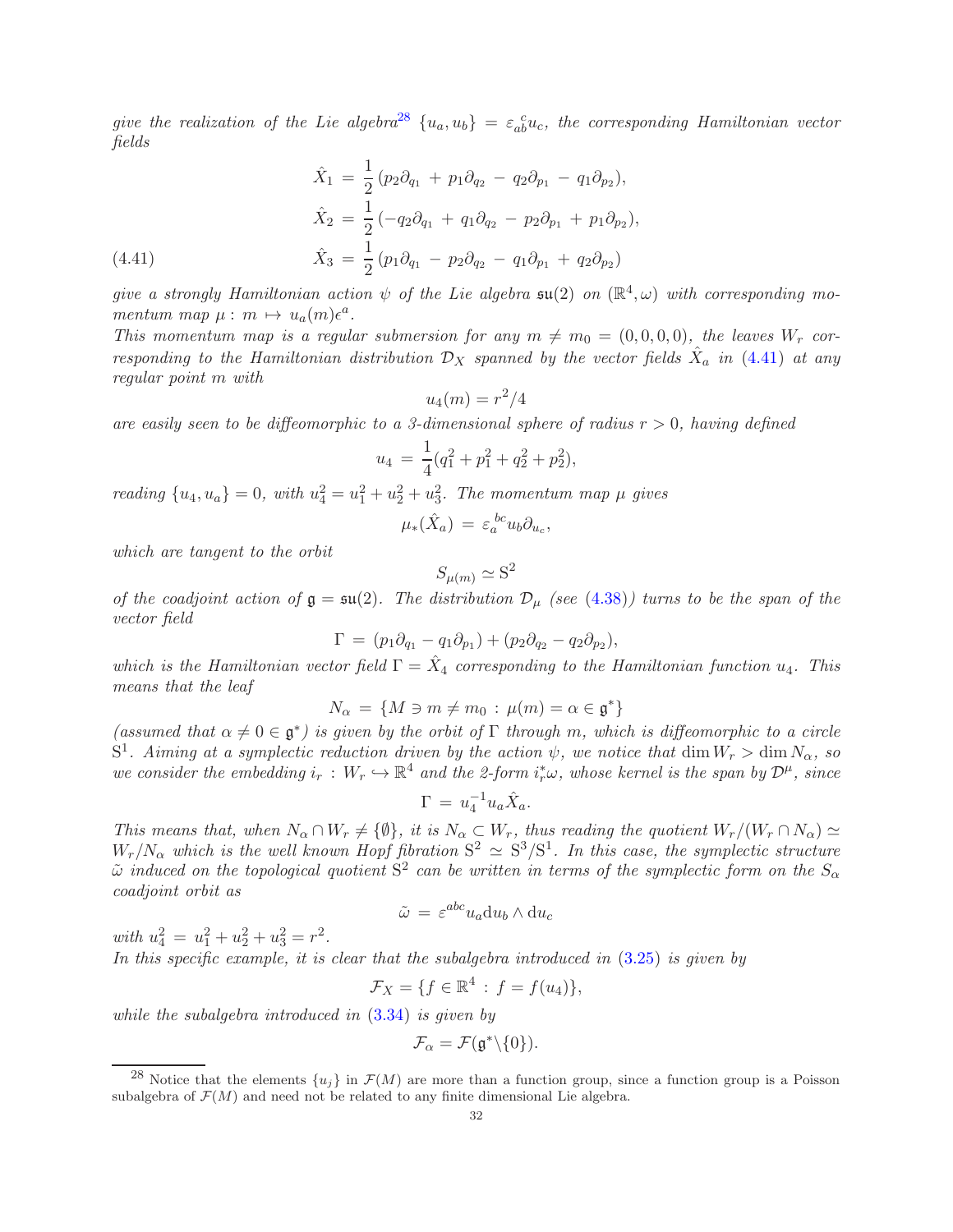*give the realization of the Lie algebra*[28] $\{u_a, u_b\} = \varepsilon_{ab}^{\ \ c} u_c$, *the corresponding Hamiltonian vector fields*

$$
\begin{aligned}
\hat{X}_1 &= \frac{1}{2}\,(p_2\partial_{q_1} + p_1\partial_{q_2} - q_2\partial_{p_1} - q_1\partial_{p_2}),\\
\hat{X}_2 &= \frac{1}{2}\,(-q_2\partial_{q_1} + q_1\partial_{q_2} - p_2\partial_{p_1} + p_1\partial_{p_2}),\\
\hat{X}_3 &= \frac{1}{2}\,(p_1\partial_{q_1} - p_2\partial_{q_2} - q_1\partial_{p_1} + q_2\partial_{p_2})
\end{aligned}
\tag{4.41}
$$

*give a strongly Hamiltonian action* $\psi$ *of the Lie algebra* $\mathfrak{su}(2)$ *on* $(\mathbb{R}^4, \omega)$ *with corresponding momentum map* $\mu : m \mapsto u_a(m)\epsilon^a$.

*This momentum map is a regular submersion for any* $m \neq m_0 = (0,0,0,0)$, *the leaves* $W_r$ *corresponding to the Hamiltonian distribution* $\mathcal{D}_X$ *spanned by the vector fields* $\hat{X}_a$ *in* (4.41) *at any regular point* $m$ *with*

$$u_4(m) = r^2/4$$

*are easily seen to be diffeomorphic to a 3-dimensional sphere of radius* $r > 0$, *having defined*

$$u_4 = \frac{1}{4}(q_1^2 + p_1^2 + q_2^2 + p_2^2),$$

*reading* $\{u_4, u_a\} = 0$, *with* $u_4^2 = u_1^2 + u_2^2 + u_3^2$. *The momentum map* $\mu$ *gives*

$$\mu_*(\hat{X}_a) = \varepsilon_a^{\ bc} u_b \partial_{u_c},$$

*which are tangent to the orbit*

$$S_{\mu(m)} \simeq \mathrm{S}^2$$

*of the coadjoint action of* $\mathfrak{g} = \mathfrak{su}(2)$. *The distribution* $\mathcal{D}_\mu$ *(see* (4.38)*) turns to be the span of the vector field*

$$\Gamma = (p_1\partial_{q_1} - q_1\partial_{p_1}) + (p_2\partial_{q_2} - q_2\partial_{p_2}),$$

*which is the Hamiltonian vector field* $\Gamma = \hat{X}_4$ *corresponding to the Hamiltonian function* $u_4$. *This means that the leaf*

$$N_\alpha = \{M \ni m \neq m_0 \,:\, \mu(m) = \alpha \in \mathfrak{g}^*\}$$

*(assumed that* $\alpha \neq 0 \in \mathfrak{g}^*$*) is given by the orbit of* $\Gamma$ *through* $m$, *which is diffeomorphic to a circle* $\mathrm{S}^1$. *Aiming at a symplectic reduction driven by the action* $\psi$, *we notice that* $\dim W_r > \dim N_\alpha$, *so we consider the embedding* $i_r : W_r \hookrightarrow \mathbb{R}^4$ *and the 2-form* $i_r^*\omega$, *whose kernel is the span by* $\mathcal{D}^\mu$, *since*

$$\Gamma = u_4^{-1} u_a \hat{X}_a.$$

*This means that, when* $N_\alpha \cap W_r \neq \{\emptyset\}$, *it is* $N_\alpha \subset W_r$, *thus reading the quotient* $W_r/(W_r \cap N_\alpha) \simeq W_r/N_\alpha$ *which is the well known Hopf fibration* $\mathrm{S}^2 \simeq \mathrm{S}^3/\mathrm{S}^1$. *In this case, the symplectic structure* $\tilde{\omega}$ *induced on the topological quotient* $\mathrm{S}^2$ *can be written in terms of the symplectic form on the* $S_\alpha$ *coadjoint orbit as*

$$\tilde{\omega} = \varepsilon^{abc} u_a \mathrm{d}u_b \wedge \mathrm{d}u_c$$

*with* $u_4^2 = u_1^2 + u_2^2 + u_3^2 = r^2$.

*In this specific example, it is clear that the subalgebra introduced in* (3.25) *is given by*

$$\mathcal{F}_X = \{f \in \mathbb{R}^4 \,:\, f = f(u_4)\},$$

*while the subalgebra introduced in* (3.34) *is given by*

$$\mathcal{F}_\alpha = \mathcal{F}(\mathfrak{g}^* \backslash \{0\}).$$

---

[28] Notice that the elements $\{u_j\}$ in $\mathcal{F}(M)$ are more than a function group, since a function group is a Poisson subalgebra of $\mathcal{F}(M)$ and need not be related to any finite dimensional Lie algebra.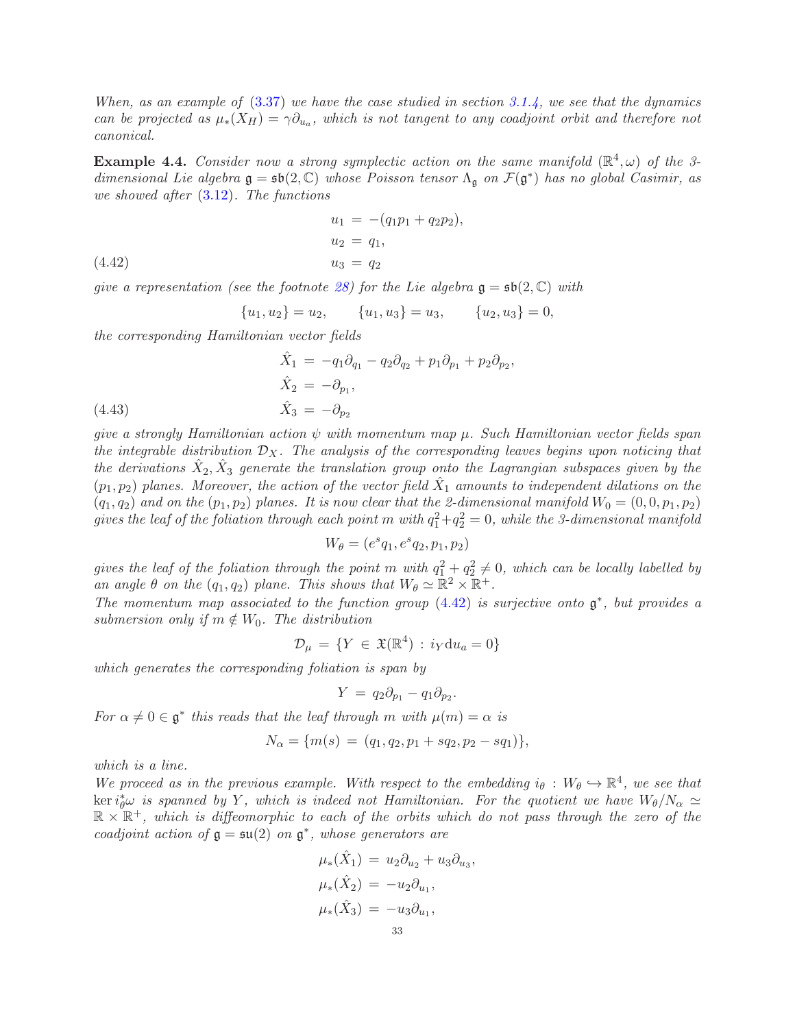*When, as an example of (3.37) we have the case studied in section 3.1.4, we see that the dynamics can be projected as $\mu_*(X_H) = \gamma\partial_{u_a}$, which is not tangent to any coadjoint orbit and therefore not canonical.*

**Example 4.4.** *Consider now a strong symplectic action on the same manifold $(\mathbb{R}^4, \omega)$ of the 3-dimensional Lie algebra $\mathfrak{g} = \mathfrak{sb}(2, \mathbb{C})$ whose Poisson tensor $\Lambda_\mathfrak{g}$ on $\mathcal{F}(\mathfrak{g}^*)$ has no global Casimir, as we showed after (3.12). The functions*

$$
\begin{aligned}
u_1 &= -(q_1p_1 + q_2p_2), \\
u_2 &= q_1, \\
u_3 &= q_2
\end{aligned}
\tag{4.42}
$$

*give a representation (see the footnote 28) for the Lie algebra $\mathfrak{g} = \mathfrak{sb}(2, \mathbb{C})$ with*

$$
\{u_1, u_2\} = u_2, \qquad \{u_1, u_3\} = u_3, \qquad \{u_2, u_3\} = 0,
$$

*the corresponding Hamiltonian vector fields*

$$
\begin{aligned}
\hat{X}_1 &= -q_1\partial_{q_1} - q_2\partial_{q_2} + p_1\partial_{p_1} + p_2\partial_{p_2}, \\
\hat{X}_2 &= -\partial_{p_1}, \\
\hat{X}_3 &= -\partial_{p_2}
\end{aligned}
\tag{4.43}
$$

*give a strongly Hamiltonian action $\psi$ with momentum map $\mu$. Such Hamiltonian vector fields span the integrable distribution $\mathcal{D}_X$. The analysis of the corresponding leaves begins upon noticing that the derivations $\hat{X}_2, \hat{X}_3$ generate the translation group onto the Lagrangian subspaces given by the $(p_1, p_2)$ planes. Moreover, the action of the vector field $\hat{X}_1$ amounts to independent dilations on the $(q_1, q_2)$ and on the $(p_1, p_2)$ planes. It is now clear that the 2-dimensional manifold $W_0 = (0, 0, p_1, p_2)$ gives the leaf of the foliation through each point $m$ with $q_1^2 + q_2^2 = 0$, while the 3-dimensional manifold*

$$
W_\theta = (e^s q_1, e^s q_2, p_1, p_2)
$$

*gives the leaf of the foliation through the point $m$ with $q_1^2 + q_2^2 \neq 0$, which can be locally labelled by an angle $\theta$ on the $(q_1, q_2)$ plane. This shows that $W_\theta \simeq \mathbb{R}^2 \times \mathbb{R}^+$.*
*The momentum map associated to the function group (4.42) is surjective onto $\mathfrak{g}^*$, but provides a submersion only if $m \notin W_0$. The distribution*

$$
\mathcal{D}_\mu = \{Y \in \mathfrak{X}(\mathbb{R}^4) : i_Y \mathrm{d}u_a = 0\}
$$

*which generates the corresponding foliation is span by*

$$
Y = q_2\partial_{p_1} - q_1\partial_{p_2}.
$$

*For $\alpha \neq 0 \in \mathfrak{g}^*$ this reads that the leaf through $m$ with $\mu(m) = \alpha$ is*

$$
N_\alpha = \{m(s) = (q_1, q_2, p_1 + sq_2, p_2 - sq_1)\},
$$

*which is a line.*
*We proceed as in the previous example. With respect to the embedding $i_\theta : W_\theta \hookrightarrow \mathbb{R}^4$, we see that $\ker i_\theta^*\omega$ is spanned by $Y$, which is indeed not Hamiltonian. For the quotient we have $W_\theta/N_\alpha \simeq \mathbb{R} \times \mathbb{R}^+$, which is diffeomorphic to each of the orbits which do not pass through the zero of the coadjoint action of $\mathfrak{g} = \mathfrak{su}(2)$ on $\mathfrak{g}^*$, whose generators are*

$$
\begin{aligned}
\mu_*(\hat{X}_1) &= u_2\partial_{u_2} + u_3\partial_{u_3}, \\
\mu_*(\hat{X}_2) &= -u_2\partial_{u_1}, \\
\mu_*(\hat{X}_3) &= -u_3\partial_{u_1},
\end{aligned}
$$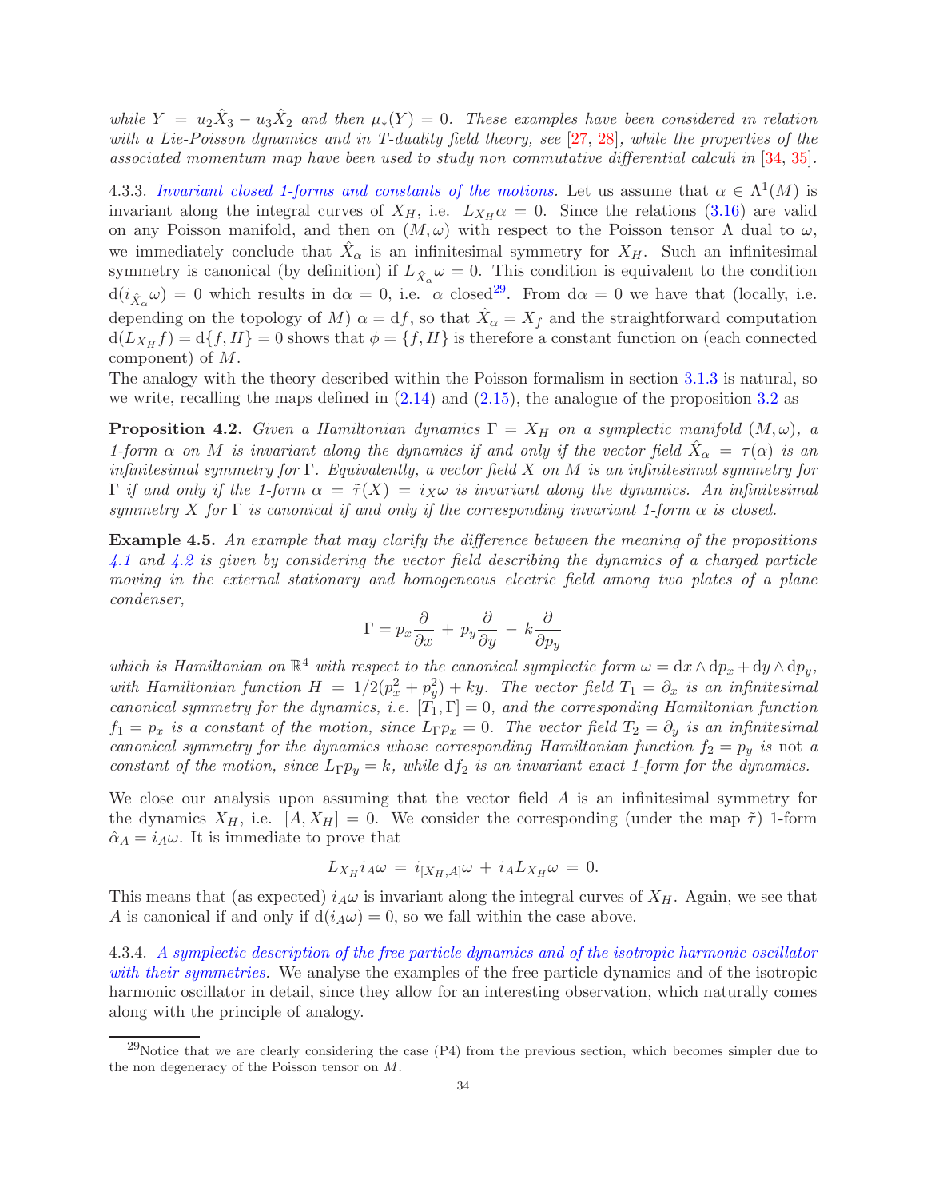*while $Y = u_2\hat{X}_3 - u_3\hat{X}_2$ and then $\mu_*(Y) = 0$. These examples have been considered in relation with a Lie-Poisson dynamics and in T-duality field theory, see [27, 28], while the properties of the associated momentum map have been used to study non commutative differential calculi in [34, 35].*

4.3.3. *Invariant closed 1-forms and constants of the motions.* Let us assume that $\alpha \in \Lambda^1(M)$ is invariant along the integral curves of $X_H$, i.e. $L_{X_H}\alpha = 0$. Since the relations (3.16) are valid on any Poisson manifold, and then on $(M, \omega)$ with respect to the Poisson tensor $\Lambda$ dual to $\omega$, we immediately conclude that $\hat{X}_\alpha$ is an infinitesimal symmetry for $X_H$. Such an infinitesimal symmetry is canonical (by definition) if $L_{\hat{X}_\alpha}\omega = 0$. This condition is equivalent to the condition $\mathrm{d}(i_{\hat{X}_\alpha}\omega) = 0$ which results in $\mathrm{d}\alpha = 0$, i.e. $\alpha$ closed[29]. From $\mathrm{d}\alpha = 0$ we have that (locally, i.e. depending on the topology of $M$) $\alpha = \mathrm{d}f$, so that $\hat{X}_\alpha = X_f$ and the straightforward computation $\mathrm{d}(L_{X_H}f) = \mathrm{d}\{f, H\} = 0$ shows that $\phi = \{f, H\}$ is therefore a constant function on (each connected component) of $M$.

The analogy with the theory described within the Poisson formalism in section 3.1.3 is natural, so we write, recalling the maps defined in (2.14) and (2.15), the analogue of the proposition 3.2 as

**Proposition 4.2.** *Given a Hamiltonian dynamics $\Gamma = X_H$ on a symplectic manifold $(M, \omega)$, a 1-form $\alpha$ on $M$ is invariant along the dynamics if and only if the vector field $\hat{X}_\alpha = \tau(\alpha)$ is an infinitesimal symmetry for $\Gamma$. Equivalently, a vector field $X$ on $M$ is an infinitesimal symmetry for $\Gamma$ if and only if the 1-form $\alpha = \tilde{\tau}(X) = i_X\omega$ is invariant along the dynamics. An infinitesimal symmetry $X$ for $\Gamma$ is canonical if and only if the corresponding invariant 1-form $\alpha$ is closed.*

**Example 4.5.** *An example that may clarify the difference between the meaning of the propositions 4.1 and 4.2 is given by considering the vector field describing the dynamics of a charged particle moving in the external stationary and homogeneous electric field among two plates of a plane condenser,*

$$\Gamma = p_x\frac{\partial}{\partial x} + p_y\frac{\partial}{\partial y} - k\frac{\partial}{\partial p_y}$$

*which is Hamiltonian on $\mathbb{R}^4$ with respect to the canonical symplectic form $\omega = \mathrm{d}x \wedge \mathrm{d}p_x + \mathrm{d}y \wedge \mathrm{d}p_y$, with Hamiltonian function $H = 1/2(p_x^2 + p_y^2) + ky$. The vector field $T_1 = \partial_x$ is an infinitesimal canonical symmetry for the dynamics, i.e. $[T_1, \Gamma] = 0$, and the corresponding Hamiltonian function $f_1 = p_x$ is a constant of the motion, since $L_\Gamma p_x = 0$. The vector field $T_2 = \partial_y$ is an infinitesimal canonical symmetry for the dynamics whose corresponding Hamiltonian function $f_2 = p_y$ is* not *a constant of the motion, since $L_\Gamma p_y = k$, while $\mathrm{d}f_2$ is an invariant exact 1-form for the dynamics.*

We close our analysis upon assuming that the vector field $A$ is an infinitesimal symmetry for the dynamics $X_H$, i.e. $[A, X_H] = 0$. We consider the corresponding (under the map $\tilde{\tau}$) 1-form $\hat{\alpha}_A = i_A\omega$. It is immediate to prove that

$$L_{X_H}i_A\omega = i_{[X_H,A]}\omega + i_A L_{X_H}\omega = 0.$$

This means that (as expected) $i_A\omega$ is invariant along the integral curves of $X_H$. Again, we see that $A$ is canonical if and only if $\mathrm{d}(i_A\omega) = 0$, so we fall within the case above.

4.3.4. *A symplectic description of the free particle dynamics and of the isotropic harmonic oscillator with their symmetries.* We analyse the examples of the free particle dynamics and of the isotropic harmonic oscillator in detail, since they allow for an interesting observation, which naturally comes along with the principle of analogy.

[29] Notice that we are clearly considering the case (P4) from the previous section, which becomes simpler due to the non degeneracy of the Poisson tensor on $M$.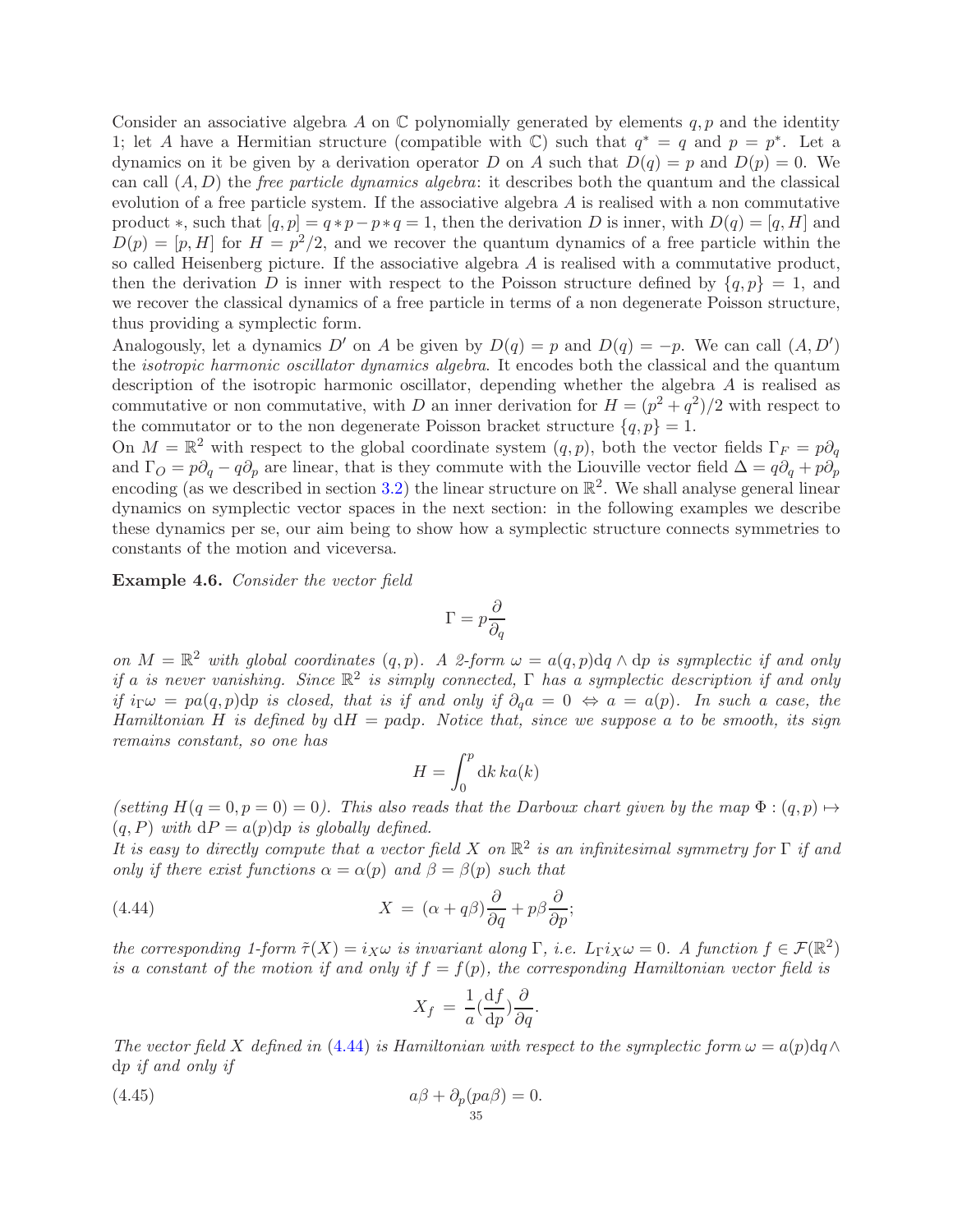Consider an associative algebra $A$ on $\mathbb{C}$ polynomially generated by elements $q, p$ and the identity 1; let $A$ have a Hermitian structure (compatible with $\mathbb{C}$) such that $q^* = q$ and $p = p^*$. Let a dynamics on it be given by a derivation operator $D$ on $A$ such that $D(q) = p$ and $D(p) = 0$. We can call $(A, D)$ the *free particle dynamics algebra*: it describes both the quantum and the classical evolution of a free particle system. If the associative algebra $A$ is realised with a non commutative product $*$, such that $[q, p] = q * p - p * q = 1$, then the derivation $D$ is inner, with $D(q) = [q, H]$ and $D(p) = [p, H]$ for $H = p^2/2$, and we recover the quantum dynamics of a free particle within the so called Heisenberg picture. If the associative algebra $A$ is realised with a commutative product, then the derivation $D$ is inner with respect to the Poisson structure defined by $\{q, p\} = 1$, and we recover the classical dynamics of a free particle in terms of a non degenerate Poisson structure, thus providing a symplectic form.

Analogously, let a dynamics $D'$ on $A$ be given by $D(q) = p$ and $D(q) = -p$. We can call $(A, D')$ the *isotropic harmonic oscillator dynamics algebra*. It encodes both the classical and the quantum description of the isotropic harmonic oscillator, depending whether the algebra $A$ is realised as commutative or non commutative, with $D$ an inner derivation for $H = (p^2 + q^2)/2$ with respect to the commutator or to the non degenerate Poisson bracket structure $\{q, p\} = 1$.

On $M = \mathbb{R}^2$ with respect to the global coordinate system $(q, p)$, both the vector fields $\Gamma_F = p\partial_q$ and $\Gamma_O = p\partial_q - q\partial_p$ are linear, that is they commute with the Liouville vector field $\Delta = q\partial_q + p\partial_p$ encoding (as we described in section 3.2) the linear structure on $\mathbb{R}^2$. We shall analyse general linear dynamics on symplectic vector spaces in the next section: in the following examples we describe these dynamics per se, our aim being to show how a symplectic structure connects symmetries to constants of the motion and viceversa.

**Example 4.6.** *Consider the vector field*

$$\Gamma = p\frac{\partial}{\partial_q}$$

*on $M = \mathbb{R}^2$ with global coordinates $(q, p)$. A 2-form $\omega = a(q, p)\mathrm{d}q \wedge \mathrm{d}p$ is symplectic if and only if $a$ is never vanishing. Since $\mathbb{R}^2$ is simply connected, $\Gamma$ has a symplectic description if and only if $i_\Gamma\omega = pa(q, p)\mathrm{d}p$ is closed, that is if and only if $\partial_q a = 0 \Leftrightarrow a = a(p)$. In such a case, the Hamiltonian $H$ is defined by $\mathrm{d}H = pa\mathrm{d}p$. Notice that, since we suppose $a$ to be smooth, its sign remains constant, so one has*

$$H = \int_0^p \mathrm{d}k\, ka(k)$$

*(setting $H(q = 0, p = 0) = 0$). This also reads that the Darboux chart given by the map $\Phi : (q, p) \mapsto (q, P)$ with $\mathrm{d}P = a(p)\mathrm{d}p$ is globally defined.*

*It is easy to directly compute that a vector field $X$ on $\mathbb{R}^2$ is an infinitesimal symmetry for $\Gamma$ if and only if there exist functions $\alpha = \alpha(p)$ and $\beta = \beta(p)$ such that*

$$X = (\alpha + q\beta)\frac{\partial}{\partial q} + p\beta\frac{\partial}{\partial p}; \tag{4.44}$$

*the corresponding 1-form $\tilde{\tau}(X) = i_X\omega$ is invariant along $\Gamma$, i.e. $L_\Gamma i_X\omega = 0$. A function $f \in \mathcal{F}(\mathbb{R}^2)$ is a constant of the motion if and only if $f = f(p)$, the corresponding Hamiltonian vector field is*

$$X_f = \frac{1}{a}(\frac{\mathrm{d}f}{\mathrm{d}p})\frac{\partial}{\partial q}.$$

*The vector field $X$ defined in (4.44) is Hamiltonian with respect to the symplectic form $\omega = a(p)\mathrm{d}q \wedge \mathrm{d}p$ if and only if*

$$a\beta + \partial_p(pa\beta) = 0. \tag{4.45}$$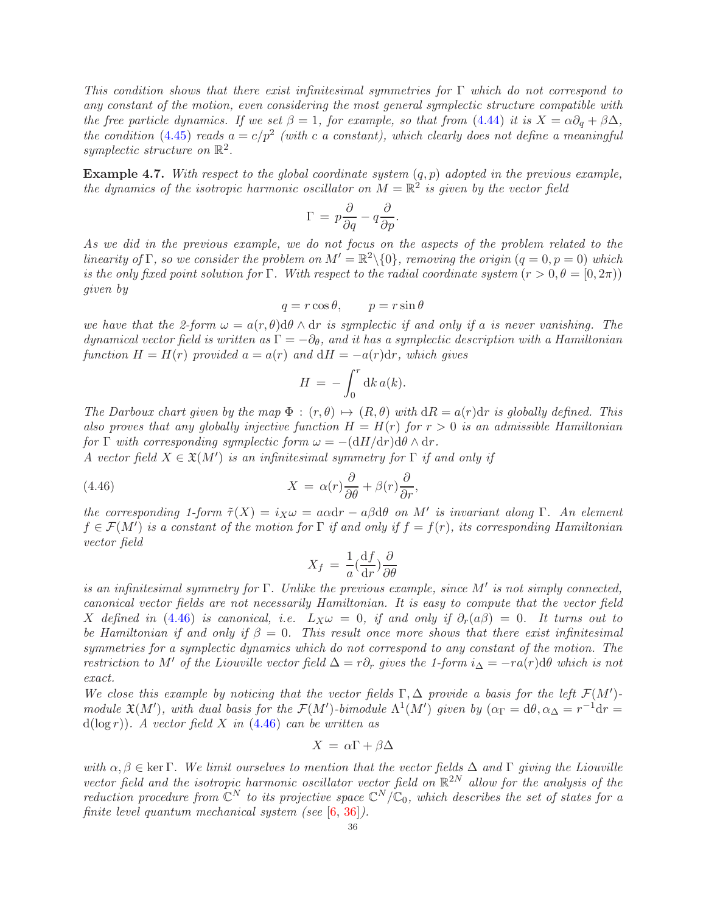*This condition shows that there exist infinitesimal symmetries for $\Gamma$ which do not correspond to any constant of the motion, even considering the most general symplectic structure compatible with the free particle dynamics. If we set $\beta = 1$, for example, so that from (4.44) it is $X = \alpha\partial_q + \beta\Delta$, the condition (4.45) reads $a = c/p^2$ (with $c$ a constant), which clearly does not define a meaningful symplectic structure on $\mathbb{R}^2$.*

**Example 4.7.** *With respect to the global coordinate system $(q,p)$ adopted in the previous example, the dynamics of the isotropic harmonic oscillator on $M = \mathbb{R}^2$ is given by the vector field*

$$\Gamma \,=\, p\frac{\partial}{\partial q} - q\frac{\partial}{\partial p}.$$

*As we did in the previous example, we do not focus on the aspects of the problem related to the linearity of $\Gamma$, so we consider the problem on $M' = \mathbb{R}^2\backslash\{0\}$, removing the origin $(q = 0, p = 0)$ which is the only fixed point solution for $\Gamma$. With respect to the radial coordinate system $(r > 0, \theta = [0, 2\pi))$ given by*

$$q = r\cos\theta, \qquad p = r\sin\theta$$

*we have that the 2-form $\omega = a(r,\theta)\mathrm{d}\theta\wedge\mathrm{d}r$ is symplectic if and only if $a$ is never vanishing. The dynamical vector field is written as $\Gamma = -\partial_\theta$, and it has a symplectic description with a Hamiltonian function $H = H(r)$ provided $a = a(r)$ and $\mathrm{d}H = -a(r)\mathrm{d}r$, which gives*

$$H \,=\, -\int_0^r \mathrm{d}k\, a(k).$$

*The Darboux chart given by the map $\Phi : (r,\theta) \mapsto (R,\theta)$ with $\mathrm{d}R = a(r)\mathrm{d}r$ is globally defined. This also proves that any globally injective function $H = H(r)$ for $r > 0$ is an admissible Hamiltonian for $\Gamma$ with corresponding symplectic form $\omega = -(\mathrm{d}H/\mathrm{d}r)\mathrm{d}\theta\wedge\mathrm{d}r$.*
*A vector field $X \in \mathfrak{X}(M')$ is an infinitesimal symmetry for $\Gamma$ if and only if*

$$X \,=\, \alpha(r)\frac{\partial}{\partial\theta} + \beta(r)\frac{\partial}{\partial r}, \tag{4.46}$$

*the corresponding 1-form $\tilde{\tau}(X) = i_X\omega = a\alpha\mathrm{d}r - a\beta\mathrm{d}\theta$ on $M'$ is invariant along $\Gamma$. An element $f \in \mathcal{F}(M')$ is a constant of the motion for $\Gamma$ if and only if $f = f(r)$, its corresponding Hamiltonian vector field*

$$X_f \,=\, \frac{1}{a}(\frac{\mathrm{d}f}{\mathrm{d}r})\frac{\partial}{\partial\theta}$$

*is an infinitesimal symmetry for $\Gamma$. Unlike the previous example, since $M'$ is not simply connected, canonical vector fields are not necessarily Hamiltonian. It is easy to compute that the vector field $X$ defined in (4.46) is canonical, i.e. $L_X\omega = 0$, if and only if $\partial_r(a\beta) = 0$. It turns out to be Hamiltonian if and only if $\beta = 0$. This result once more shows that there exist infinitesimal symmetries for a symplectic dynamics which do not correspond to any constant of the motion. The restriction to $M'$ of the Liouville vector field $\Delta = r\partial_r$ gives the 1-form $i_\Delta = -ra(r)\mathrm{d}\theta$ which is not exact.*
*We close this example by noticing that the vector fields $\Gamma, \Delta$ provide a basis for the left $\mathcal{F}(M')$-module $\mathfrak{X}(M')$, with dual basis for the $\mathcal{F}(M')$-bimodule $\Lambda^1(M')$ given by $(\alpha_\Gamma = \mathrm{d}\theta, \alpha_\Delta = r^{-1}\mathrm{d}r = \mathrm{d}(\log r))$. A vector field $X$ in (4.46) can be written as*

$$X \,=\, \alpha\Gamma + \beta\Delta$$

*with $\alpha, \beta \in \ker\Gamma$. We limit ourselves to mention that the vector fields $\Delta$ and $\Gamma$ giving the Liouville vector field and the isotropic harmonic oscillator vector field on $\mathbb{R}^{2N}$ allow for the analysis of the reduction procedure from $\mathbb{C}^N$ to its projective space $\mathbb{C}^N/\mathbb{C}_0$, which describes the set of states for a finite level quantum mechanical system (see [6, 36]).*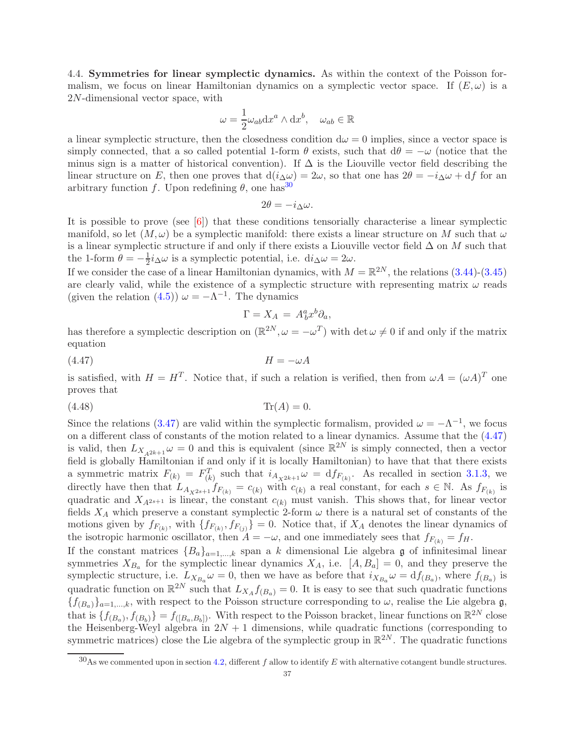4.4. **Symmetries for linear symplectic dynamics.** As within the context of the Poisson formalism, we focus on linear Hamiltonian dynamics on a symplectic vector space. If $(E, \omega)$ is a $2N$-dimensional vector space, with

$$\omega = \frac{1}{2}\omega_{ab}\mathrm{d}x^a \wedge \mathrm{d}x^b, \quad \omega_{ab} \in \mathbb{R}$$

a linear symplectic structure, then the closedness condition $\mathrm{d}\omega = 0$ implies, since a vector space is simply connected, that a so called potential 1-form $\theta$ exists, such that $\mathrm{d}\theta = -\omega$ (notice that the minus sign is a matter of historical convention). If $\Delta$ is the Liouville vector field describing the linear structure on $E$, then one proves that $\mathrm{d}(i_\Delta \omega) = 2\omega$, so that one has $2\theta = -i_\Delta \omega + \mathrm{d}f$ for an arbitrary function $f$. Upon redefining $\theta$, one has[30]

$$2\theta = -i_\Delta \omega.$$

It is possible to prove (see [6]) that these conditions tensorially characterise a linear symplectic manifold, so let $(M, \omega)$ be a symplectic manifold: there exists a linear structure on $M$ such that $\omega$ is a linear symplectic structure if and only if there exists a Liouville vector field $\Delta$ on $M$ such that the 1-form $\theta = -\frac{1}{2}i_\Delta \omega$ is a symplectic potential, i.e. $\mathrm{d}i_\Delta \omega = 2\omega$.

If we consider the case of a linear Hamiltonian dynamics, with $M = \mathbb{R}^{2N}$, the relations (3.44)-(3.45) are clearly valid, while the existence of a symplectic structure with representing matrix $\omega$ reads (given the relation (4.5)) $\omega = -\Lambda^{-1}$. The dynamics

$$\Gamma = X_A \,=\, A^a_b x^b \partial_a,$$

has therefore a symplectic description on $(\mathbb{R}^{2N}, \omega = -\omega^T)$ with $\det \omega \neq 0$ if and only if the matrix equation

$$H = -\omega A \tag{4.47}$$

is satisfied, with $H = H^T$. Notice that, if such a relation is verified, then from $\omega A = (\omega A)^T$ one proves that

$$\mathrm{Tr}(A) = 0. \tag{4.48}$$

Since the relations (3.47) are valid within the symplectic formalism, provided $\omega = -\Lambda^{-1}$, we focus on a different class of constants of the motion related to a linear dynamics. Assume that the (4.47) is valid, then $L_{X_{A^{2k+1}}}\omega = 0$ and this is equivalent (since $\mathbb{R}^{2N}$ is simply connected, then a vector field is globally Hamiltonian if and only if it is locally Hamiltonian) to have that that there exists a symmetric matrix $F_{(k)} = F^T_{(k)}$ such that $i_{A_{X^{2k+1}}}\omega = \mathrm{d}f_{F_{(k)}}$. As recalled in section 3.1.3, we directly have then that $L_{A_{X^{2s+1}}}f_{F_{(k)}} = c_{(k)}$ with $c_{(k)}$ a real constant, for each $s \in \mathbb{N}$. As $f_{F_{(k)}}$ is quadratic and $X_{A^{2s+1}}$ is linear, the constant $c_{(k)}$ must vanish. This shows that, for linear vector fields $X_A$ which preserve a constant symplectic 2-form $\omega$ there is a natural set of constants of the motions given by $f_{F_{(k)}}$, with $\{f_{F_{(k)}}, f_{F_{(j)}}\} = 0$. Notice that, if $X_A$ denotes the linear dynamics of the isotropic harmonic oscillator, then $A = -\omega$, and one immediately sees that $f_{F_{(k)}} = f_H$.

If the constant matrices $\{B_a\}_{a=1,\dots,k}$ span a $k$ dimensional Lie algebra $\mathfrak{g}$ of infinitesimal linear symmetries $X_{B_a}$ for the symplectic linear dynamics $X_A$, i.e. $[A, B_a] = 0$, and they preserve the symplectic structure, i.e. $L_{X_{B_a}}\omega = 0$, then we have as before that $i_{X_{B_a}}\omega = \mathrm{d}f_{(B_a)}$, where $f_{(B_a)}$ is quadratic function on $\mathbb{R}^{2N}$ such that $L_{X_A}f_{(B_a)} = 0$. It is easy to see that such quadratic functions $\{f_{(B_a)}\}_{a=1,\dots,k}$, with respect to the Poisson structure corresponding to $\omega$, realise the Lie algebra $\mathfrak{g}$, that is $\{f_{(B_a)}, f_{(B_b)}\} = f_{([B_a, B_b])}$. With respect to the Poisson bracket, linear functions on $\mathbb{R}^{2N}$ close the Heisenberg-Weyl algebra in $2N+1$ dimensions, while quadratic functions (corresponding to symmetric matrices) close the Lie algebra of the symplectic group in $\mathbb{R}^{2N}$. The quadratic functions

[30] As we commented upon in section 4.2, different $f$ allow to identify $E$ with alternative cotangent bundle structures.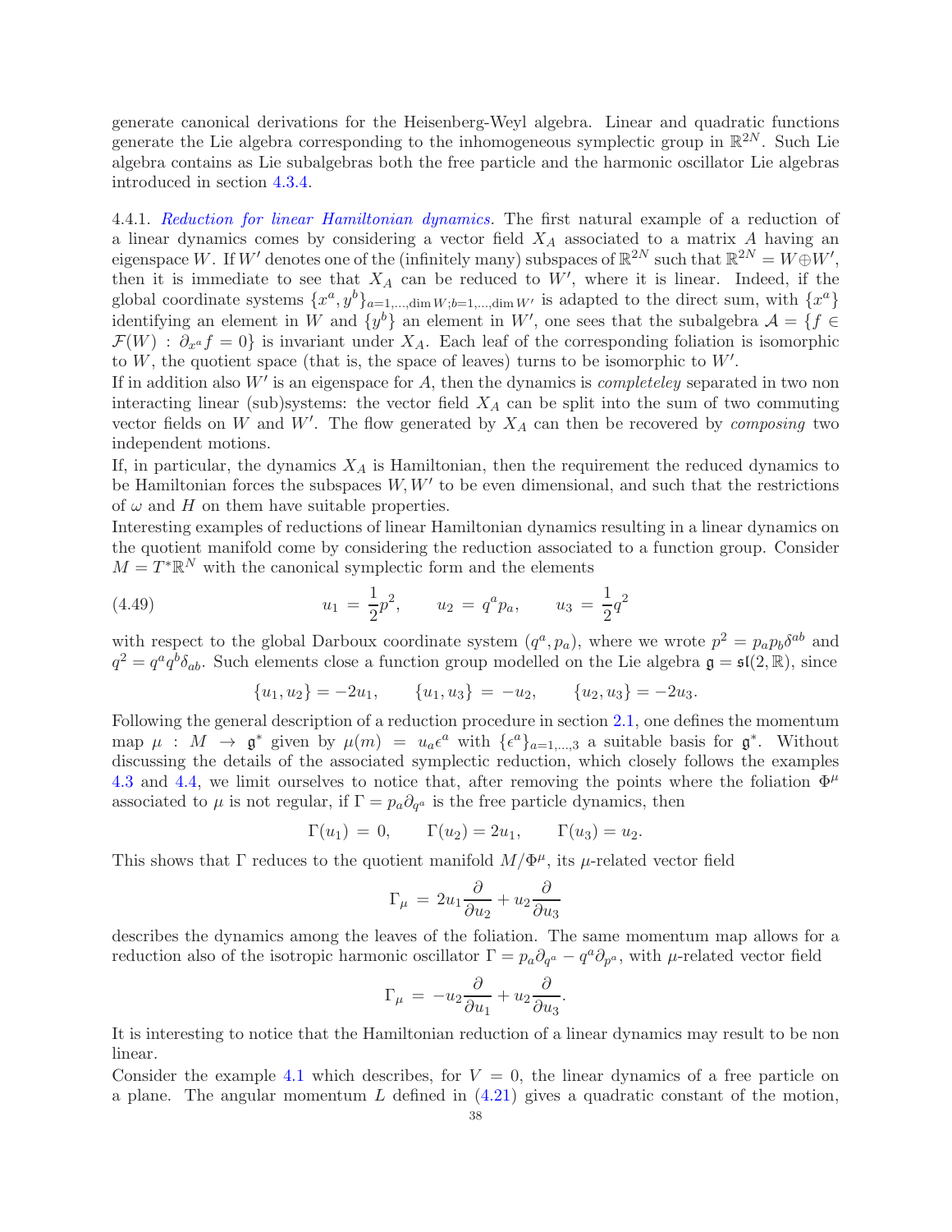generate canonical derivations for the Heisenberg-Weyl algebra. Linear and quadratic functions generate the Lie algebra corresponding to the inhomogeneous symplectic group in $\mathbb{R}^{2N}$. Such Lie algebra contains as Lie subalgebras both the free particle and the harmonic oscillator Lie algebras introduced in section 4.3.4.

4.4.1. *Reduction for linear Hamiltonian dynamics.* The first natural example of a reduction of a linear dynamics comes by considering a vector field $X_A$ associated to a matrix $A$ having an eigenspace $W$. If $W'$ denotes one of the (infinitely many) subspaces of $\mathbb{R}^{2N}$ such that $\mathbb{R}^{2N} = W \oplus W'$, then it is immediate to see that $X_A$ can be reduced to $W'$, where it is linear. Indeed, if the global coordinate systems $\{x^a, y^b\}_{a=1,\dots,\dim W; b=1,\dots,\dim W'}$ is adapted to the direct sum, with $\{x^a\}$ identifying an element in $W$ and $\{y^b\}$ an element in $W'$, one sees that the subalgebra $\mathcal{A} = \{f \in \mathcal{F}(W) : \partial_{x^a} f = 0\}$ is invariant under $X_A$. Each leaf of the corresponding foliation is isomorphic to $W$, the quotient space (that is, the space of leaves) turns to be isomorphic to $W'$.
If in addition also $W'$ is an eigenspace for $A$, then the dynamics is *completeley* separated in two non interacting linear (sub)systems: the vector field $X_A$ can be split into the sum of two commuting vector fields on $W$ and $W'$. The flow generated by $X_A$ can then be recovered by *composing* two independent motions.
If, in particular, the dynamics $X_A$ is Hamiltonian, then the requirement the reduced dynamics to be Hamiltonian forces the subspaces $W, W'$ to be even dimensional, and such that the restrictions of $\omega$ and $H$ on them have suitable properties.
Interesting examples of reductions of linear Hamiltonian dynamics resulting in a linear dynamics on the quotient manifold come by considering the reduction associated to a function group. Consider $M = T^*\mathbb{R}^N$ with the canonical symplectic form and the elements

$$u_1 = \frac{1}{2}p^2, \qquad u_2 = q^a p_a, \qquad u_3 = \frac{1}{2}q^2 \tag{4.49}$$

with respect to the global Darboux coordinate system $(q^a, p_a)$, where we wrote $p^2 = p_a p_b \delta^{ab}$ and $q^2 = q^a q^b \delta_{ab}$. Such elements close a function group modelled on the Lie algebra $\mathfrak{g} = \mathfrak{sl}(2, \mathbb{R})$, since

$$\{u_1, u_2\} = -2u_1, \qquad \{u_1, u_3\} = -u_2, \qquad \{u_2, u_3\} = -2u_3.$$

Following the general description of a reduction procedure in section 2.1, one defines the momentum map $\mu : M \to \mathfrak{g}^*$ given by $\mu(m) = u_a \epsilon^a$ with $\{\epsilon^a\}_{a=1,\dots,3}$ a suitable basis for $\mathfrak{g}^*$. Without discussing the details of the associated symplectic reduction, which closely follows the examples 4.3 and 4.4, we limit ourselves to notice that, after removing the points where the foliation $\Phi^\mu$ associated to $\mu$ is not regular, if $\Gamma = p_a \partial_{q^a}$ is the free particle dynamics, then

$$\Gamma(u_1) = 0, \qquad \Gamma(u_2) = 2u_1, \qquad \Gamma(u_3) = u_2.$$

This shows that $\Gamma$ reduces to the quotient manifold $M/\Phi^\mu$, its $\mu$-related vector field

$$\Gamma_\mu = 2u_1 \frac{\partial}{\partial u_2} + u_2 \frac{\partial}{\partial u_3}$$

describes the dynamics among the leaves of the foliation. The same momentum map allows for a reduction also of the isotropic harmonic oscillator $\Gamma = p_a \partial_{q^a} - q^a \partial_{p^a}$, with $\mu$-related vector field

$$\Gamma_\mu = -u_2 \frac{\partial}{\partial u_1} + u_2 \frac{\partial}{\partial u_3}.$$

It is interesting to notice that the Hamiltonian reduction of a linear dynamics may result to be non linear.
Consider the example 4.1 which describes, for $V = 0$, the linear dynamics of a free particle on a plane. The angular momentum $L$ defined in (4.21) gives a quadratic constant of the motion,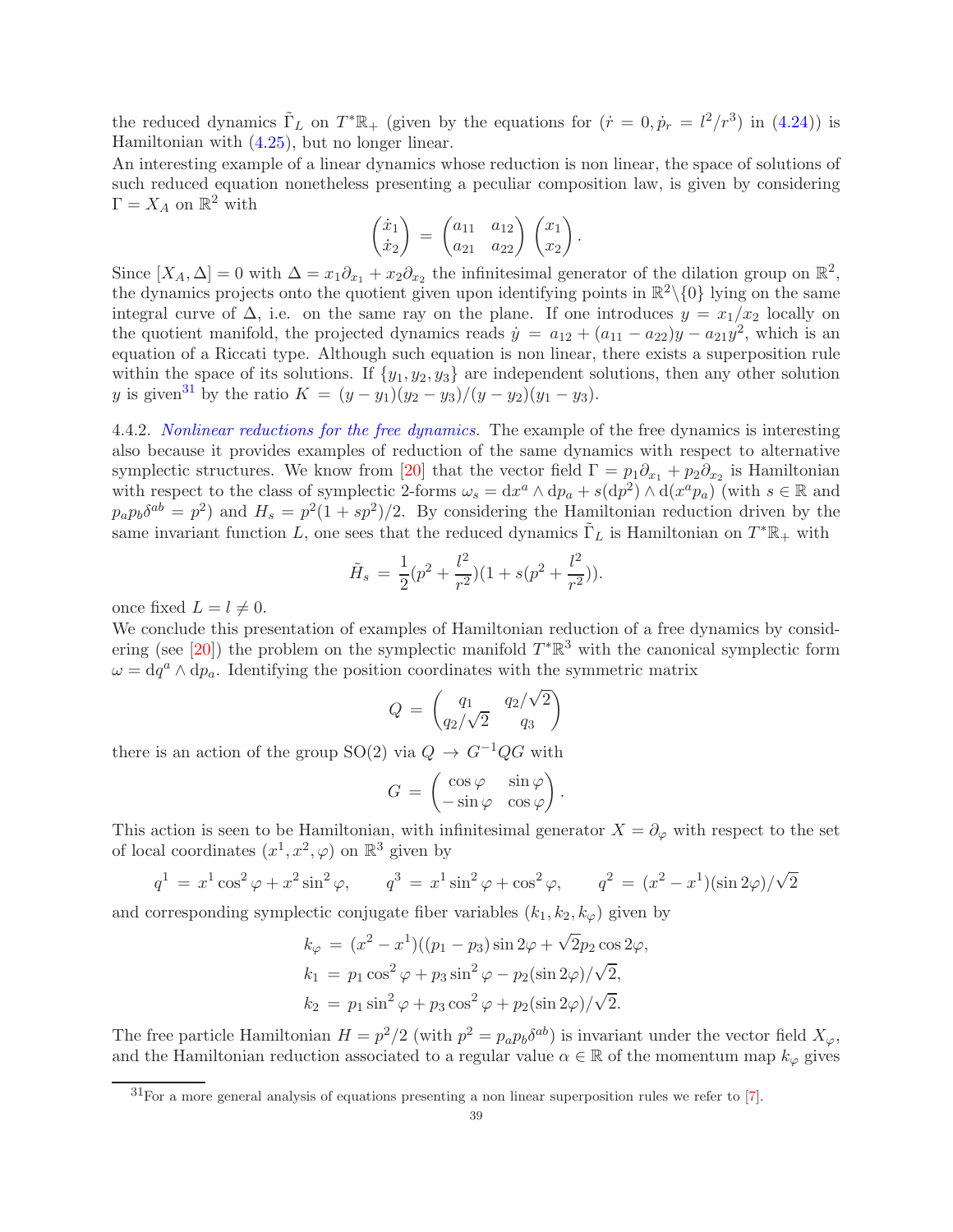the reduced dynamics $\tilde{\Gamma}_L$ on $T^*\mathbb{R}_+$ (given by the equations for $(\dot{r}=0, \dot{p}_r = l^2/r^3)$ in (4.24)) is Hamiltonian with (4.25), but no longer linear.

An interesting example of a linear dynamics whose reduction is non linear, the space of solutions of such reduced equation nonetheless presenting a peculiar composition law, is given by considering $\Gamma = X_A$ on $\mathbb{R}^2$ with

$$
\begin{pmatrix} \dot{x}_1 \\ \dot{x}_2 \end{pmatrix} = \begin{pmatrix} a_{11} & a_{12} \\ a_{21} & a_{22} \end{pmatrix} \begin{pmatrix} x_1 \\ x_2 \end{pmatrix}.
$$

Since $[X_A, \Delta] = 0$ with $\Delta = x_1\partial_{x_1} + x_2\partial_{x_2}$ the infinitesimal generator of the dilation group on $\mathbb{R}^2$, the dynamics projects onto the quotient given upon identifying points in $\mathbb{R}^2\backslash\{0\}$ lying on the same integral curve of $\Delta$, i.e. on the same ray on the plane. If one introduces $y = x_1/x_2$ locally on the quotient manifold, the projected dynamics reads $\dot{y} = a_{12} + (a_{11} - a_{22})y - a_{21}y^2$, which is an equation of a Riccati type. Although such equation is non linear, there exists a superposition rule within the space of its solutions. If $\{y_1, y_2, y_3\}$ are independent solutions, then any other solution $y$ is given[31] by the ratio $K = (y - y_1)(y_2 - y_3)/(y - y_2)(y_1 - y_3)$.

4.4.2. *Nonlinear reductions for the free dynamics.* The example of the free dynamics is interesting also because it provides examples of reduction of the same dynamics with respect to alternative symplectic structures. We know from [20] that the vector field $\Gamma = p_1\partial_{x_1} + p_2\partial_{x_2}$ is Hamiltonian with respect to the class of symplectic 2-forms $\omega_s = \mathrm{d}x^a \wedge \mathrm{d}p_a + s(\mathrm{d}p^2) \wedge \mathrm{d}(x^a p_a)$ (with $s \in \mathbb{R}$ and $p_a p_b \delta^{ab} = p^2$) and $H_s = p^2(1 + sp^2)/2$. By considering the Hamiltonian reduction driven by the same invariant function $L$, one sees that the reduced dynamics $\tilde{\Gamma}_L$ is Hamiltonian on $T^*\mathbb{R}_+$ with

$$
\tilde{H}_s = \frac{1}{2}(p^2 + \frac{l^2}{r^2})(1 + s(p^2 + \frac{l^2}{r^2})).
$$

once fixed $L = l \neq 0$.

We conclude this presentation of examples of Hamiltonian reduction of a free dynamics by considering (see [20]) the problem on the symplectic manifold $T^*\mathbb{R}^3$ with the canonical symplectic form $\omega = \mathrm{d}q^a \wedge \mathrm{d}p_a$. Identifying the position coordinates with the symmetric matrix

$$
Q = \begin{pmatrix} q_1 & q_2/\sqrt{2} \\ q_2/\sqrt{2} & q_3 \end{pmatrix}
$$

there is an action of the group SO(2) via $Q \to G^{-1}QG$ with

$$
G = \begin{pmatrix} \cos\varphi & \sin\varphi \\ -\sin\varphi & \cos\varphi \end{pmatrix}.
$$

This action is seen to be Hamiltonian, with infinitesimal generator $X = \partial_\varphi$ with respect to the set of local coordinates $(x^1, x^2, \varphi)$ on $\mathbb{R}^3$ given by

$$
q^1 = x^1\cos^2\varphi + x^2\sin^2\varphi, \qquad q^3 = x^1\sin^2\varphi + \cos^2\varphi, \qquad q^2 = (x^2 - x^1)(\sin 2\varphi)/\sqrt{2}
$$

and corresponding symplectic conjugate fiber variables $(k_1, k_2, k_\varphi)$ given by

$$
\begin{aligned}
k_\varphi &= (x^2 - x^1)((p_1 - p_3)\sin 2\varphi + \sqrt{2}p_2\cos 2\varphi, \\
k_1 &= p_1\cos^2\varphi + p_3\sin^2\varphi - p_2(\sin 2\varphi)/\sqrt{2}, \\
k_2 &= p_1\sin^2\varphi + p_3\cos^2\varphi + p_2(\sin 2\varphi)/\sqrt{2}.
\end{aligned}
$$

The free particle Hamiltonian $H = p^2/2$ (with $p^2 = p_a p_b \delta^{ab}$) is invariant under the vector field $X_\varphi$, and the Hamiltonian reduction associated to a regular value $\alpha \in \mathbb{R}$ of the momentum map $k_\varphi$ gives

[31] For a more general analysis of equations presenting a non linear superposition rules we refer to [7].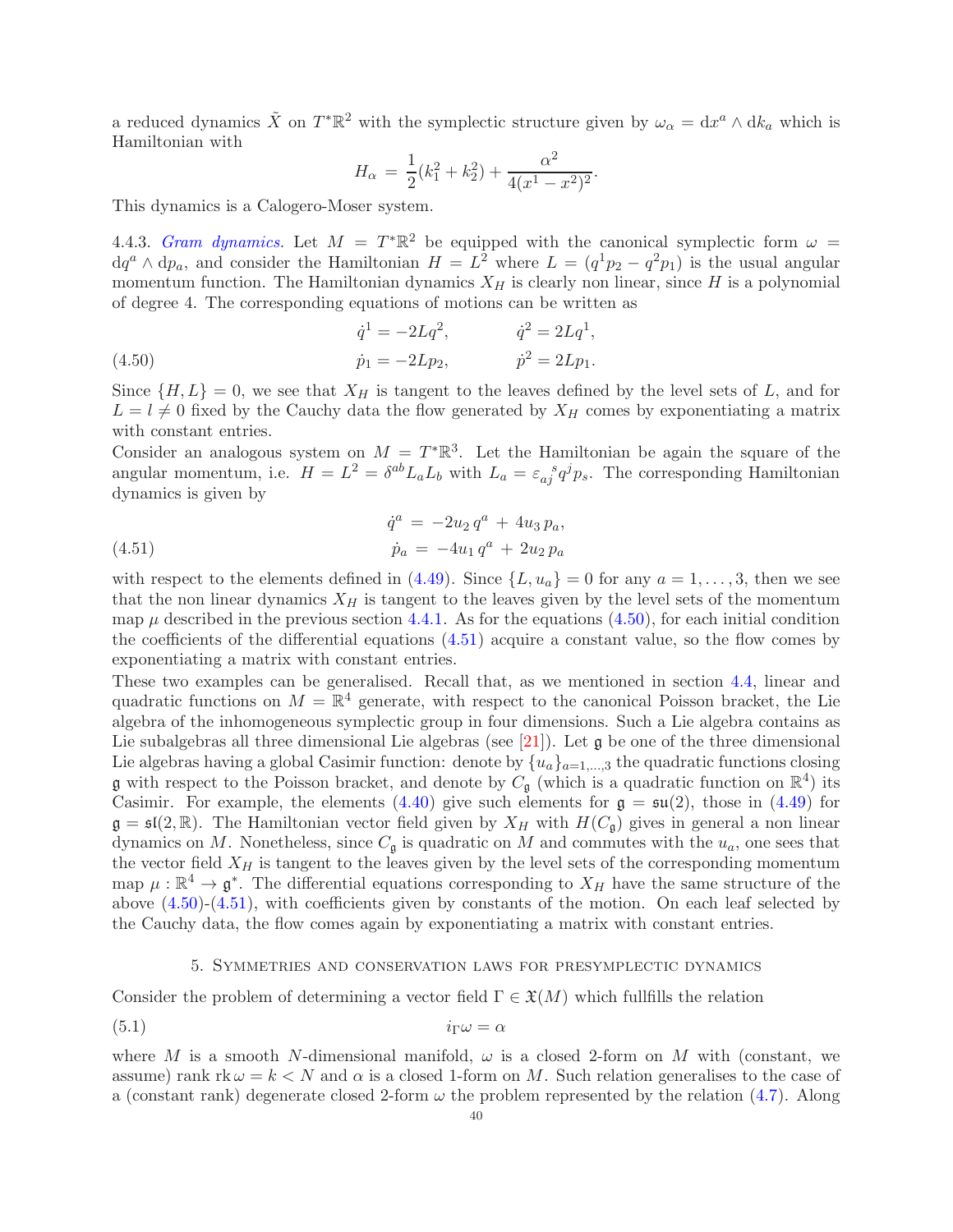a reduced dynamics $\tilde{X}$ on $T^*\mathbb{R}^2$ with the symplectic structure given by $\omega_\alpha = \mathrm{d}x^a \wedge \mathrm{d}k_a$ which is Hamiltonian with

$$H_\alpha = \frac{1}{2}(k_1^2 + k_2^2) + \frac{\alpha^2}{4(x^1 - x^2)^2}.$$

This dynamics is a Calogero-Moser system.

4.4.3. *Gram dynamics.* Let $M = T^*\mathbb{R}^2$ be equipped with the canonical symplectic form $\omega = \mathrm{d}q^a \wedge \mathrm{d}p_a$, and consider the Hamiltonian $H = L^2$ where $L = (q^1 p_2 - q^2 p_1)$ is the usual angular momentum function. The Hamiltonian dynamics $X_H$ is clearly non linear, since $H$ is a polynomial of degree 4. The corresponding equations of motions can be written as

$$\begin{aligned} \dot{q}^1 &= -2Lq^2, & \dot{q}^2 &= 2Lq^1, \\ \dot{p}_1 &= -2Lp_2, & \dot{p}^2 &= 2Lp_1. \end{aligned} \tag{4.50}$$

Since $\{H, L\} = 0$, we see that $X_H$ is tangent to the leaves defined by the level sets of $L$, and for $L = l \neq 0$ fixed by the Cauchy data the flow generated by $X_H$ comes by exponentiating a matrix with constant entries.

Consider an analogous system on $M = T^*\mathbb{R}^3$. Let the Hamiltonian be again the square of the angular momentum, i.e. $H = L^2 = \delta^{ab} L_a L_b$ with $L_a = \varepsilon_{aj}^{\ \ s} q^j p_s$. The corresponding Hamiltonian dynamics is given by

$$\begin{aligned} \dot{q}^a &= -2u_2\, q^a + 4u_3\, p_a, \\ \dot{p}_a &= -4u_1\, q^a + 2u_2\, p_a \end{aligned} \tag{4.51}$$

with respect to the elements defined in (4.49). Since $\{L, u_a\} = 0$ for any $a = 1, \ldots, 3$, then we see that the non linear dynamics $X_H$ is tangent to the leaves given by the level sets of the momentum map $\mu$ described in the previous section 4.4.1. As for the equations (4.50), for each initial condition the coefficients of the differential equations (4.51) acquire a constant value, so the flow comes by exponentiating a matrix with constant entries.

These two examples can be generalised. Recall that, as we mentioned in section 4.4, linear and quadratic functions on $M = \mathbb{R}^4$ generate, with respect to the canonical Poisson bracket, the Lie algebra of the inhomogeneous symplectic group in four dimensions. Such a Lie algebra contains as Lie subalgebras all three dimensional Lie algebras (see [21]). Let $\mathfrak{g}$ be one of the three dimensional Lie algebras having a global Casimir function: denote by $\{u_a\}_{a=1,\ldots,3}$ the quadratic functions closing $\mathfrak{g}$ with respect to the Poisson bracket, and denote by $C_{\mathfrak{g}}$ (which is a quadratic function on $\mathbb{R}^4$) its Casimir. For example, the elements (4.40) give such elements for $\mathfrak{g} = \mathfrak{su}(2)$, those in (4.49) for $\mathfrak{g} = \mathfrak{sl}(2, \mathbb{R})$. The Hamiltonian vector field given by $X_H$ with $H(C_{\mathfrak{g}})$ gives in general a non linear dynamics on $M$. Nonetheless, since $C_{\mathfrak{g}}$ is quadratic on $M$ and commutes with the $u_a$, one sees that the vector field $X_H$ is tangent to the leaves given by the level sets of the corresponding momentum map $\mu : \mathbb{R}^4 \to \mathfrak{g}^*$. The differential equations corresponding to $X_H$ have the same structure of the above (4.50)-(4.51), with coefficients given by constants of the motion. On each leaf selected by the Cauchy data, the flow comes again by exponentiating a matrix with constant entries.

## 5. Symmetries and conservation laws for presymplectic dynamics

Consider the problem of determining a vector field $\Gamma \in \mathfrak{X}(M)$ which fullfills the relation

$$i_\Gamma \omega = \alpha \tag{5.1}$$

where $M$ is a smooth $N$-dimensional manifold, $\omega$ is a closed 2-form on $M$ with (constant, we assume) rank $\mathrm{rk}\,\omega = k < N$ and $\alpha$ is a closed 1-form on $M$. Such relation generalises to the case of a (constant rank) degenerate closed 2-form $\omega$ the problem represented by the relation (4.7). Along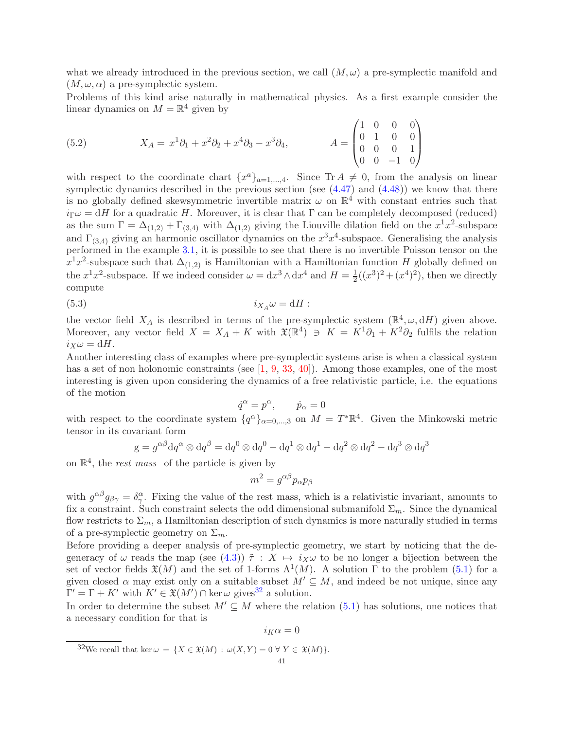what we already introduced in the previous section, we call $(M, \omega)$ a pre-symplectic manifold and $(M, \omega, \alpha)$ a pre-symplectic system.
Problems of this kind arise naturally in mathematical physics. As a first example consider the linear dynamics on $M = \mathbb{R}^4$ given by

$$
X_A = x^1\partial_1 + x^2\partial_2 + x^4\partial_3 - x^3\partial_4, \qquad A = \begin{pmatrix} 1 & 0 & 0 & 0 \\ 0 & 1 & 0 & 0 \\ 0 & 0 & 0 & 1 \\ 0 & 0 & -1 & 0 \end{pmatrix} \tag{5.2}
$$

with respect to the coordinate chart $\{x^a\}_{a=1,\dots,4}$. Since $\mathrm{Tr}\, A \neq 0$, from the analysis on linear symplectic dynamics described in the previous section (see (4.47) and (4.48)) we know that there is no globally defined skewsymmetric invertible matrix $\omega$ on $\mathbb{R}^4$ with constant entries such that $i_\Gamma \omega = \mathrm{d}H$ for a quadratic $H$. Moreover, it is clear that $\Gamma$ can be completely decomposed (reduced) as the sum $\Gamma = \Delta_{(1,2)} + \Gamma_{(3,4)}$ with $\Delta_{(1,2)}$ giving the Liouville dilation field on the $x^1x^2$-subspace and $\Gamma_{(3,4)}$ giving an harmonic oscillator dynamics on the $x^3x^4$-subspace. Generalising the analysis performed in the example 3.1, it is possible to see that there is no invertible Poisson tensor on the $x^1x^2$-subspace such that $\Delta_{(1,2)}$ is Hamiltonian with a Hamiltonian function $H$ globally defined on the $x^1x^2$-subspace. If we indeed consider $\omega = \mathrm{d}x^3 \wedge \mathrm{d}x^4$ and $H = \frac{1}{2}((x^3)^2 + (x^4)^2)$, then we directly compute

$$
i_{X_A}\omega = \mathrm{d}H : \tag{5.3}
$$

the vector field $X_A$ is described in terms of the pre-symplectic system $(\mathbb{R}^4, \omega, \mathrm{d}H)$ given above. Moreover, any vector field $X = X_A + K$ with $\mathfrak{X}(\mathbb{R}^4) \ni K = K^1\partial_1 + K^2\partial_2$ fulfils the relation $i_X\omega = \mathrm{d}H$.
Another interesting class of examples where pre-symplectic systems arise is when a classical system has a set of non holonomic constraints (see [1, 9, 33, 40]). Among those examples, one of the most interesting is given upon considering the dynamics of a free relativistic particle, i.e. the equations of the motion

$$
\dot{q}^\alpha = p^\alpha, \qquad \dot{p}_\alpha = 0
$$

with respect to the coordinate system $\{q^\alpha\}_{\alpha=0,\dots,3}$ on $M = T^*\mathbb{R}^4$. Given the Minkowski metric tensor in its covariant form

$$
\mathrm{g} = g^{\alpha\beta}\mathrm{d}q^\alpha \otimes \mathrm{d}q^\beta = \mathrm{d}q^0 \otimes \mathrm{d}q^0 - \mathrm{d}q^1 \otimes \mathrm{d}q^1 - \mathrm{d}q^2 \otimes \mathrm{d}q^2 - \mathrm{d}q^3 \otimes \mathrm{d}q^3
$$

on $\mathbb{R}^4$, the *rest mass* of the particle is given by

$$
m^2 = g^{\alpha\beta}p_\alpha p_\beta
$$

with $g^{\alpha\beta}g_{\beta\gamma} = \delta^\alpha_\gamma$. Fixing the value of the rest mass, which is a relativistic invariant, amounts to fix a constraint. Such constraint selects the odd dimensional submanifold $\Sigma_m$. Since the dynamical flow restricts to $\Sigma_m$, a Hamiltonian description of such dynamics is more naturally studied in terms of a pre-symplectic geometry on $\Sigma_m$.
Before providing a deeper analysis of pre-symplectic geometry, we start by noticing that the degeneracy of $\omega$ reads the map (see (4.3)) $\tilde{\tau} : X \mapsto i_X\omega$ to be no longer a bijection between the set of vector fields $\mathfrak{X}(M)$ and the set of 1-forms $\Lambda^1(M)$. A solution $\Gamma$ to the problem (5.1) for a given closed $\alpha$ may exist only on a suitable subset $M' \subseteq M$, and indeed be not unique, since any $\Gamma' = \Gamma + K'$ with $K' \in \mathfrak{X}(M') \cap \ker\omega$ gives[32] a solution.
In order to determine the subset $M' \subseteq M$ where the relation (5.1) has solutions, one notices that a necessary condition for that is

$$
i_K\alpha = 0
$$

[32] We recall that $\ker\omega = \{X \in \mathfrak{X}(M) : \omega(X, Y) = 0 \ \forall\, Y \in \mathfrak{X}(M)\}$.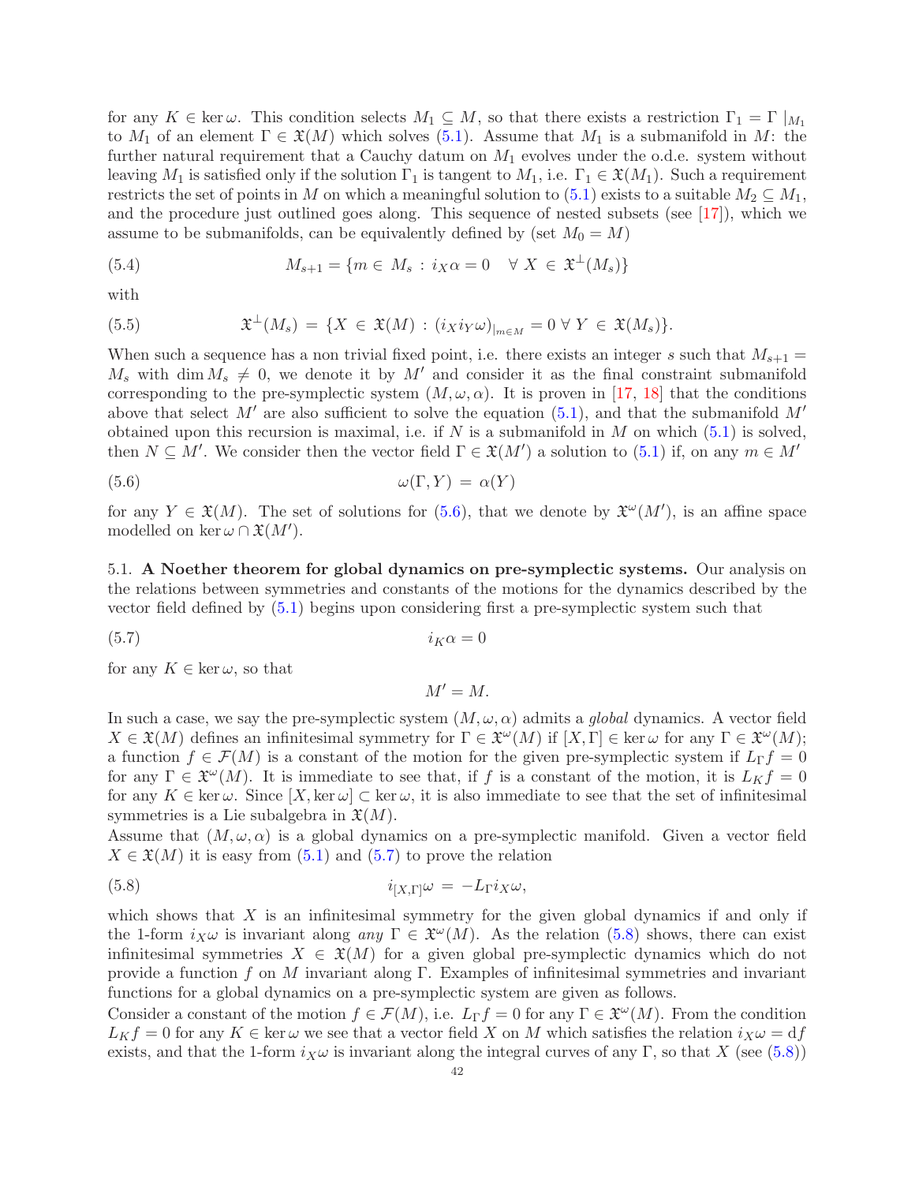for any $K \in \ker \omega$. This condition selects $M_1 \subseteq M$, so that there exists a restriction $\Gamma_1 = \Gamma \mid_{M_1}$ to $M_1$ of an element $\Gamma \in \mathfrak{X}(M)$ which solves (5.1). Assume that $M_1$ is a submanifold in $M$: the further natural requirement that a Cauchy datum on $M_1$ evolves under the o.d.e. system without leaving $M_1$ is satisfied only if the solution $\Gamma_1$ is tangent to $M_1$, i.e. $\Gamma_1 \in \mathfrak{X}(M_1)$. Such a requirement restricts the set of points in $M$ on which a meaningful solution to (5.1) exists to a suitable $M_2 \subseteq M_1$, and the procedure just outlined goes along. This sequence of nested subsets (see [17]), which we assume to be submanifolds, can be equivalently defined by (set $M_0 = M$)

$$M_{s+1} = \{m \in M_s \,:\, i_X\alpha = 0 \quad \forall\; X \in \mathfrak{X}^{\perp}(M_s)\} \tag{5.4}$$

with

$$\mathfrak{X}^{\perp}(M_s) \,=\, \{X \in \mathfrak{X}(M) \,:\, (i_X i_Y \omega)_{|_{m\in M}} = 0 \;\forall\; Y \in \mathfrak{X}(M_s)\}. \tag{5.5}$$

When such a sequence has a non trivial fixed point, i.e. there exists an integer $s$ such that $M_{s+1} = M_s$ with $\dim M_s \neq 0$, we denote it by $M'$ and consider it as the final constraint submanifold corresponding to the pre-symplectic system $(M, \omega, \alpha)$. It is proven in [17, 18] that the conditions above that select $M'$ are also sufficient to solve the equation (5.1), and that the submanifold $M'$ obtained upon this recursion is maximal, i.e. if $N$ is a submanifold in $M$ on which (5.1) is solved, then $N \subseteq M'$. We consider then the vector field $\Gamma \in \mathfrak{X}(M')$ a solution to (5.1) if, on any $m \in M'$

$$\omega(\Gamma, Y) \,=\, \alpha(Y) \tag{5.6}$$

for any $Y \in \mathfrak{X}(M)$. The set of solutions for (5.6), that we denote by $\mathfrak{X}^{\omega}(M')$, is an affine space modelled on $\ker \omega \cap \mathfrak{X}(M')$.

### 5.1. A Noether theorem for global dynamics on pre-symplectic systems.

Our analysis on the relations between symmetries and constants of the motions for the dynamics described by the vector field defined by (5.1) begins upon considering first a pre-symplectic system such that

$$i_K\alpha = 0 \tag{5.7}$$

for any $K \in \ker \omega$, so that

$$M' = M.$$

In such a case, we say the pre-symplectic system $(M, \omega, \alpha)$ admits a *global* dynamics. A vector field $X \in \mathfrak{X}(M)$ defines an infinitesimal symmetry for $\Gamma \in \mathfrak{X}^{\omega}(M)$ if $[X, \Gamma] \in \ker \omega$ for any $\Gamma \in \mathfrak{X}^{\omega}(M)$; a function $f \in \mathcal{F}(M)$ is a constant of the motion for the given pre-symplectic system if $L_\Gamma f = 0$ for any $\Gamma \in \mathfrak{X}^{\omega}(M)$. It is immediate to see that, if $f$ is a constant of the motion, it is $L_K f = 0$ for any $K \in \ker \omega$. Since $[X, \ker \omega] \subset \ker \omega$, it is also immediate to see that the set of infinitesimal symmetries is a Lie subalgebra in $\mathfrak{X}(M)$.
Assume that $(M, \omega, \alpha)$ is a global dynamics on a pre-symplectic manifold. Given a vector field $X \in \mathfrak{X}(M)$ it is easy from (5.1) and (5.7) to prove the relation

$$i_{[X,\Gamma]}\omega \,=\, -L_\Gamma i_X \omega, \tag{5.8}$$

which shows that $X$ is an infinitesimal symmetry for the given global dynamics if and only if the 1-form $i_X\omega$ is invariant along *any* $\Gamma \in \mathfrak{X}^{\omega}(M)$. As the relation (5.8) shows, there can exist infinitesimal symmetries $X \in \mathfrak{X}(M)$ for a given global pre-symplectic dynamics which do not provide a function $f$ on $M$ invariant along $\Gamma$. Examples of infinitesimal symmetries and invariant functions for a global dynamics on a pre-symplectic system are given as follows.
Consider a constant of the motion $f \in \mathcal{F}(M)$, i.e. $L_\Gamma f = 0$ for any $\Gamma \in \mathfrak{X}^{\omega}(M)$. From the condition $L_K f = 0$ for any $K \in \ker \omega$ we see that a vector field $X$ on $M$ which satisfies the relation $i_X\omega = \mathrm{d}f$ exists, and that the 1-form $i_X\omega$ is invariant along the integral curves of any $\Gamma$, so that $X$ (see (5.8))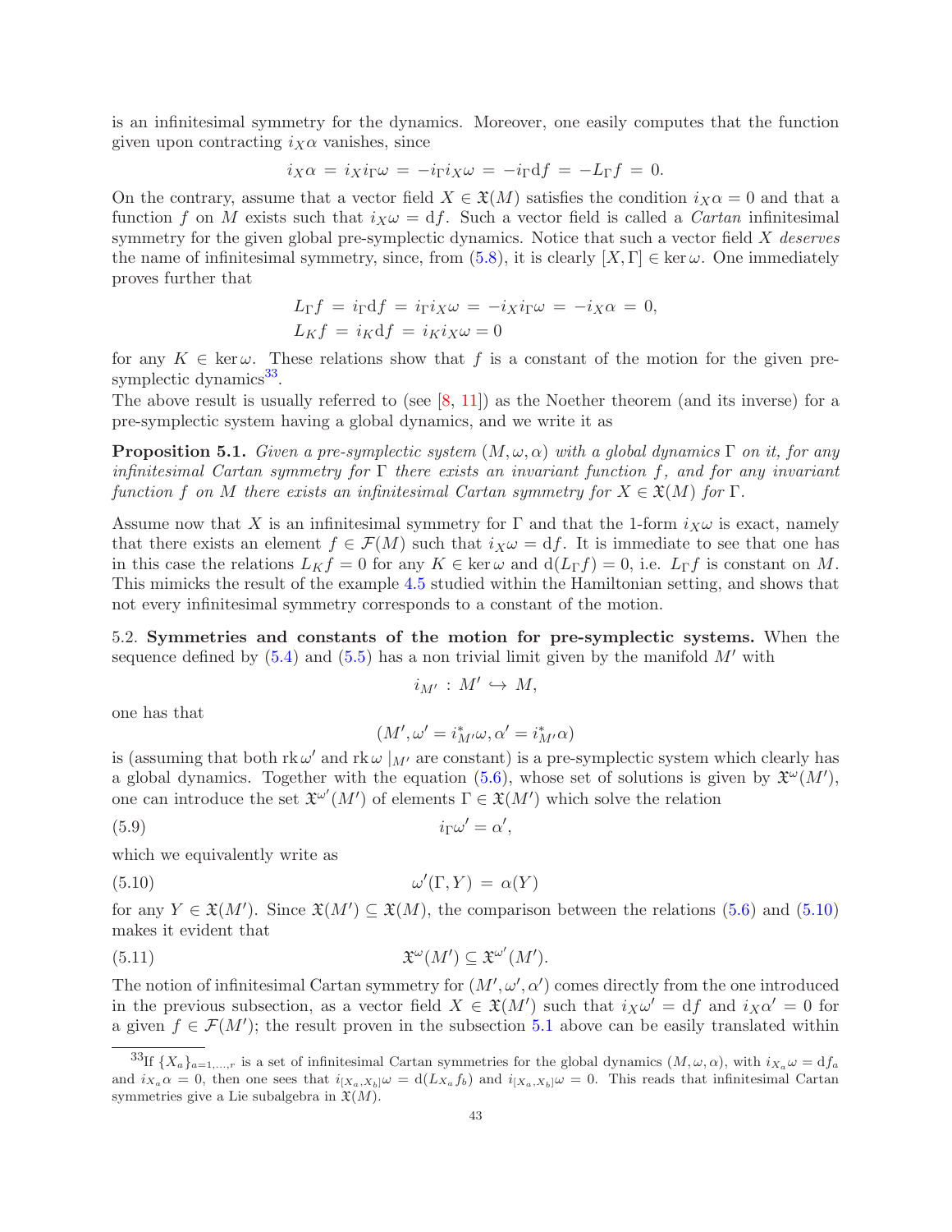is an infinitesimal symmetry for the dynamics. Moreover, one easily computes that the function given upon contracting $i_X\alpha$ vanishes, since

$$i_X\alpha \,=\, i_X i_\Gamma\omega \,=\, -i_\Gamma i_X\omega \,=\, -i_\Gamma \mathrm{d}f \,=\, -L_\Gamma f \,=\, 0.$$

On the contrary, assume that a vector field $X \in \mathfrak{X}(M)$ satisfies the condition $i_X\alpha = 0$ and that a function $f$ on $M$ exists such that $i_X\omega = \mathrm{d}f$. Such a vector field is called a *Cartan* infinitesimal symmetry for the given global pre-symplectic dynamics. Notice that such a vector field $X$ *deserves* the name of infinitesimal symmetry, since, from (5.8), it is clearly $[X,\Gamma] \in \ker\omega$. One immediately proves further that

$$\begin{aligned} L_\Gamma f \,&=\, i_\Gamma \mathrm{d}f \,=\, i_\Gamma i_X\omega \,=\, -i_X i_\Gamma\omega \,=\, -i_X\alpha \,=\, 0, \\ L_K f \,&=\, i_K \mathrm{d}f \,=\, i_K i_X\omega = 0 \end{aligned}$$

for any $K \in \ker\omega$. These relations show that $f$ is a constant of the motion for the given pre-symplectic dynamics[33].

The above result is usually referred to (see [8, 11]) as the Noether theorem (and its inverse) for a pre-symplectic system having a global dynamics, and we write it as

**Proposition 5.1.** *Given a pre-symplectic system $(M,\omega,\alpha)$ with a global dynamics $\Gamma$ on it, for any infinitesimal Cartan symmetry for $\Gamma$ there exists an invariant function $f$, and for any invariant function $f$ on $M$ there exists an infinitesimal Cartan symmetry for $X \in \mathfrak{X}(M)$ for $\Gamma$.*

Assume now that $X$ is an infinitesimal symmetry for $\Gamma$ and that the 1-form $i_X\omega$ is exact, namely that there exists an element $f \in \mathcal{F}(M)$ such that $i_X\omega = \mathrm{d}f$. It is immediate to see that one has in this case the relations $L_K f = 0$ for any $K \in \ker\omega$ and $\mathrm{d}(L_\Gamma f) = 0$, i.e. $L_\Gamma f$ is constant on $M$. This mimicks the result of the example 4.5 studied within the Hamiltonian setting, and shows that not every infinitesimal symmetry corresponds to a constant of the motion.

5.2. **Symmetries and constants of the motion for pre-symplectic systems.** When the sequence defined by (5.4) and (5.5) has a non trivial limit given by the manifold $M'$ with

$$i_{M'} \,:\, M' \hookrightarrow M,$$

one has that

$$(M', \omega' = i^*_{M'}\omega, \alpha' = i^*_{M'}\alpha)$$

is (assuming that both $\mathrm{rk}\,\omega'$ and $\mathrm{rk}\,\omega\mid_{M'}$ are constant) is a pre-symplectic system which clearly has a global dynamics. Together with the equation (5.6), whose set of solutions is given by $\mathfrak{X}^\omega(M')$, one can introduce the set $\mathfrak{X}^{\omega'}(M')$ of elements $\Gamma \in \mathfrak{X}(M')$ which solve the relation

$$i_\Gamma\omega' = \alpha', \tag{5.9}$$

which we equivalently write as

$$\omega'(\Gamma, Y) \,=\, \alpha(Y) \tag{5.10}$$

for any $Y \in \mathfrak{X}(M')$. Since $\mathfrak{X}(M') \subseteq \mathfrak{X}(M)$, the comparison between the relations (5.6) and (5.10) makes it evident that

$$\mathfrak{X}^\omega(M') \subseteq \mathfrak{X}^{\omega'}(M'). \tag{5.11}$$

The notion of infinitesimal Cartan symmetry for $(M',\omega',\alpha')$ comes directly from the one introduced in the previous subsection, as a vector field $X \in \mathfrak{X}(M')$ such that $i_X\omega' = \mathrm{d}f$ and $i_X\alpha' = 0$ for a given $f \in \mathcal{F}(M')$; the result proven in the subsection 5.1 above can be easily translated within

---

[33] If $\{X_a\}_{a=1,\dots,r}$ is a set of infinitesimal Cartan symmetries for the global dynamics $(M,\omega,\alpha)$, with $i_{X_a}\omega = \mathrm{d}f_a$ and $i_{X_a}\alpha = 0$, then one sees that $i_{[X_a,X_b]}\omega = \mathrm{d}(L_{X_a}f_b)$ and $i_{[X_a,X_b]}\omega = 0$. This reads that infinitesimal Cartan symmetries give a Lie subalgebra in $\mathfrak{X}(M)$.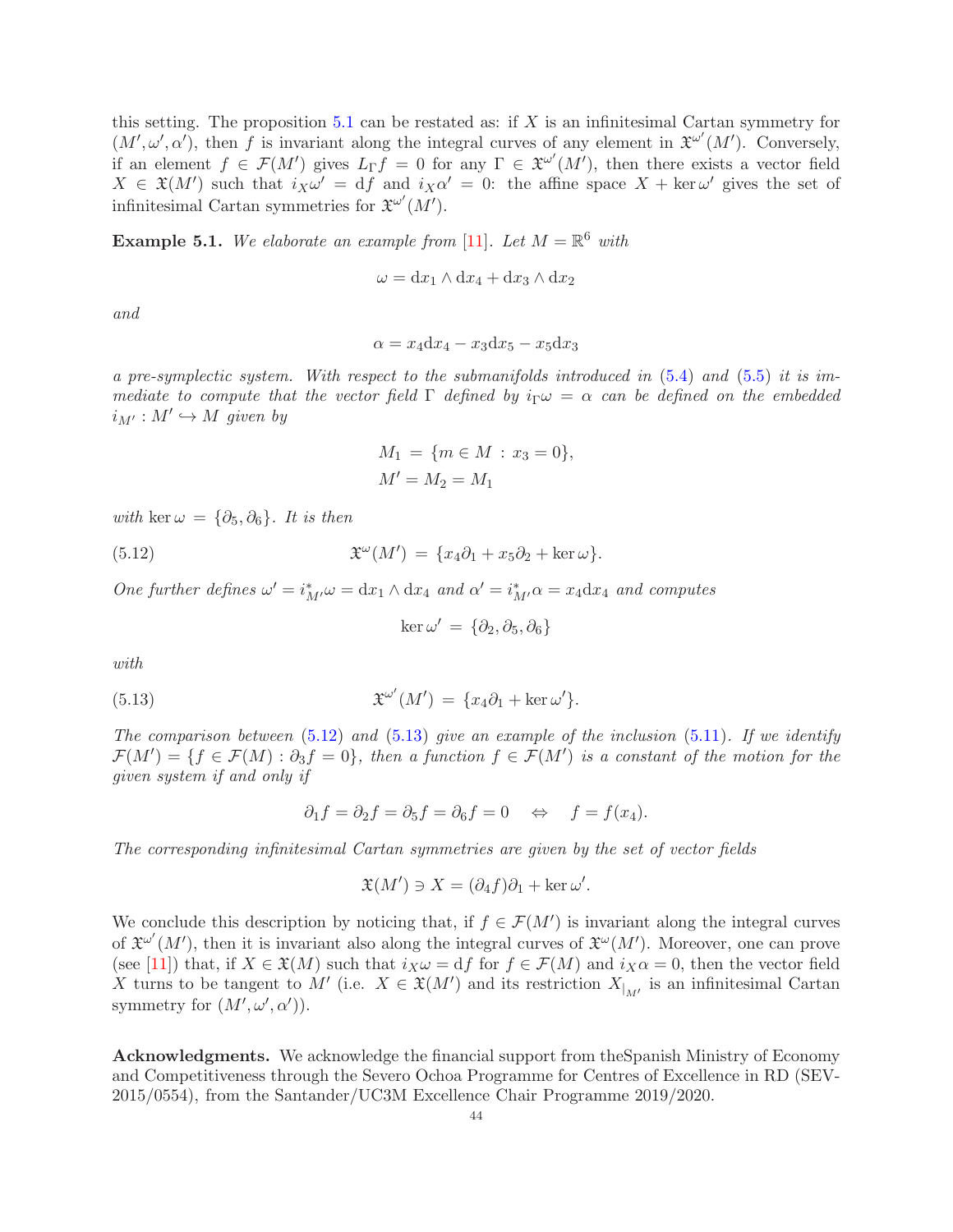this setting. The proposition 5.1 can be restated as: if $X$ is an infinitesimal Cartan symmetry for $(M', \omega', \alpha')$, then $f$ is invariant along the integral curves of any element in $\mathfrak{X}^{\omega'}(M')$. Conversely, if an element $f \in \mathcal{F}(M')$ gives $L_\Gamma f = 0$ for any $\Gamma \in \mathfrak{X}^{\omega'}(M')$, then there exists a vector field $X \in \mathfrak{X}(M')$ such that $i_X\omega' = \mathrm{d}f$ and $i_X\alpha' = 0$: the affine space $X + \ker\omega'$ gives the set of infinitesimal Cartan symmetries for $\mathfrak{X}^{\omega'}(M')$.

**Example 5.1.** *We elaborate an example from [11]. Let $M = \mathbb{R}^6$ with*

$$\omega = \mathrm{d}x_1 \wedge \mathrm{d}x_4 + \mathrm{d}x_3 \wedge \mathrm{d}x_2$$

*and*

$$\alpha = x_4\mathrm{d}x_4 - x_3\mathrm{d}x_5 - x_5\mathrm{d}x_3$$

*a pre-symplectic system. With respect to the submanifolds introduced in (5.4) and (5.5) it is immediate to compute that the vector field $\Gamma$ defined by $i_\Gamma\omega = \alpha$ can be defined on the embedded $i_{M'} : M' \hookrightarrow M$ given by*

$$\begin{aligned} M_1 &= \{m \in M \,:\, x_3 = 0\}, \\ M' = M_2 &= M_1 \end{aligned}$$

*with $\ker\omega = \{\partial_5, \partial_6\}$. It is then*

$$\mathfrak{X}^{\omega}(M') = \{x_4\partial_1 + x_5\partial_2 + \ker\omega\}. \tag{5.12}$$

*One further defines $\omega' = i^*_{M'}\omega = \mathrm{d}x_1 \wedge \mathrm{d}x_4$ and $\alpha' = i^*_{M'}\alpha = x_4\mathrm{d}x_4$ and computes*

$$\ker\omega' = \{\partial_2, \partial_5, \partial_6\}$$

*with*

$$\mathfrak{X}^{\omega'}(M') = \{x_4\partial_1 + \ker\omega'\}. \tag{5.13}$$

*The comparison between (5.12) and (5.13) give an example of the inclusion (5.11). If we identify $\mathcal{F}(M') = \{f \in \mathcal{F}(M) : \partial_3 f = 0\}$, then a function $f \in \mathcal{F}(M')$ is a constant of the motion for the given system if and only if*

$$\partial_1 f = \partial_2 f = \partial_5 f = \partial_6 f = 0 \quad \Leftrightarrow \quad f = f(x_4).$$

*The corresponding infinitesimal Cartan symmetries are given by the set of vector fields*

$$\mathfrak{X}(M') \ni X = (\partial_4 f)\partial_1 + \ker\omega'.$$

We conclude this description by noticing that, if $f \in \mathcal{F}(M')$ is invariant along the integral curves of $\mathfrak{X}^{\omega'}(M')$, then it is invariant also along the integral curves of $\mathfrak{X}^{\omega}(M')$. Moreover, one can prove (see [11]) that, if $X \in \mathfrak{X}(M)$ such that $i_X\omega = \mathrm{d}f$ for $f \in \mathcal{F}(M)$ and $i_X\alpha = 0$, then the vector field $X$ turns to be tangent to $M'$ (i.e. $X \in \mathfrak{X}(M')$ and its restriction $X_{|_{M'}}$ is an infinitesimal Cartan symmetry for $(M', \omega', \alpha')$).

**Acknowledgments.** We acknowledge the financial support from theSpanish Ministry of Economy and Competitiveness through the Severo Ochoa Programme for Centres of Excellence in RD (SEV-2015/0554), from the Santander/UC3M Excellence Chair Programme 2019/2020.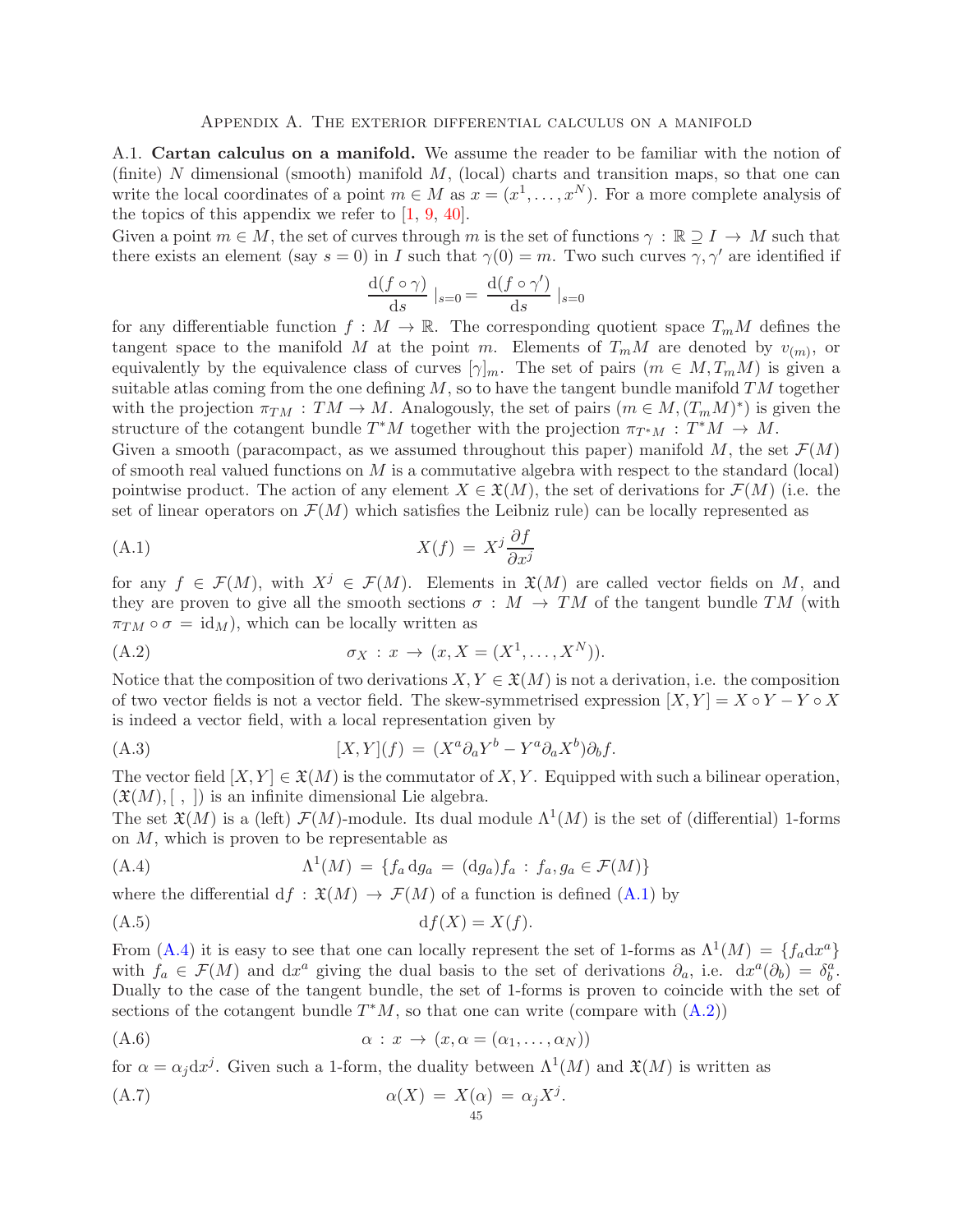# Appendix A. The exterior differential calculus on a manifold

A.1. **Cartan calculus on a manifold.** We assume the reader to be familiar with the notion of (finite) $N$ dimensional (smooth) manifold $M$, (local) charts and transition maps, so that one can write the local coordinates of a point $m \in M$ as $x = (x^1, \ldots, x^N)$. For a more complete analysis of the topics of this appendix we refer to [1, 9, 40].

Given a point $m \in M$, the set of curves through $m$ is the set of functions $\gamma : \mathbb{R} \supseteq I \to M$ such that there exists an element (say $s = 0$) in $I$ such that $\gamma(0) = m$. Two such curves $\gamma, \gamma'$ are identified if

$$\frac{\mathrm{d}(f \circ \gamma)}{\mathrm{d}s} \mid_{s=0} = \frac{\mathrm{d}(f \circ \gamma')}{\mathrm{d}s} \mid_{s=0}$$

for any differentiable function $f : M \to \mathbb{R}$. The corresponding quotient space $T_m M$ defines the tangent space to the manifold $M$ at the point $m$. Elements of $T_m M$ are denoted by $v_{(m)}$, or equivalently by the equivalence class of curves $[\gamma]_m$. The set of pairs $(m \in M, T_m M)$ is given a suitable atlas coming from the one defining $M$, so to have the tangent bundle manifold $TM$ together with the projection $\pi_{TM} : TM \to M$. Analogously, the set of pairs $(m \in M, (T_m M)^*)$ is given the structure of the cotangent bundle $T^*M$ together with the projection $\pi_{T^*M} : T^*M \to M$.

Given a smooth (paracompact, as we assumed throughout this paper) manifold $M$, the set $\mathcal{F}(M)$ of smooth real valued functions on $M$ is a commutative algebra with respect to the standard (local) pointwise product. The action of any element $X \in \mathfrak{X}(M)$, the set of derivations for $\mathcal{F}(M)$ (i.e. the set of linear operators on $\mathcal{F}(M)$ which satisfies the Leibniz rule) can be locally represented as

$$X(f) = X^j \frac{\partial f}{\partial x^j} \tag{A.1}$$

for any $f \in \mathcal{F}(M)$, with $X^j \in \mathcal{F}(M)$. Elements in $\mathfrak{X}(M)$ are called vector fields on $M$, and they are proven to give all the smooth sections $\sigma : M \to TM$ of the tangent bundle $TM$ (with $\pi_{TM} \circ \sigma = \mathrm{id}_M$), which can be locally written as

$$\sigma_X : x \to (x, X = (X^1, \ldots, X^N)). \tag{A.2}$$

Notice that the composition of two derivations $X, Y \in \mathfrak{X}(M)$ is not a derivation, i.e. the composition of two vector fields is not a vector field. The skew-symmetrised expression $[X, Y] = X \circ Y - Y \circ X$ is indeed a vector field, with a local representation given by

$$[X, Y](f) = (X^a \partial_a Y^b - Y^a \partial_a X^b) \partial_b f. \tag{A.3}$$

The vector field $[X, Y] \in \mathfrak{X}(M)$ is the commutator of $X, Y$. Equipped with such a bilinear operation, $(\mathfrak{X}(M), [\ ,\ ])$ is an infinite dimensional Lie algebra.

The set $\mathfrak{X}(M)$ is a (left) $\mathcal{F}(M)$-module. Its dual module $\Lambda^1(M)$ is the set of (differential) 1-forms on $M$, which is proven to be representable as

$$\Lambda^1(M) = \{f_a \, \mathrm{d}g_a = (\mathrm{d}g_a) f_a : f_a, g_a \in \mathcal{F}(M)\} \tag{A.4}$$

where the differential $\mathrm{d}f : \mathfrak{X}(M) \to \mathcal{F}(M)$ of a function is defined (A.1) by

$$\mathrm{d}f(X) = X(f). \tag{A.5}$$

From (A.4) it is easy to see that one can locally represent the set of 1-forms as $\Lambda^1(M) = \{f_a \mathrm{d}x^a\}$ with $f_a \in \mathcal{F}(M)$ and $\mathrm{d}x^a$ giving the dual basis to the set of derivations $\partial_a$, i.e. $\mathrm{d}x^a(\partial_b) = \delta^a_b$. Dually to the case of the tangent bundle, the set of 1-forms is proven to coincide with the set of sections of the cotangent bundle $T^*M$, so that one can write (compare with (A.2))

$$\alpha : x \to (x, \alpha = (\alpha_1, \ldots, \alpha_N)) \tag{A.6}$$

for $\alpha = \alpha_j \mathrm{d}x^j$. Given such a 1-form, the duality between $\Lambda^1(M)$ and $\mathfrak{X}(M)$ is written as

$$\alpha(X) = X(\alpha) = \alpha_j X^j. \tag{A.7}$$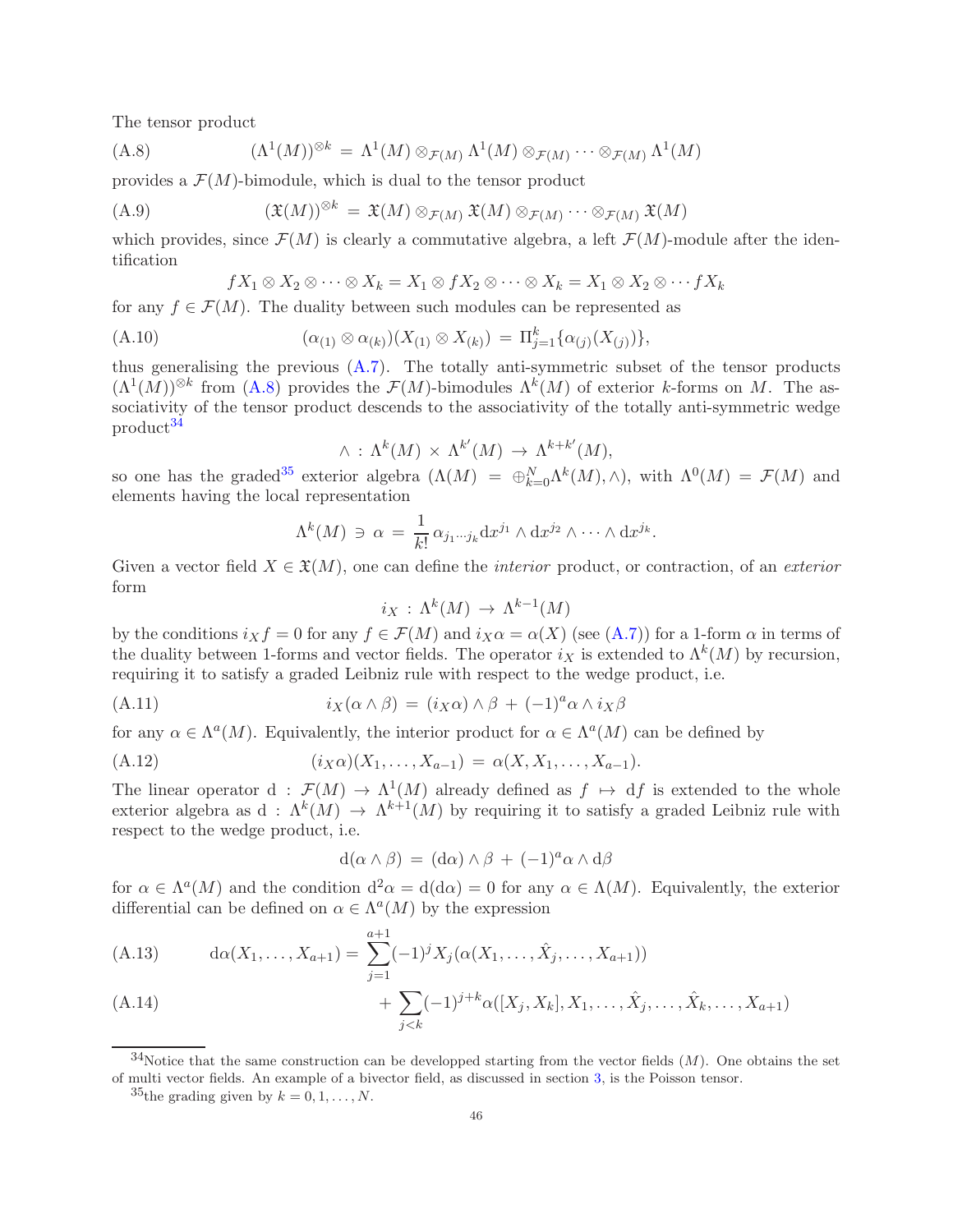The tensor product

$$(\Lambda^1(M))^{\otimes k} \,=\, \Lambda^1(M) \otimes_{\mathcal{F}(M)} \Lambda^1(M) \otimes_{\mathcal{F}(M)} \cdots \otimes_{\mathcal{F}(M)} \Lambda^1(M) \tag{A.8}$$

provides a $\mathcal{F}(M)$-bimodule, which is dual to the tensor product

$$(\mathfrak{X}(M))^{\otimes k} \,=\, \mathfrak{X}(M) \otimes_{\mathcal{F}(M)} \mathfrak{X}(M) \otimes_{\mathcal{F}(M)} \cdots \otimes_{\mathcal{F}(M)} \mathfrak{X}(M) \tag{A.9}$$

which provides, since $\mathcal{F}(M)$ is clearly a commutative algebra, a left $\mathcal{F}(M)$-module after the identification

$$fX_1 \otimes X_2 \otimes \cdots \otimes X_k = X_1 \otimes fX_2 \otimes \cdots \otimes X_k = X_1 \otimes X_2 \otimes \cdots fX_k$$

for any $f \in \mathcal{F}(M)$. The duality between such modules can be represented as

$$(\alpha_{(1)} \otimes \alpha_{(k)})(X_{(1)} \otimes X_{(k)}) \,=\, \Pi_{j=1}^{k}\{\alpha_{(j)}(X_{(j)})\}, \tag{A.10}$$

thus generalising the previous (A.7). The totally anti-symmetric subset of the tensor products $(\Lambda^1(M))^{\otimes k}$ from (A.8) provides the $\mathcal{F}(M)$-bimodules $\Lambda^k(M)$ of exterior $k$-forms on $M$. The associativity of the tensor product descends to the associativity of the totally anti-symmetric wedge product[34]

$$\wedge \,:\, \Lambda^k(M) \,\times\, \Lambda^{k'}(M) \,\to\, \Lambda^{k+k'}(M),$$

so one has the graded[35] exterior algebra $(\Lambda(M) \,=\, \oplus_{k=0}^{N}\Lambda^k(M), \wedge)$, with $\Lambda^0(M) = \mathcal{F}(M)$ and elements having the local representation

$$\Lambda^k(M) \,\ni\, \alpha \,=\, \frac{1}{k!}\,\alpha_{j_1\cdots j_k}\mathrm{d}x^{j_1} \wedge \mathrm{d}x^{j_2} \wedge \cdots \wedge \mathrm{d}x^{j_k}.$$

Given a vector field $X \in \mathfrak{X}(M)$, one can define the *interior* product, or contraction, of an *exterior* form

$$i_X \,:\, \Lambda^k(M) \,\to\, \Lambda^{k-1}(M)$$

by the conditions $i_X f = 0$ for any $f \in \mathcal{F}(M)$ and $i_X\alpha = \alpha(X)$ (see (A.7)) for a 1-form $\alpha$ in terms of the duality between 1-forms and vector fields. The operator $i_X$ is extended to $\Lambda^k(M)$ by recursion, requiring it to satisfy a graded Leibniz rule with respect to the wedge product, i.e.

$$i_X(\alpha \wedge \beta) \,=\, (i_X\alpha) \wedge \beta \,+\, (-1)^a\alpha \wedge i_X\beta \tag{A.11}$$

for any $\alpha \in \Lambda^a(M)$. Equivalently, the interior product for $\alpha \in \Lambda^a(M)$ can be defined by

$$(i_X\alpha)(X_1, \ldots, X_{a-1}) \,=\, \alpha(X, X_1, \ldots, X_{a-1}). \tag{A.12}$$

The linear operator $\mathrm{d} \,:\, \mathcal{F}(M) \,\to\, \Lambda^1(M)$ already defined as $f \,\mapsto\, \mathrm{d}f$ is extended to the whole exterior algebra as $\mathrm{d} \,:\, \Lambda^k(M) \,\to\, \Lambda^{k+1}(M)$ by requiring it to satisfy a graded Leibniz rule with respect to the wedge product, i.e.

$$\mathrm{d}(\alpha \wedge \beta) \,=\, (\mathrm{d}\alpha) \wedge \beta \,+\, (-1)^a\alpha \wedge \mathrm{d}\beta$$

for $\alpha \in \Lambda^a(M)$ and the condition $\mathrm{d}^2\alpha = \mathrm{d}(\mathrm{d}\alpha) = 0$ for any $\alpha \in \Lambda(M)$. Equivalently, the exterior differential can be defined on $\alpha \in \Lambda^a(M)$ by the expression

$$\mathrm{d}\alpha(X_1, \ldots, X_{a+1}) = \sum_{j=1}^{a+1}(-1)^j X_j(\alpha(X_1, \ldots, \hat{X}_j, \ldots, X_{a+1})) \tag{A.13}$$

$$+ \sum_{j<k}(-1)^{j+k}\alpha([X_j, X_k], X_1, \ldots, \hat{X}_j, \ldots, \hat{X}_k, \ldots, X_{a+1}) \tag{A.14}$$

[34] Notice that the same construction can be developped starting from the vector fields $(M)$. One obtains the set of multi vector fields. An example of a bivector field, as discussed in section 3, is the Poisson tensor.

[35] the grading given by $k = 0, 1, \ldots, N$.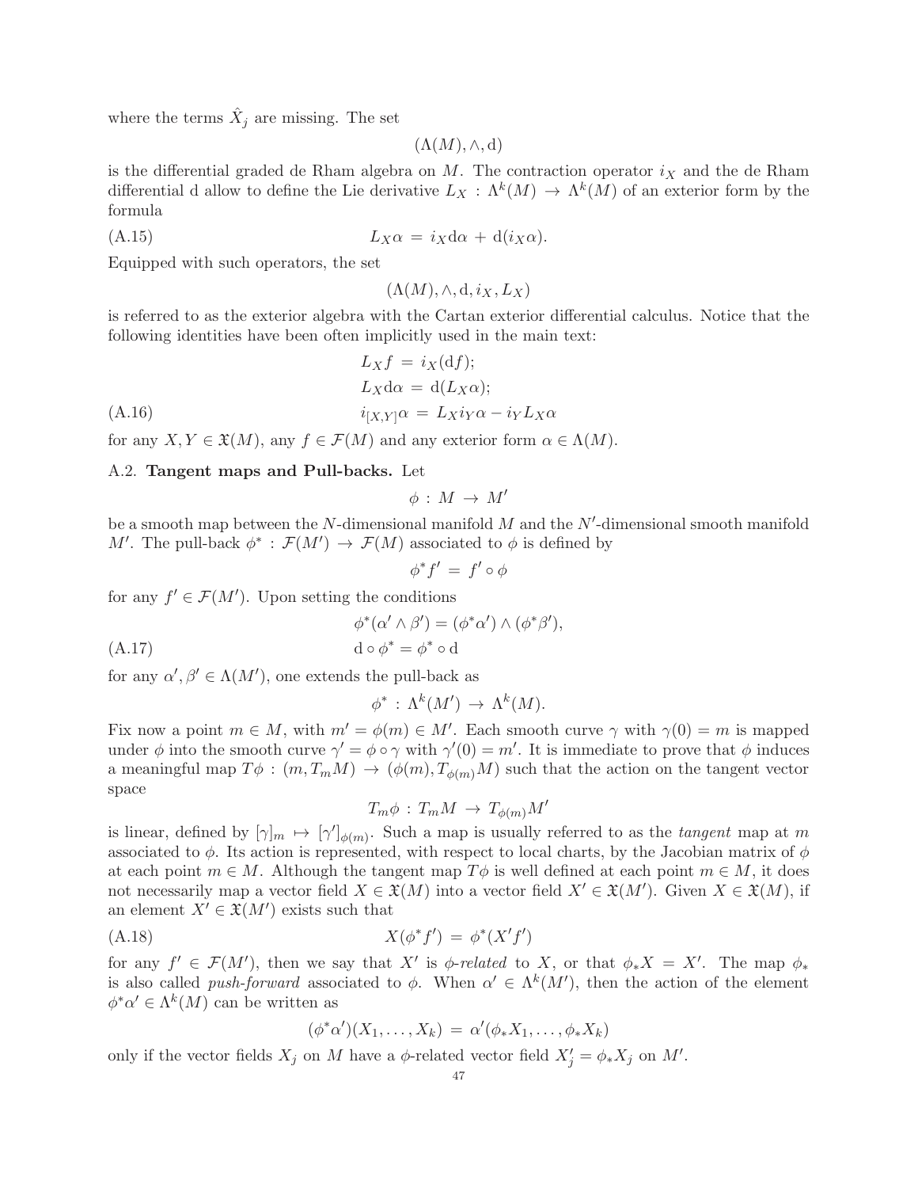where the terms $\hat{X}_j$ are missing. The set

$$(\Lambda(M), \wedge, \mathrm{d})$$

is the differential graded de Rham algebra on $M$. The contraction operator $i_X$ and the de Rham differential d allow to define the Lie derivative $L_X : \Lambda^k(M) \to \Lambda^k(M)$ of an exterior form by the formula

$$L_X\alpha = i_X \mathrm{d}\alpha + \mathrm{d}(i_X\alpha). \tag{A.15}$$

Equipped with such operators, the set

$$(\Lambda(M), \wedge, \mathrm{d}, i_X, L_X)$$

is referred to as the exterior algebra with the Cartan exterior differential calculus. Notice that the following identities have been often implicitly used in the main text:

$$\begin{aligned} L_X f &= i_X(\mathrm{d}f); \\ L_X \mathrm{d}\alpha &= \mathrm{d}(L_X\alpha); \\ i_{[X,Y]}\alpha &= L_X i_Y \alpha - i_Y L_X \alpha \end{aligned} \tag{A.16}$$

for any $X, Y \in \mathfrak{X}(M)$, any $f \in \mathcal{F}(M)$ and any exterior form $\alpha \in \Lambda(M)$.

A.2. **Tangent maps and Pull-backs.** Let

$$\phi : M \to M'$$

be a smooth map between the $N$-dimensional manifold $M$ and the $N'$-dimensional smooth manifold $M'$. The pull-back $\phi^* : \mathcal{F}(M') \to \mathcal{F}(M)$ associated to $\phi$ is defined by

$$\phi^* f' = f' \circ \phi$$

for any $f' \in \mathcal{F}(M')$. Upon setting the conditions

$$\begin{aligned} \phi^*(\alpha' \wedge \beta') &= (\phi^*\alpha') \wedge (\phi^*\beta'), \\ \mathrm{d} \circ \phi^* &= \phi^* \circ \mathrm{d} \end{aligned} \tag{A.17}$$

for any $\alpha', \beta' \in \Lambda(M')$, one extends the pull-back as

$$\phi^* : \Lambda^k(M') \to \Lambda^k(M).$$

Fix now a point $m \in M$, with $m' = \phi(m) \in M'$. Each smooth curve $\gamma$ with $\gamma(0) = m$ is mapped under $\phi$ into the smooth curve $\gamma' = \phi \circ \gamma$ with $\gamma'(0) = m'$. It is immediate to prove that $\phi$ induces a meaningful map $T\phi : (m, T_m M) \to (\phi(m), T_{\phi(m)}M)$ such that the action on the tangent vector space

$$T_m\phi : T_m M \to T_{\phi(m)}M'$$

is linear, defined by $[\gamma]_m \mapsto [\gamma']_{\phi(m)}$. Such a map is usually referred to as the *tangent* map at $m$ associated to $\phi$. Its action is represented, with respect to local charts, by the Jacobian matrix of $\phi$ at each point $m \in M$. Although the tangent map $T\phi$ is well defined at each point $m \in M$, it does not necessarily map a vector field $X \in \mathfrak{X}(M)$ into a vector field $X' \in \mathfrak{X}(M')$. Given $X \in \mathfrak{X}(M)$, if an element $X' \in \mathfrak{X}(M')$ exists such that

$$X(\phi^* f') = \phi^*(X' f') \tag{A.18}$$

for any $f' \in \mathcal{F}(M')$, then we say that $X'$ is *$\phi$-related* to $X$, or that $\phi_* X = X'$. The map $\phi_*$ is also called *push-forward* associated to $\phi$. When $\alpha' \in \Lambda^k(M')$, then the action of the element $\phi^*\alpha' \in \Lambda^k(M)$ can be written as

$$(\phi^*\alpha')(X_1, \ldots, X_k) = \alpha'(\phi_* X_1, \ldots, \phi_* X_k)$$

only if the vector fields $X_j$ on $M$ have a $\phi$-related vector field $X'_j = \phi_* X_j$ on $M'$.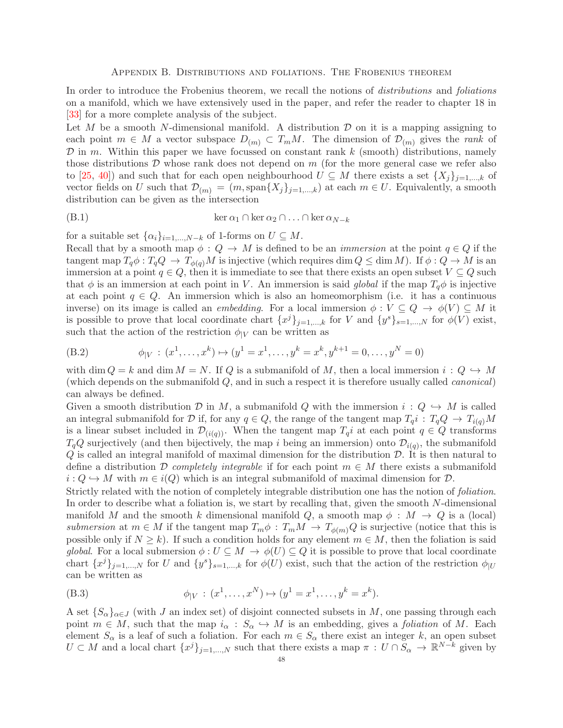## Appendix B. Distributions and foliations. The Frobenius theorem

In order to introduce the Frobenius theorem, we recall the notions of *distributions* and *foliations* on a manifold, which we have extensively used in the paper, and refer the reader to chapter 18 in [33] for a more complete analysis of the subject.

Let $M$ be a smooth $N$-dimensional manifold. A distribution $\mathcal{D}$ on it is a mapping assigning to each point $m \in M$ a vector subspace $D_{(m)} \subset T_mM$. The dimension of $\mathcal{D}_{(m)}$ gives the *rank* of $\mathcal{D}$ in $m$. Within this paper we have focussed on constant rank $k$ (smooth) distributions, namely those distributions $\mathcal{D}$ whose rank does not depend on $m$ (for the more general case we refer also to [25, 40]) and such that for each open neighbourhood $U \subseteq M$ there exists a set $\{X_j\}_{j=1,\dots,k}$ of vector fields on $U$ such that $\mathcal{D}_{(m)} = (m, \mathrm{span}\{X_j\}_{j=1,\dots,k})$ at each $m \in U$. Equivalently, a smooth distribution can be given as the intersection

$$
\ker \alpha_1 \cap \ker \alpha_2 \cap \ldots \cap \ker \alpha_{N-k} \tag{B.1}
$$

for a suitable set $\{\alpha_i\}_{i=1,\dots,N-k}$ of 1-forms on $U \subseteq M$.

Recall that by a smooth map $\phi : Q \to M$ is defined to be an *immersion* at the point $q \in Q$ if the tangent map $T_q\phi : T_qQ \to T_{\phi(q)}M$ is injective (which requires $\dim Q \leq \dim M$). If $\phi : Q \to M$ is an immersion at a point $q \in Q$, then it is immediate to see that there exists an open subset $V \subseteq Q$ such that $\phi$ is an immersion at each point in $V$. An immersion is said *global* if the map $T_q\phi$ is injective at each point $q \in Q$. An immersion which is also an homeomorphism (i.e. it has a continuous inverse) on its image is called an *embedding*. For a local immersion $\phi : V \subseteq Q \to \phi(V) \subseteq M$ it is possible to prove that local coordinate chart $\{x^j\}_{j=1,\dots,k}$ for $V$ and $\{y^s\}_{s=1,\dots,N}$ for $\phi(V)$ exist, such that the action of the restriction $\phi_{|V}$ can be written as

$$
\phi_{|V} \,:\, (x^1, \ldots, x^k) \mapsto (y^1 = x^1, \ldots, y^k = x^k, y^{k+1} = 0, \ldots, y^N = 0) \tag{B.2}
$$

with $\dim Q = k$ and $\dim M = N$. If $Q$ is a submanifold of $M$, then a local immersion $i : Q \hookrightarrow M$ (which depends on the submanifold $Q$, and in such a respect it is therefore usually called *canonical*) can always be defined.

Given a smooth distribution $\mathcal{D}$ in $M$, a submanifold $Q$ with the immersion $i : Q \hookrightarrow M$ is called an integral submanifold for $\mathcal{D}$ if, for any $q \in Q$, the range of the tangent map $T_qi : T_qQ \to T_{i(q)}M$ is a linear subset included in $\mathcal{D}_{(i(q))}$. When the tangent map $T_qi$ at each point $q \in Q$ transforms $T_qQ$ surjectively (and then bijectively, the map $i$ being an immersion) onto $\mathcal{D}_{i(q)}$, the submanifold $Q$ is called an integral manifold of maximal dimension for the distribution $\mathcal{D}$. It is then natural to define a distribution $\mathcal{D}$ *completely integrable* if for each point $m \in M$ there exists a submanifold $i : Q \hookrightarrow M$ with $m \in i(Q)$ which is an integral submanifold of maximal dimension for $\mathcal{D}$.

Strictly related with the notion of completely integrable distribution one has the notion of *foliation*. In order to describe what a foliation is, we start by recalling that, given the smooth $N$-dimensional manifold $M$ and the smooth $k$ dimensional manifold $Q$, a smooth map $\phi : M \to Q$ is a (local) *submersion* at $m \in M$ if the tangent map $T_m\phi : T_mM \to T_{\phi(m)}Q$ is surjective (notice that this is possible only if $N \geq k$). If such a condition holds for any element $m \in M$, then the foliation is said *global*. For a local submersion $\phi : U \subseteq M \to \phi(U) \subseteq Q$ it is possible to prove that local coordinate chart $\{x^j\}_{j=1,\dots,N}$ for $U$ and $\{y^s\}_{s=1,\dots,k}$ for $\phi(U)$ exist, such that the action of the restriction $\phi_{|U}$ can be written as

$$
\phi_{|V} \,:\, (x^1, \ldots, x^N) \mapsto (y^1 = x^1, \ldots, y^k = x^k). \tag{B.3}
$$

A set $\{S_\alpha\}_{\alpha \in J}$ (with $J$ an index set) of disjoint connected subsets in $M$, one passing through each point $m \in M$, such that the map $i_\alpha : S_\alpha \hookrightarrow M$ is an embedding, gives a *foliation* of $M$. Each element $S_\alpha$ is a leaf of such a foliation. For each $m \in S_\alpha$ there exist an integer $k$, an open subset $U \subset M$ and a local chart $\{x^j\}_{j=1,\dots,N}$ such that there exists a map $\pi : U \cap S_\alpha \to \mathbb{R}^{N-k}$ given by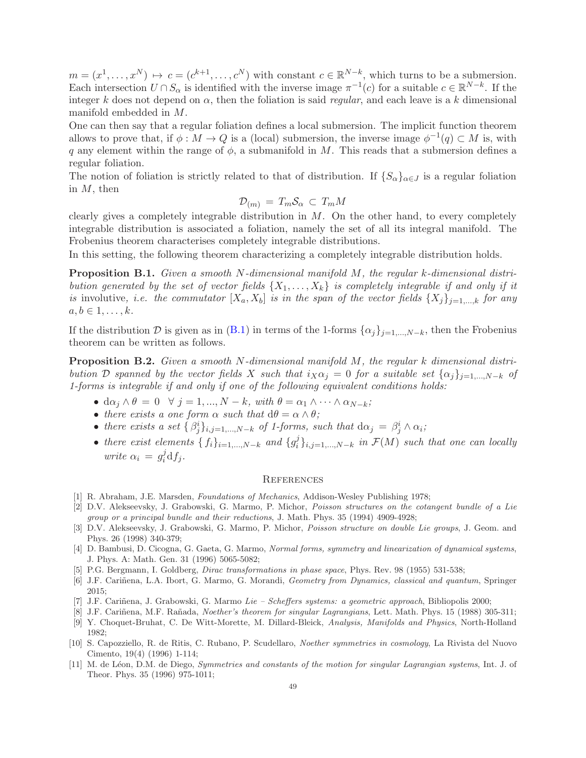$m = (x^1, \dots, x^N) \mapsto c = (c^{k+1}, \dots, c^N)$ with constant $c \in \mathbb{R}^{N-k}$, which turns to be a submersion. Each intersection $U \cap S_\alpha$ is identified with the inverse image $\pi^{-1}(c)$ for a suitable $c \in \mathbb{R}^{N-k}$. If the integer $k$ does not depend on $\alpha$, then the foliation is said *regular*, and each leave is a $k$ dimensional manifold embedded in $M$.

One can then say that a regular foliation defines a local submersion. The implicit function theorem allows to prove that, if $\phi : M \to Q$ is a (local) submersion, the inverse image $\phi^{-1}(q) \subset M$ is, with $q$ any element within the range of $\phi$, a submanifold in $M$. This reads that a submersion defines a regular foliation.

The notion of foliation is strictly related to that of distribution. If $\{S_\alpha\}_{\alpha \in J}$ is a regular foliation in $M$, then

$$\mathcal{D}_{(m)} = T_m \mathcal{S}_\alpha \subset T_m M$$

clearly gives a completely integrable distribution in $M$. On the other hand, to every completely integrable distribution is associated a foliation, namely the set of all its integral manifold. The Frobenius theorem characterises completely integrable distributions.

In this setting, the following theorem characterizing a completely integrable distribution holds.

**Proposition B.1.** *Given a smooth $N$-dimensional manifold $M$, the regular $k$-dimensional distribution generated by the set of vector fields $\{X_1, \dots, X_k\}$ is completely integrable if and only if it is* involutive*, i.e. the commutator $[X_a, X_b]$ is in the span of the vector fields $\{X_j\}_{j=1,\dots,k}$ for any $a, b \in 1, \dots, k$.*

If the distribution $\mathcal{D}$ is given as in (B.1) in terms of the 1-forms $\{\alpha_j\}_{j=1,\dots,N-k}$, then the Frobenius theorem can be written as follows.

**Proposition B.2.** *Given a smooth $N$-dimensional manifold $M$, the regular $k$ dimensional distribution $\mathcal{D}$ spanned by the vector fields $X$ such that $i_X \alpha_j = 0$ for a suitable set $\{\alpha_j\}_{j=1,\dots,N-k}$ of 1-forms is integrable if and only if one of the following equivalent conditions holds:*

- $\mathrm{d}\alpha_j \wedge \theta = 0 \quad \forall\, j = 1, \dots, N-k$, *with* $\theta = \alpha_1 \wedge \dots \wedge \alpha_{N-k}$;
- *there exists a one form $\alpha$ such that $\mathrm{d}\theta = \alpha \wedge \theta$;*
- *there exists a set $\{\beta^i_j\}_{i,j=1,\dots,N-k}$ of 1-forms, such that $\mathrm{d}\alpha_j = \beta^i_j \wedge \alpha_i$;*
- *there exist elements $\{f_i\}_{i=1,\dots,N-k}$ and $\{g^j_i\}_{i,j=1,\dots,N-k}$ in $\mathcal{F}(M)$ such that one can locally write $\alpha_i = g^j_i \mathrm{d} f_j$.*

## References

[1] R. Abraham, J.E. Marsden, *Foundations of Mechanics*, Addison-Wesley Publishing 1978;

[2] D.V. Alekseevsky, J. Grabowski, G. Marmo, P. Michor, *Poisson structures on the cotangent bundle of a Lie group or a principal bundle and their reductions*, J. Math. Phys. 35 (1994) 4909-4928;

[3] D.V. Alekseevsky, J. Grabowski, G. Marmo, P. Michor, *Poisson structure on double Lie groups*, J. Geom. and Phys. 26 (1998) 340-379;

[4] D. Bambusi, D. Cicogna, G. Gaeta, G. Marmo, *Normal forms, symmetry and linearization of dynamical systems*, J. Phys. A: Math. Gen. 31 (1996) 5065-5082;

[5] P.G. Bergmann, I. Goldberg, *Dirac transformations in phase space*, Phys. Rev. 98 (1955) 531-538;

[6] J.F. Cariñena, L.A. Ibort, G. Marmo, G. Morandi, *Geometry from Dynamics, classical and quantum*, Springer 2015;

[7] J.F. Cariñena, J. Grabowski, G. Marmo *Lie – Scheffers systems: a geometric approach*, Bibliopolis 2000;

[8] J.F. Cariñena, M.F. Rañada, *Noether's theorem for singular Lagrangians*, Lett. Math. Phys. 15 (1988) 305-311;

[9] Y. Choquet-Bruhat, C. De Witt-Morette, M. Dillard-Bleick, *Analysis, Manifolds and Physics*, North-Holland 1982;

[10] S. Capozziello, R. de Ritis, C. Rubano, P. Scudellaro, *Noether symmetries in cosmology*, La Rivista del Nuovo Cimento, 19(4) (1996) 1-114;

[11] M. de Léon, D.M. de Diego, *Symmetries and constants of the motion for singular Lagrangian systems*, Int. J. of Theor. Phys. 35 (1996) 975-1011;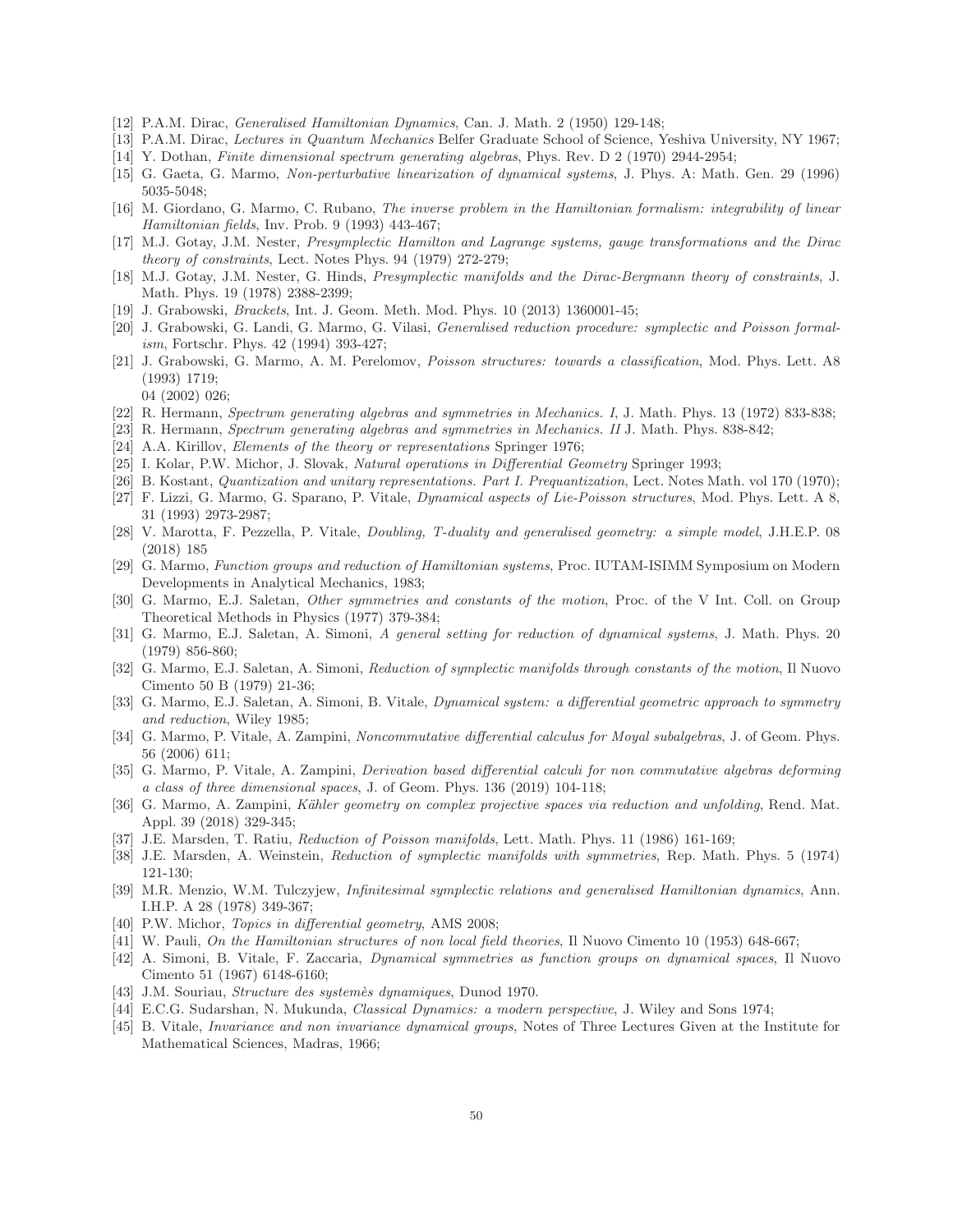[12] P.A.M. Dirac, *Generalised Hamiltonian Dynamics*, Can. J. Math. 2 (1950) 129-148;

[13] P.A.M. Dirac, *Lectures in Quantum Mechanics* Belfer Graduate School of Science, Yeshiva University, NY 1967;

[14] Y. Dothan, *Finite dimensional spectrum generating algebras*, Phys. Rev. D 2 (1970) 2944-2954;

[15] G. Gaeta, G. Marmo, *Non-perturbative linearization of dynamical systems*, J. Phys. A: Math. Gen. 29 (1996) 5035-5048;

[16] M. Giordano, G. Marmo, C. Rubano, *The inverse problem in the Hamiltonian formalism: integrability of linear Hamiltonian fields*, Inv. Prob. 9 (1993) 443-467;

[17] M.J. Gotay, J.M. Nester, *Presymplectic Hamilton and Lagrange systems, gauge transformations and the Dirac theory of constraints*, Lect. Notes Phys. 94 (1979) 272-279;

[18] M.J. Gotay, J.M. Nester, G. Hinds, *Presymplectic manifolds and the Dirac-Bergmann theory of constraints*, J. Math. Phys. 19 (1978) 2388-2399;

[19] J. Grabowski, *Brackets*, Int. J. Geom. Meth. Mod. Phys. 10 (2013) 1360001-45;

[20] J. Grabowski, G. Landi, G. Marmo, G. Vilasi, *Generalised reduction procedure: symplectic and Poisson formalism*, Fortschr. Phys. 42 (1994) 393-427;

[21] J. Grabowski, G. Marmo, A. M. Perelomov, *Poisson structures: towards a classification*, Mod. Phys. Lett. A8 (1993) 1719;
04 (2002) 026;

[22] R. Hermann, *Spectrum generating algebras and symmetries in Mechanics. I*, J. Math. Phys. 13 (1972) 833-838;

[23] R. Hermann, *Spectrum generating algebras and symmetries in Mechanics. II* J. Math. Phys. 838-842;

[24] A.A. Kirillov, *Elements of the theory or representations* Springer 1976;

[25] I. Kolar, P.W. Michor, J. Slovak, *Natural operations in Differential Geometry* Springer 1993;

[26] B. Kostant, *Quantization and unitary representations. Part I. Prequantization*, Lect. Notes Math. vol 170 (1970);

[27] F. Lizzi, G. Marmo, G. Sparano, P. Vitale, *Dynamical aspects of Lie-Poisson structures*, Mod. Phys. Lett. A 8, 31 (1993) 2973-2987;

[28] V. Marotta, F. Pezzella, P. Vitale, *Doubling, T-duality and generalised geometry: a simple model*, J.H.E.P. 08 (2018) 185

[29] G. Marmo, *Function groups and reduction of Hamiltonian systems*, Proc. IUTAM-ISIMM Symposium on Modern Developments in Analytical Mechanics, 1983;

[30] G. Marmo, E.J. Saletan, *Other symmetries and constants of the motion*, Proc. of the V Int. Coll. on Group Theoretical Methods in Physics (1977) 379-384;

[31] G. Marmo, E.J. Saletan, A. Simoni, *A general setting for reduction of dynamical systems*, J. Math. Phys. 20 (1979) 856-860;

[32] G. Marmo, E.J. Saletan, A. Simoni, *Reduction of symplectic manifolds through constants of the motion*, Il Nuovo Cimento 50 B (1979) 21-36;

[33] G. Marmo, E.J. Saletan, A. Simoni, B. Vitale, *Dynamical system: a differential geometric approach to symmetry and reduction*, Wiley 1985;

[34] G. Marmo, P. Vitale, A. Zampini, *Noncommutative differential calculus for Moyal subalgebras*, J. of Geom. Phys. 56 (2006) 611;

[35] G. Marmo, P. Vitale, A. Zampini, *Derivation based differential calculi for non commutative algebras deforming a class of three dimensional spaces*, J. of Geom. Phys. 136 (2019) 104-118;

[36] G. Marmo, A. Zampini, *Kähler geometry on complex projective spaces via reduction and unfolding*, Rend. Mat. Appl. 39 (2018) 329-345;

[37] J.E. Marsden, T. Ratiu, *Reduction of Poisson manifolds*, Lett. Math. Phys. 11 (1986) 161-169;

[38] J.E. Marsden, A. Weinstein, *Reduction of symplectic manifolds with symmetries*, Rep. Math. Phys. 5 (1974) 121-130;

[39] M.R. Menzio, W.M. Tulczyjew, *Infinitesimal symplectic relations and generalised Hamiltonian dynamics*, Ann. I.H.P. A 28 (1978) 349-367;

[40] P.W. Michor, *Topics in differential geometry*, AMS 2008;

[41] W. Pauli, *On the Hamiltonian structures of non local field theories*, Il Nuovo Cimento 10 (1953) 648-667;

[42] A. Simoni, B. Vitale, F. Zaccaria, *Dynamical symmetries as function groups on dynamical spaces*, Il Nuovo Cimento 51 (1967) 6148-6160;

[43] J.M. Souriau, *Structure des systemès dynamiques*, Dunod 1970.

[44] E.C.G. Sudarshan, N. Mukunda, *Classical Dynamics: a modern perspective*, J. Wiley and Sons 1974;

[45] B. Vitale, *Invariance and non invariance dynamical groups*, Notes of Three Lectures Given at the Institute for Mathematical Sciences, Madras, 1966;